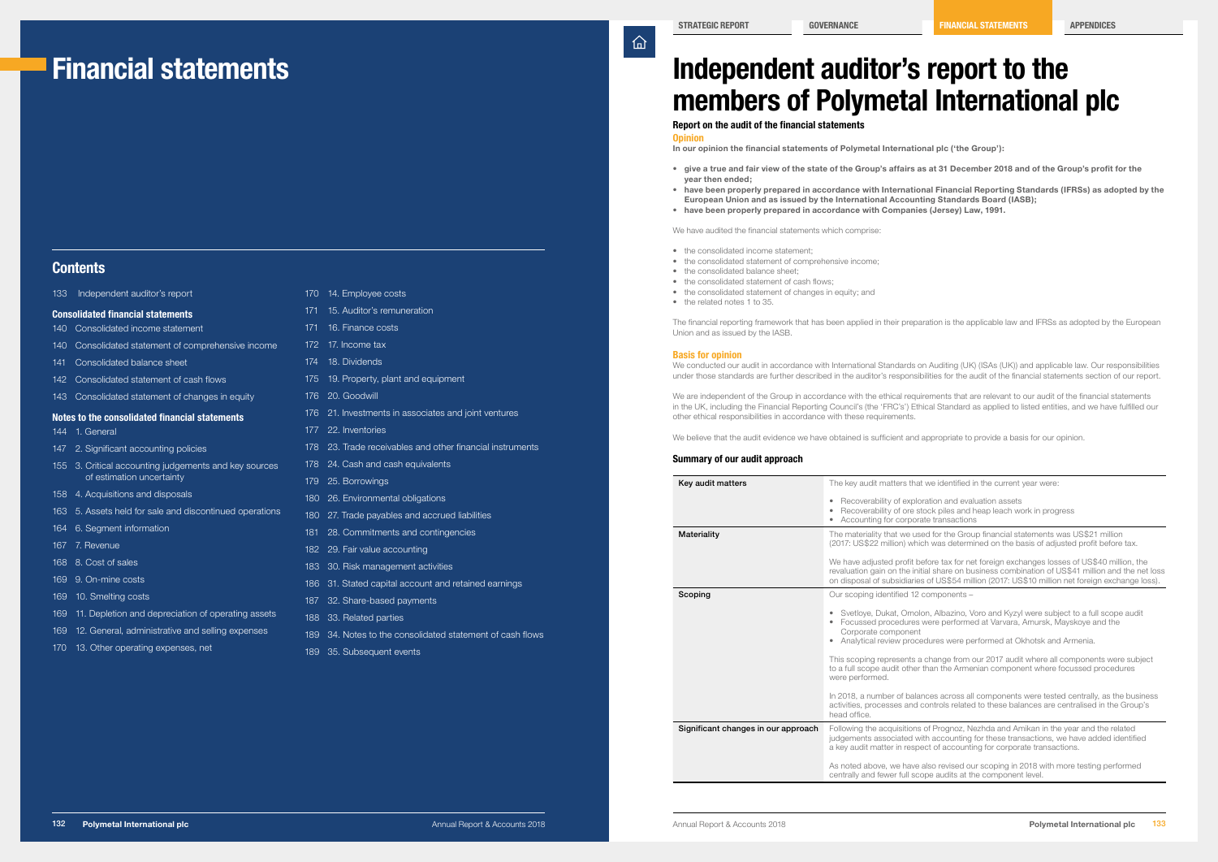# Financial statements

## Contents

133 Independent auditor's report

### Consolidated financial statements

140 Consolidated income statement
140 Consolidated statement of comprehensive income
141 Consolidated balance sheet
142 Consolidated statement of cash flows
143 Consolidated statement of changes in equity

### Notes to the consolidated financial statements

144 1. General
147 2. Significant accounting policies
155 3. Critical accounting judgements and key sources of estimation uncertainty
158 4. Acquisitions and disposals
163 5. Assets held for sale and discontinued operations
164 6. Segment information
167 7. Revenue
168 8. Cost of sales
169 9. On-mine costs
169 10. Smelting costs
169 11. Depletion and depreciation of operating assets
169 12. General, administrative and selling expenses
170 13. Other operating expenses, net
170 14. Employee costs
171 15. Auditor's remuneration
171 16. Finance costs
172 17. Income tax
174 18. Dividends
175 19. Property, plant and equipment
176 20. Goodwill
176 21. Investments in associates and joint ventures
177 22. Inventories
178 23. Trade receivables and other financial instruments
178 24. Cash and cash equivalents
179 25. Borrowings
180 26. Environmental obligations
180 27. Trade payables and accrued liabilities
181 28. Commitments and contingencies
182 29. Fair value accounting
183 30. Risk management activities
186 31. Stated capital account and retained earnings
187 32. Share-based payments
188 33. Related parties
189 34. Notes to the consolidated statement of cash flows
189 35. Subsequent events

# Independent auditor's report to the members of Polymetal International plc

### Report on the audit of the financial statements

**Opinion**

**In our opinion the financial statements of Polymetal International plc ('the Group'):**

- **give a true and fair view of the state of the Group's affairs as at 31 December 2018 and of the Group's profit for the year then ended;**
- **have been properly prepared in accordance with International Financial Reporting Standards (IFRSs) as adopted by the European Union and as issued by the International Accounting Standards Board (IASB);**
- **have been properly prepared in accordance with Companies (Jersey) Law, 1991.**

We have audited the financial statements which comprise:

- the consolidated income statement;
- the consolidated statement of comprehensive income;
- the consolidated balance sheet;
- the consolidated statement of cash flows;
- the consolidated statement of changes in equity; and
- the related notes 1 to 35.

The financial reporting framework that has been applied in their preparation is the applicable law and IFRSs as adopted by the European Union and as issued by the IASB.

**Basis for opinion**

We conducted our audit in accordance with International Standards on Auditing (UK) (ISAs (UK)) and applicable law. Our responsibilities under those standards are further described in the auditor's responsibilities for the audit of the financial statements section of our report.

We are independent of the Group in accordance with the ethical requirements that are relevant to our audit of the financial statements in the UK, including the Financial Reporting Council's (the 'FRC's') Ethical Standard as applied to listed entities, and we have fulfilled our other ethical responsibilities in accordance with these requirements.

We believe that the audit evidence we have obtained is sufficient and appropriate to provide a basis for our opinion.

### Summary of our audit approach

| | |
|---|---|
| **Key audit matters** | The key audit matters that we identified in the current year were:<br>• Recoverability of exploration and evaluation assets<br>• Recoverability of ore stock piles and heap leach work in progress<br>• Accounting for corporate transactions |
| **Materiality** | The materiality that we used for the Group financial statements was US$21 million (2017: US$22 million) which was determined on the basis of adjusted profit before tax.<br><br>We have adjusted profit before tax for net foreign exchanges losses of US$40 million, the revaluation gain on the initial share on business combination of US$41 million and the net loss on disposal of subsidiaries of US$54 million (2017: US$10 million net foreign exchange loss). |
| **Scoping** | Our scoping identified 12 components –<br>• Svetloye, Dukat, Omolon, Albazino, Voro and Kyzyl were subject to a full scope audit<br>• Focussed procedures were performed at Varvara, Amursk, Mayskoye and the Corporate component<br>• Analytical review procedures were performed at Okhotsk and Armenia.<br><br>This scoping represents a change from our 2017 audit where all components were subject to a full scope audit other than the Armenian component where focussed procedures were performed.<br><br>In 2018, a number of balances across all components were tested centrally, as the business activities, processes and controls related to these balances are centralised in the Group's head office. |
| **Significant changes in our approach** | Following the acquisitions of Prognoz, Nezhda and Amikan in the year and the related judgements associated with accounting for these transactions, we have added identified a key audit matter in respect of accounting for corporate transactions.<br><br>As noted above, we have also revised our scoping in 2018 with more testing performed centrally and fewer full scope audits at the component level. |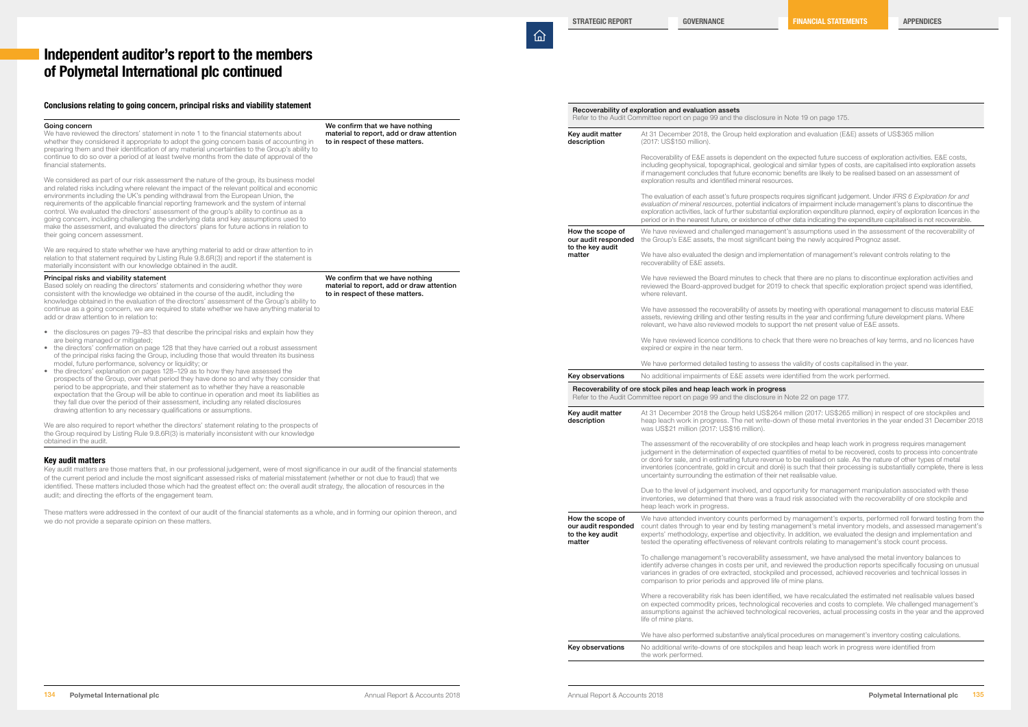# Independent auditor's report to the members of Polymetal International plc continued

## Conclusions relating to going concern, principal risks and viability statement

| | |
|---|---|
| **Going concern**<br>We have reviewed the directors' statement in note 1 to the financial statements about whether they considered it appropriate to adopt the going concern basis of accounting in preparing them and their identification of any material uncertainties to the Group's ability to continue to do so over a period of at least twelve months from the date of approval of the financial statements.<br><br>We considered as part of our risk assessment the nature of the group, its business model and related risks including where relevant the impact of the relevant political and economic environments including the UK's pending withdrawal from the European Union, the requirements of the applicable financial reporting framework and the system of internal control. We evaluated the directors' assessment of the group's ability to continue as a going concern, including challenging the underlying data and key assumptions used to make the assessment, and evaluated the directors' plans for future actions in relation to their going concern assessment.<br><br>We are required to state whether we have anything material to add or draw attention to in relation to that statement required by Listing Rule 9.8.6R(3) and report if the statement is materially inconsistent with our knowledge obtained in the audit. | **We confirm that we have nothing material to report, add or draw attention to in respect of these matters.** |
| **Principal risks and viability statement**<br>Based solely on reading the directors' statements and considering whether they were consistent with the knowledge we obtained in the course of the audit, including the knowledge obtained in the evaluation of the directors' assessment of the Group's ability to continue as a going concern, we are required to state whether we have anything material to add or draw attention to in relation to:<br><br>• the disclosures on pages 79–83 that describe the principal risks and explain how they are being managed or mitigated;<br>• the directors' confirmation on page 128 that they have carried out a robust assessment of the principal risks facing the Group, including those that would threaten its business model, future performance, solvency or liquidity; or<br>• the directors' explanation on pages 128–129 as to how they have assessed the prospects of the Group, over what period they have done so and why they consider that period to be appropriate, and their statement as to whether they have a reasonable expectation that the Group will be able to continue in operation and meet its liabilities as they fall due over the period of their assessment, including any related disclosures drawing attention to any necessary qualifications or assumptions.<br><br>We are also required to report whether the directors' statement relating to the prospects of the Group required by Listing Rule 9.8.6R(3) is materially inconsistent with our knowledge obtained in the audit. | **We confirm that we have nothing material to report, add or draw attention to in respect of these matters.** |

## Key audit matters

Key audit matters are those matters that, in our professional judgement, were of most significance in our audit of the financial statements of the current period and include the most significant assessed risks of material misstatement (whether or not due to fraud) that we identified. These matters included those which had the greatest effect on: the overall audit strategy, the allocation of resources in the audit; and directing the efforts of the engagement team.

These matters were addressed in the context of our audit of the financial statements as a whole, and in forming our opinion thereon, and we do not provide a separate opinion on these matters.

### Recoverability of exploration and evaluation assets

Refer to the Audit Committee report on page 99 and the disclosure in Note 19 on page 175.

| | |
|---|---|
| **Key audit matter description** | At 31 December 2018, the Group held exploration and evaluation (E&E) assets of US$365 million (2017: US$150 million).<br><br>Recoverability of E&E assets is dependent on the expected future success of exploration activities. E&E costs, including geophysical, topographical, geological and similar types of costs, are capitalised into exploration assets if management concludes that future economic benefits are likely to be realised based on an assessment of exploration results and identified mineral resources.<br><br>The evaluation of each asset's future prospects requires significant judgement. Under *IFRS 6 Exploration for and evaluation of mineral resources*, potential indicators of impairment include management's plans to discontinue the exploration activities, lack of further substantial exploration expenditure planned, expiry of exploration licences in the period or in the nearest future, or existence of other data indicating the expenditure capitalised is not recoverable. |
| **How the scope of our audit responded to the key audit matter** | We have reviewed and challenged management's assumptions used in the assessment of the recoverability of the Group's E&E assets, the most significant being the newly acquired Prognoz asset.<br><br>We have also evaluated the design and implementation of management's relevant controls relating to the recoverability of E&E assets.<br><br>We have reviewed the Board minutes to check that there are no plans to discontinue exploration activities and reviewed the Board-approved budget for 2019 to check that specific exploration project spend was identified, where relevant.<br><br>We have assessed the recoverability of assets by meeting with operational management to discuss material E&E assets, reviewing drilling and other testing results in the year and confirming future development plans. Where relevant, we have also reviewed models to support the net present value of E&E assets.<br><br>We have reviewed licence conditions to check that there were no breaches of key terms, and no licences have expired or expire in the near term.<br><br>We have performed detailed testing to assess the validity of costs capitalised in the year. |
| **Key observations** | No additional impairments of E&E assets were identified from the work performed. |

### Recoverability of ore stock piles and heap leach work in progress

Refer to the Audit Committee report on page 99 and the disclosure in Note 22 on page 177.

| | |
|---|---|
| **Key audit matter description** | At 31 December 2018 the Group held US$264 million (2017: US$265 million) in respect of ore stockpiles and heap leach work in progress. The net write-down of these metal inventories in the year ended 31 December 2018 was US$21 million (2017: US$16 million).<br><br>The assessment of the recoverability of ore stockpiles and heap leach work in progress requires management judgement in the determination of expected quantities of metal to be recovered, costs to process into concentrate or doré for sale, and in estimating future revenue to be realised on sale. As the nature of other types of metal inventories (concentrate, gold in circuit and doré) is such that their processing is substantially complete, there is less uncertainty surrounding the estimation of their net realisable value.<br><br>Due to the level of judgement involved, and opportunity for management manipulation associated with these inventories, we determined that there was a fraud risk associated with the recoverability of ore stockpile and heap leach work in progress. |
| **How the scope of our audit responded to the key audit matter** | We have attended inventory counts performed by management's experts, performed roll forward testing from the count dates through to year end by testing management's metal inventory models, and assessed management's experts' methodology, expertise and objectivity. In addition, we evaluated the design and implementation and tested the operating effectiveness of relevant controls relating to management's stock count process.<br><br>To challenge management's recoverability assessment, we have analysed the metal inventory balances to identify adverse changes in costs per unit, and reviewed the production reports specifically focusing on unusual variances in grades of ore extracted, stockpiled and processed, achieved recoveries and technical losses in comparison to prior periods and approved life of mine plans.<br><br>Where a recoverability risk has been identified, we have recalculated the estimated net realisable values based on expected commodity prices, technological recoveries and costs to complete. We challenged management's assumptions against the achieved technological recoveries, actual processing costs in the year and the approved life of mine plans.<br><br>We have also performed substantive analytical procedures on management's inventory costing calculations. |
| **Key observations** | No additional write-downs of ore stockpiles and heap leach work in progress were identified from the work performed. |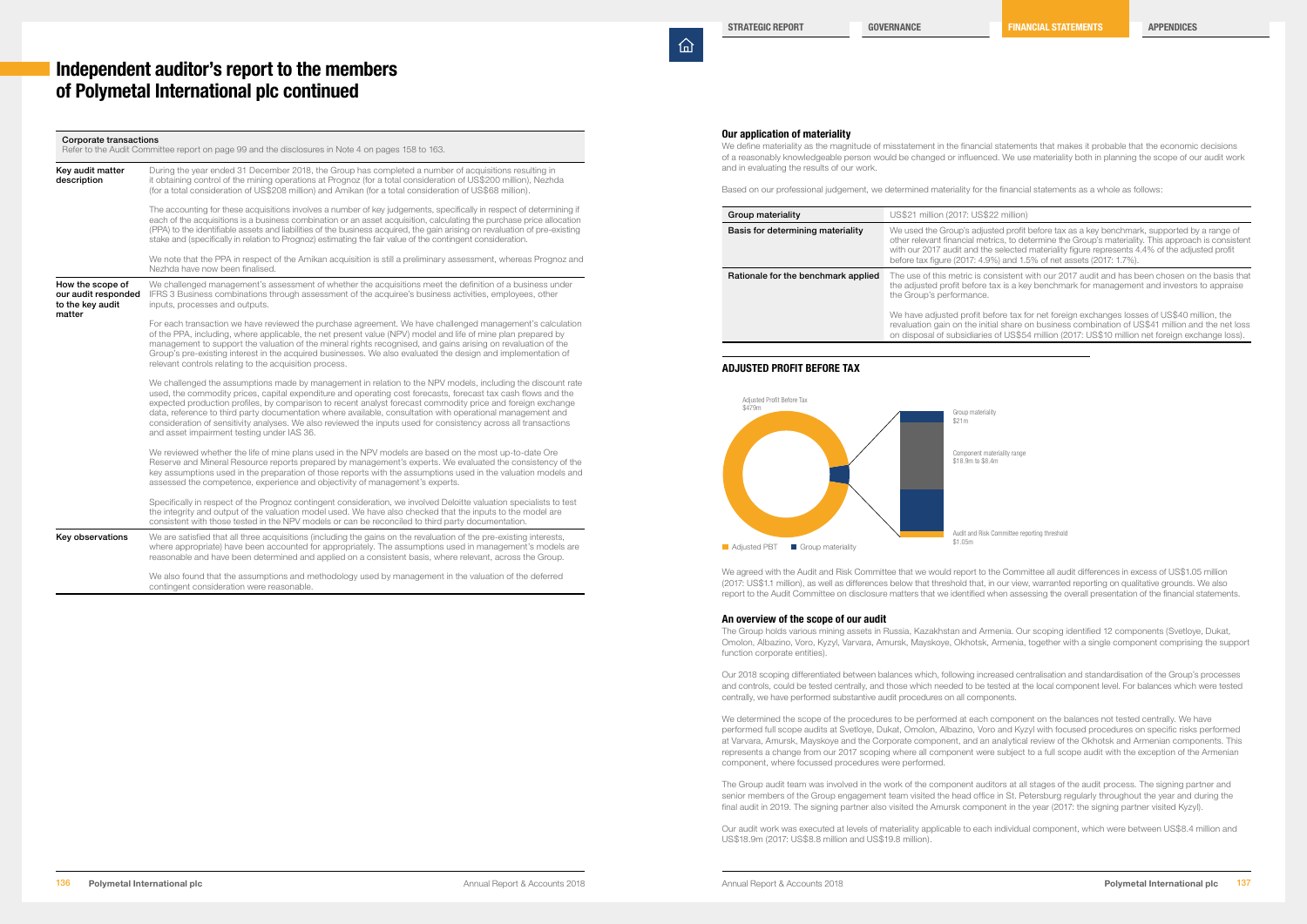# Independent auditor's report to the members of Polymetal International plc continued

| Corporate transactions | |
|---|---|
| Refer to the Audit Committee report on page 99 and the disclosures in Note 4 on pages 158 to 163. | |
| **Key audit matter description** | During the year ended 31 December 2018, the Group has completed a number of acquisitions resulting in it obtaining control of the mining operations at Prognoz (for a total consideration of US$200 million), Nezhda (for a total consideration of US$208 million) and Amikan (for a total consideration of US$68 million).<br><br>The accounting for these acquisitions involves a number of key judgements, specifically in respect of determining if each of the acquisitions is a business combination or an asset acquisition, calculating the purchase price allocation (PPA) to the identifiable assets and liabilities of the business acquired, the gain arising on revaluation of pre-existing stake and (specifically in relation to Prognoz) estimating the fair value of the contingent consideration.<br><br>We note that the PPA in respect of the Amikan acquisition is still a preliminary assessment, whereas Prognoz and Nezhda have now been finalised. |
| **How the scope of our audit responded to the key audit matter** | We challenged management's assessment of whether the acquisitions meet the definition of a business under IFRS 3 Business combinations through assessment of the acquiree's business activities, employees, other inputs, processes and outputs.<br><br>For each transaction we have reviewed the purchase agreement. We have challenged management's calculation of the PPA, including, where applicable, the net present value (NPV) model and life of mine plan prepared by management to support the valuation of the mineral rights recognised, and gains arising on revaluation of the Group's pre-existing interest in the acquired businesses. We also evaluated the design and implementation of relevant controls relating to the acquisition process.<br><br>We challenged the assumptions made by management in relation to the NPV models, including the discount rate used, the commodity prices, capital expenditure and operating cost forecasts, forecast tax cash flows and the expected production profiles, by comparison to recent analyst forecast commodity price and foreign exchange data, reference to third party documentation where available, consultation with operational management and consideration of sensitivity analyses. We also reviewed the inputs used for consistency across all transactions and asset impairment testing under IAS 36.<br><br>We reviewed whether the life of mine plans used in the NPV models are based on the most up-to-date Ore Reserve and Mineral Resource reports prepared by management's experts. We evaluated the consistency of the key assumptions used in the preparation of those reports with the assumptions used in the valuation models and assessed the competence, experience and objectivity of management's experts.<br><br>Specifically in respect of the Prognoz contingent consideration, we involved Deloitte valuation specialists to test the integrity and output of the valuation model used. We have also checked that the inputs to the model are consistent with those tested in the NPV models or can be reconciled to third party documentation. |
| **Key observations** | We are satisfied that all three acquisitions (including the gains on the revaluation of the pre-existing interests, where appropriate) have been accounted for appropriately. The assumptions used in management's models are reasonable and have been determined and applied on a consistent basis, where relevant, across the Group.<br><br>We also found that the assumptions and methodology used by management in the valuation of the deferred contingent consideration were reasonable. |

### Our application of materiality

We define materiality as the magnitude of misstatement in the financial statements that makes it probable that the economic decisions of a reasonably knowledgeable person would be changed or influenced. We use materiality both in planning the scope of our audit work and in evaluating the results of our work.

Based on our professional judgement, we determined materiality for the financial statements as a whole as follows:

| Group materiality | US$21 million (2017: US$22 million) |
|---|---|
| **Basis for determining materiality** | We used the Group's adjusted profit before tax as a key benchmark, supported by a range of other relevant financial metrics, to determine the Group's materiality. This approach is consistent with our 2017 audit and the selected materiality figure represents 4.4% of the adjusted profit before tax figure (2017: 4.9%) and 1.5% of net assets (2017: 1.7%). |
| **Rationale for the benchmark applied** | The use of this metric is consistent with our 2017 audit and has been chosen on the basis that the adjusted profit before tax is a key benchmark for management and investors to appraise the Group's performance.<br><br>We have adjusted profit before tax for net foreign exchanges losses of US$40 million, the revaluation gain on the initial share on business combination of US$41 million and the net loss on disposal of subsidiaries of US$54 million (2017: US$10 million net foreign exchange loss). |

### ADJUSTED PROFIT BEFORE TAX

Adjusted Profit Before Tax $479m

Group materiality $21m

Component materiality range $18.9m to $8.4m

Audit and Risk Committee reporting threshold $1.05m

Adjusted PBT ■ Group materiality

We agreed with the Audit and Risk Committee that we would report to the Committee all audit differences in excess of US$1.05 million (2017: US$1.1 million), as well as differences below that threshold that, in our view, warranted reporting on qualitative grounds. We also report to the Audit Committee on disclosure matters that we identified when assessing the overall presentation of the financial statements.

### An overview of the scope of our audit

The Group holds various mining assets in Russia, Kazakhstan and Armenia. Our scoping identified 12 components (Svetloye, Dukat, Omolon, Albazino, Voro, Kyzyl, Varvara, Amursk, Mayskoye, Okhotsk, Armenia, together with a single component comprising the support function corporate entities).

Our 2018 scoping differentiated between balances which, following increased centralisation and standardisation of the Group's processes and controls, could be tested centrally, and those which needed to be tested at the local component level. For balances which were tested centrally, we have performed substantive audit procedures on all components.

We determined the scope of the procedures to be performed at each component on the balances not tested centrally. We have performed full scope audits at Svetloye, Dukat, Omolon, Albazino, Voro and Kyzyl with focused procedures on specific risks performed at Varvara, Amursk, Mayskoye and the Corporate component, and an analytical review of the Okhotsk and Armenian components. This represents a change from our 2017 scoping where all component were subject to a full scope audit with the exception of the Armenian component, where focussed procedures were performed.

The Group audit team was involved in the work of the component auditors at all stages of the audit process. The signing partner and senior members of the Group engagement team visited the head office in St. Petersburg regularly throughout the year and during the final audit in 2019. The signing partner also visited the Amursk component in the year (2017: the signing partner visited Kyzyl).

Our audit work was executed at levels of materiality applicable to each individual component, which were between US$8.4 million and US$18.9m (2017: US$8.8 million and US$19.8 million).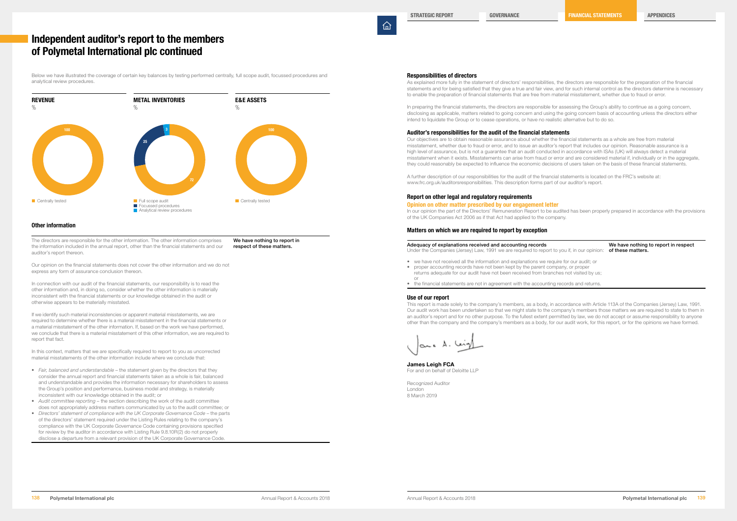# Independent auditor's report to the members of Polymetal International plc continued

Below we have illustrated the coverage of certain key balances by testing performed centrally, full scope audit, focussed procedures and analytical review procedures.

**REVENUE**
%

100

Centrally tested

**METAL INVENTORIES**
%

3
25
72

Full scope audit
Focussed procedures
Analytical review procedures

**E&E ASSETS**
%

100

Centrally tested

### Other information

The directors are responsible for the other information. The other information comprises the information included in the annual report, other than the financial statements and our auditor's report thereon.

**We have nothing to report in respect of these matters.**

Our opinion on the financial statements does not cover the other information and we do not express any form of assurance conclusion thereon.

In connection with our audit of the financial statements, our responsibility is to read the other information and, in doing so, consider whether the other information is materially inconsistent with the financial statements or our knowledge obtained in the audit or otherwise appears to be materially misstated.

If we identify such material inconsistencies or apparent material misstatements, we are required to determine whether there is a material misstatement in the financial statements or a material misstatement of the other information. If, based on the work we have performed, we conclude that there is a material misstatement of this other information, we are required to report that fact.

In this context, matters that we are specifically required to report to you as uncorrected material misstatements of the other information include where we conclude that:

- *Fair, balanced and understandable* – the statement given by the directors that they consider the annual report and financial statements taken as a whole is fair, balanced and understandable and provides the information necessary for shareholders to assess the Group's position and performance, business model and strategy, is materially inconsistent with our knowledge obtained in the audit; or
- *Audit committee reporting* – the section describing the work of the audit committee does not appropriately address matters communicated by us to the audit committee; or
- *Directors' statement of compliance with the UK Corporate Governance Code* – the parts of the directors' statement required under the Listing Rules relating to the company's compliance with the UK Corporate Governance Code containing provisions specified for review by the auditor in accordance with Listing Rule 9.8.10R(2) do not properly disclose a departure from a relevant provision of the UK Corporate Governance Code.

### Responsibilities of directors

As explained more fully in the statement of directors' responsibilities, the directors are responsible for the preparation of the financial statements and for being satisfied that they give a true and fair view, and for such internal control as the directors determine is necessary to enable the preparation of financial statements that are free from material misstatement, whether due to fraud or error.

In preparing the financial statements, the directors are responsible for assessing the Group's ability to continue as a going concern, disclosing as applicable, matters related to going concern and using the going concern basis of accounting unless the directors either intend to liquidate the Group or to cease operations, or have no realistic alternative but to do so.

### Auditor's responsibilities for the audit of the financial statements

Our objectives are to obtain reasonable assurance about whether the financial statements as a whole are free from material misstatement, whether due to fraud or error, and to issue an auditor's report that includes our opinion. Reasonable assurance is a high level of assurance, but is not a guarantee that an audit conducted in accordance with ISAs (UK) will always detect a material misstatement when it exists. Misstatements can arise from fraud or error and are considered material if, individually or in the aggregate, they could reasonably be expected to influence the economic decisions of users taken on the basis of these financial statements.

A further description of our responsibilities for the audit of the financial statements is located on the FRC's website at: www.frc.org.uk/auditorsresponsibilities. This description forms part of our auditor's report.

### Report on other legal and regulatory requirements

#### Opinion on other matter prescribed by our engagement letter

In our opinion the part of the Directors' Remuneration Report to be audited has been properly prepared in accordance with the provisions of the UK Companies Act 2006 as if that Act had applied to the company.

### Matters on which we are required to report by exception

**Adequacy of explanations received and accounting records**

Under the Companies (Jersey) Law, 1991 we are required to report to you if, in our opinion:

**We have nothing to report in respect of these matters.**

- we have not received all the information and explanations we require for our audit; or
- proper accounting records have not been kept by the parent company, or proper returns adequate for our audit have not been received from branches not visited by us; or
- the financial statements are not in agreement with the accounting records and returns.

### Use of our report

This report is made solely to the company's members, as a body, in accordance with Article 113A of the Companies (Jersey) Law, 1991. Our audit work has been undertaken so that we might state to the company's members those matters we are required to state to them in an auditor's report and for no other purpose. To the fullest extent permitted by law, we do not accept or assume responsibility to anyone other than the company and the company's members as a body, for our audit work, for this report, or for the opinions we have formed.

**James Leigh FCA**
For and on behalf of Deloitte LLP

Recognized Auditor
London
8 March 2019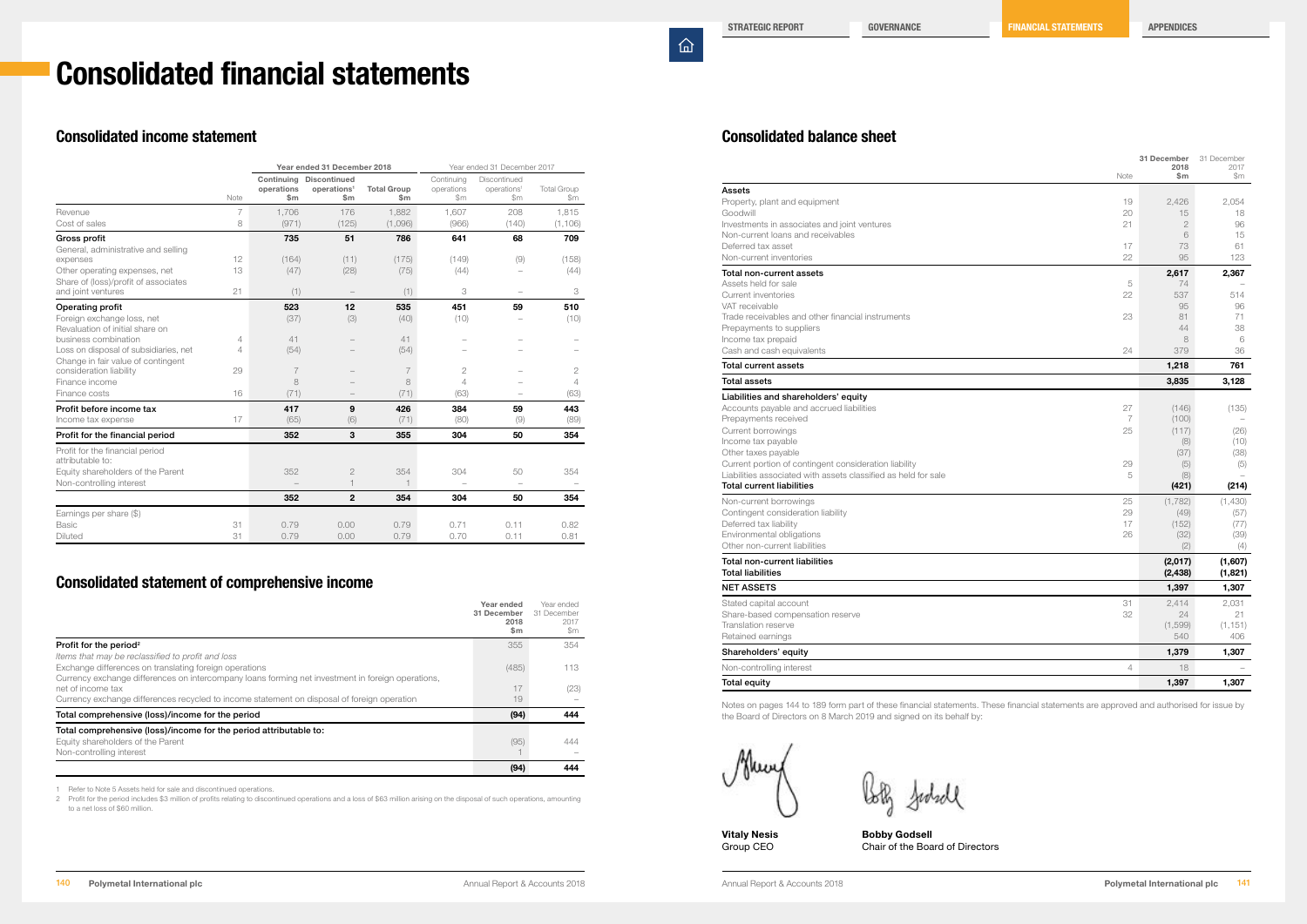# Consolidated financial statements

## Consolidated income statement

| | Note | Year ended 31 December 2018 | | | Year ended 31 December 2017 | | |
|---|---|---|---|---|---|---|---|
| | | Continuing operations $m | Discontinued operations[1] $m | Total Group $m | Continuing operations $m | Discontinued operations[1] $m | Total Group $m |
| Revenue | 7 | 1,706 | 176 | 1,882 | 1,607 | 208 | 1,815 |
| Cost of sales | 8 | (971) | (125) | (1,096) | (966) | (140) | (1,106) |
| **Gross profit** | | **735** | **51** | **786** | **641** | **68** | **709** |
| General, administrative and selling expenses | 12 | (164) | (11) | (175) | (149) | (9) | (158) |
| Other operating expenses, net | 13 | (47) | (28) | (75) | (44) | – | (44) |
| Share of (loss)/profit of associates and joint ventures | 21 | (1) | – | (1) | 3 | – | 3 |
| **Operating profit** | | **523** | **12** | **535** | **451** | **59** | **510** |
| Foreign exchange loss, net | | (37) | (3) | (40) | (10) | – | (10) |
| Revaluation of initial share on business combination | 4 | 41 | – | 41 | – | – | – |
| Loss on disposal of subsidiaries, net | 4 | (54) | – | (54) | – | – | – |
| Change in fair value of contingent consideration liability | 29 | 7 | – | 7 | 2 | – | 2 |
| Finance income | | 8 | – | 8 | 4 | – | 4 |
| Finance costs | 16 | (71) | – | (71) | (63) | – | (63) |
| **Profit before income tax** | | **417** | **9** | **426** | **384** | **59** | **443** |
| Income tax expense | 17 | (65) | (6) | (71) | (80) | (9) | (89) |
| **Profit for the financial period** | | **352** | **3** | **355** | **304** | **50** | **354** |
| Profit for the financial period attributable to: | | | | | | | |
| Equity shareholders of the Parent | | 352 | 2 | 354 | 304 | 50 | 354 |
| Non-controlling interest | | – | 1 | 1 | – | – | – |
| | | **352** | **2** | **354** | **304** | **50** | **354** |
| Earnings per share ($) | | | | | | | |
| Basic | 31 | 0.79 | 0.00 | 0.79 | 0.71 | 0.11 | 0.82 |
| Diluted | 31 | 0.79 | 0.00 | 0.79 | 0.70 | 0.11 | 0.81 |

## Consolidated statement of comprehensive income

| | Year ended 31 December 2018 $m | Year ended 31 December 2017 $m |
|---|---|---|
| **Profit for the period[2]** | 355 | 354 |
| *Items that may be reclassified to profit and loss* | | |
| Exchange differences on translating foreign operations | (485) | 113 |
| Currency exchange differences on intercompany loans forming net investment in foreign operations, net of income tax | 17 | (23) |
| Currency exchange differences recycled to income statement on disposal of foreign operation | 19 | – |
| **Total comprehensive (loss)/income for the period** | **(94)** | **444** |
| **Total comprehensive (loss)/income for the period attributable to:** | | |
| Equity shareholders of the Parent | (95) | 444 |
| Non-controlling interest | 1 | – |
| | **(94)** | **444** |

1 Refer to Note 5 Assets held for sale and discontinued operations.

2 Profit for the period includes $3 million of profits relating to discontinued operations and a loss of $63 million arising on the disposal of such operations, amounting to a net loss of $60 million.

## Consolidated balance sheet

| | Note | 31 December 2018 $m | 31 December 2017 $m |
|---|---|---|---|
| **Assets** | | | |
| Property, plant and equipment | 19 | 2,426 | 2,054 |
| Goodwill | 20 | 15 | 18 |
| Investments in associates and joint ventures | 21 | 2 | 96 |
| Non-current loans and receivables | | 6 | 15 |
| Deferred tax asset | 17 | 73 | 61 |
| Non-current inventories | 22 | 95 | 123 |
| **Total non-current assets** | | **2,617** | **2,367** |
| Assets held for sale | 5 | 74 | – |
| Current inventories | 22 | 537 | 514 |
| VAT receivable | | 95 | 96 |
| Trade receivables and other financial instruments | 23 | 81 | 71 |
| Prepayments to suppliers | | 44 | 38 |
| Income tax prepaid | | 8 | 6 |
| Cash and cash equivalents | 24 | 379 | 36 |
| **Total current assets** | | **1,218** | **761** |
| **Total assets** | | **3,835** | **3,128** |
| **Liabilities and shareholders' equity** | | | |
| Accounts payable and accrued liabilities | 27 | (146) | (135) |
| Prepayments received | 7 | (100) | – |
| Current borrowings | 25 | (117) | (26) |
| Income tax payable | | (8) | (10) |
| Other taxes payable | | (37) | (38) |
| Current portion of contingent consideration liability | 29 | (5) | (5) |
| Liabilities associated with assets classified as held for sale | 5 | (8) | – |
| **Total current liabilities** | | **(421)** | **(214)** |
| Non-current borrowings | 25 | (1,782) | (1,430) |
| Contingent consideration liability | 29 | (49) | (57) |
| Deferred tax liability | 17 | (152) | (77) |
| Environmental obligations | 26 | (32) | (39) |
| Other non-current liabilities | | (2) | (4) |
| **Total non-current liabilities** | | **(2,017)** | **(1,607)** |
| **Total liabilities** | | **(2,438)** | **(1,821)** |
| **NET ASSETS** | | **1,397** | **1,307** |
| Stated capital account | 31 | 2,414 | 2,031 |
| Share-based compensation reserve | 32 | 24 | 21 |
| Translation reserve | | (1,599) | (1,151) |
| Retained earnings | | 540 | 406 |
| **Shareholders' equity** | | **1,379** | **1,307** |
| Non-controlling interest | 4 | 18 | – |
| **Total equity** | | **1,397** | **1,307** |

Notes on pages 144 to 189 form part of these financial statements. These financial statements are approved and authorised for issue by the Board of Directors on 8 March 2019 and signed on its behalf by:

**Vitaly Nesis**
Group CEO

**Bobby Godsell**
Chair of the Board of Directors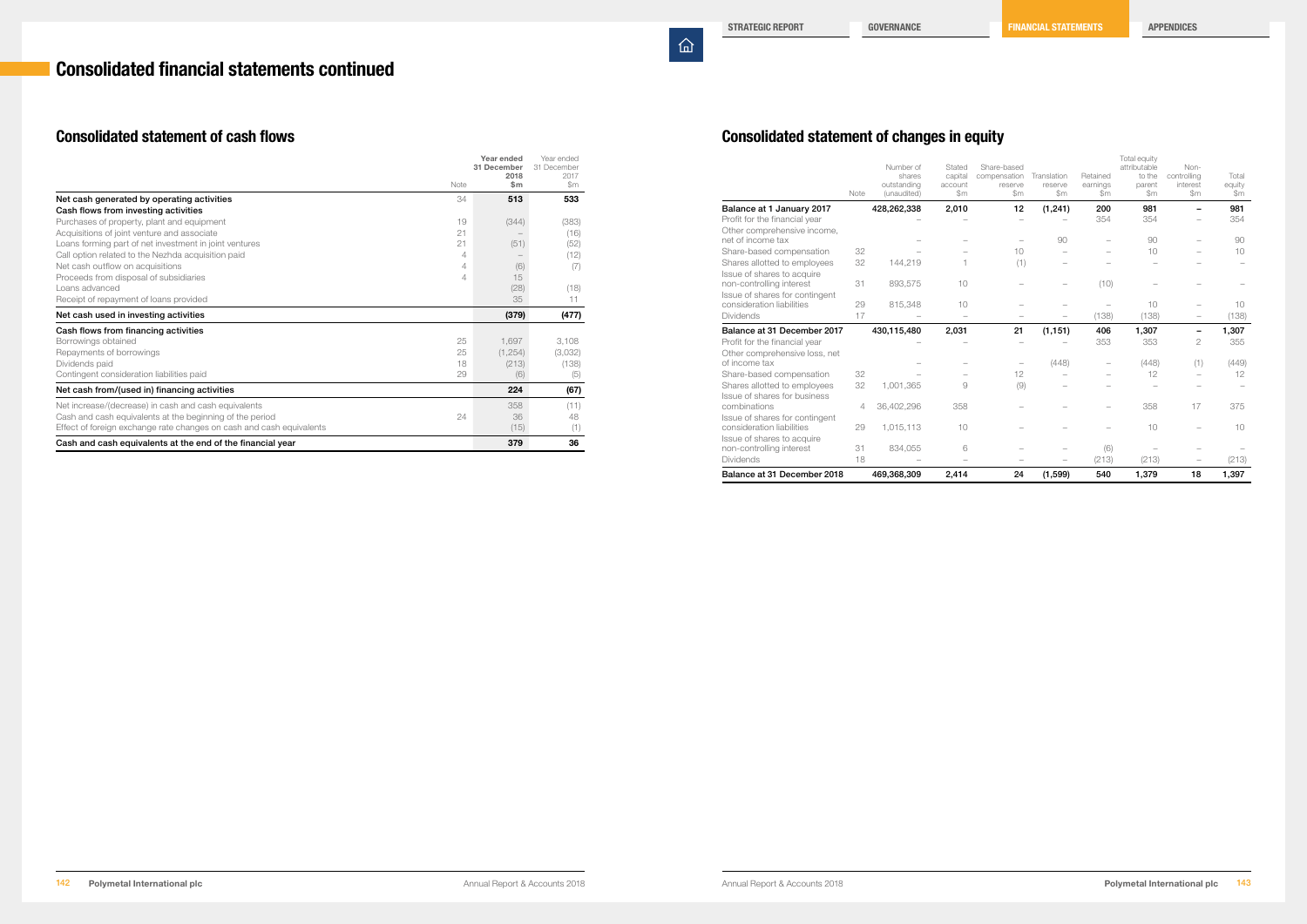# Consolidated financial statements continued

## Consolidated statement of cash flows

| | Note | Year ended 31 December 2018 $m | Year ended 31 December 2017 $m |
|---|---|---|---|
| **Net cash generated by operating activities** | 34 | **513** | **533** |
| **Cash flows from investing activities** | | | |
| Purchases of property, plant and equipment | 19 | (344) | (383) |
| Acquisitions of joint venture and associate | 21 | – | (16) |
| Loans forming part of net investment in joint ventures | 21 | (51) | (52) |
| Call option related to the Nezhda acquisition paid | 4 | – | (12) |
| Net cash outflow on acquisitions | 4 | (6) | (7) |
| Proceeds from disposal of subsidiaries | 4 | 15 | |
| Loans advanced | | (28) | (18) |
| Receipt of repayment of loans provided | | 35 | 11 |
| **Net cash used in investing activities** | | **(379)** | **(477)** |
| **Cash flows from financing activities** | | | |
| Borrowings obtained | 25 | 1,697 | 3,108 |
| Repayments of borrowings | 25 | (1,254) | (3,032) |
| Dividends paid | 18 | (213) | (138) |
| Contingent consideration liabilities paid | 29 | (6) | (5) |
| **Net cash from/(used in) financing activities** | | **224** | **(67)** |
| Net increase/(decrease) in cash and cash equivalents | | 358 | (11) |
| Cash and cash equivalents at the beginning of the period | 24 | 36 | 48 |
| Effect of foreign exchange rate changes on cash and cash equivalents | | (15) | (1) |
| **Cash and cash equivalents at the end of the financial year** | | **379** | **36** |

## Consolidated statement of changes in equity

| | Note | Number of shares outstanding (unaudited) | Stated capital account $m | Share-based compensation reserve $m | Translation reserve $m | Retained earnings $m | Total equity attributable to the parent $m | Non-controlling interest $m | Total equity $m |
|---|---|---|---|---|---|---|---|---|---|
| **Balance at 1 January 2017** | | **428,262,338** | **2,010** | **12** | **(1,241)** | **200** | **981** | **–** | **981** |
| Profit for the financial year | | – | – | – | – | 354 | 354 | – | 354 |
| Other comprehensive income, net of income tax | | – | – | – | 90 | – | 90 | – | 90 |
| Share-based compensation | 32 | – | – | 10 | – | – | 10 | – | 10 |
| Shares allotted to employees | 32 | 144,219 | 1 | (1) | – | – | – | – | – |
| Issue of shares to acquire non-controlling interest | 31 | 893,575 | 10 | – | – | (10) | – | – | – |
| Issue of shares for contingent consideration liabilities | 29 | 815,348 | 10 | – | – | – | 10 | – | 10 |
| Dividends | 17 | – | – | – | – | (138) | (138) | – | (138) |
| **Balance at 31 December 2017** | | **430,115,480** | **2,031** | **21** | **(1,151)** | **406** | **1,307** | **–** | **1,307** |
| Profit for the financial year | | – | – | – | – | 353 | 353 | 2 | 355 |
| Other comprehensive loss, net of income tax | | – | – | – | (448) | – | (448) | (1) | (449) |
| Share-based compensation | 32 | – | – | 12 | – | – | 12 | – | 12 |
| Shares allotted to employees | 32 | 1,001,365 | 9 | (9) | – | – | – | – | – |
| Issue of shares for business combinations | 4 | 36,402,296 | 358 | – | – | – | 358 | 17 | 375 |
| Issue of shares for contingent consideration liabilities | 29 | 1,015,113 | 10 | – | – | – | 10 | – | 10 |
| Issue of shares to acquire non-controlling interest | 31 | 834,055 | 6 | – | – | (6) | – | – | – |
| Dividends | 18 | – | – | – | – | (213) | (213) | – | (213) |
| **Balance at 31 December 2018** | | **469,368,309** | **2,414** | **24** | **(1,599)** | **540** | **1,379** | **18** | **1,397** |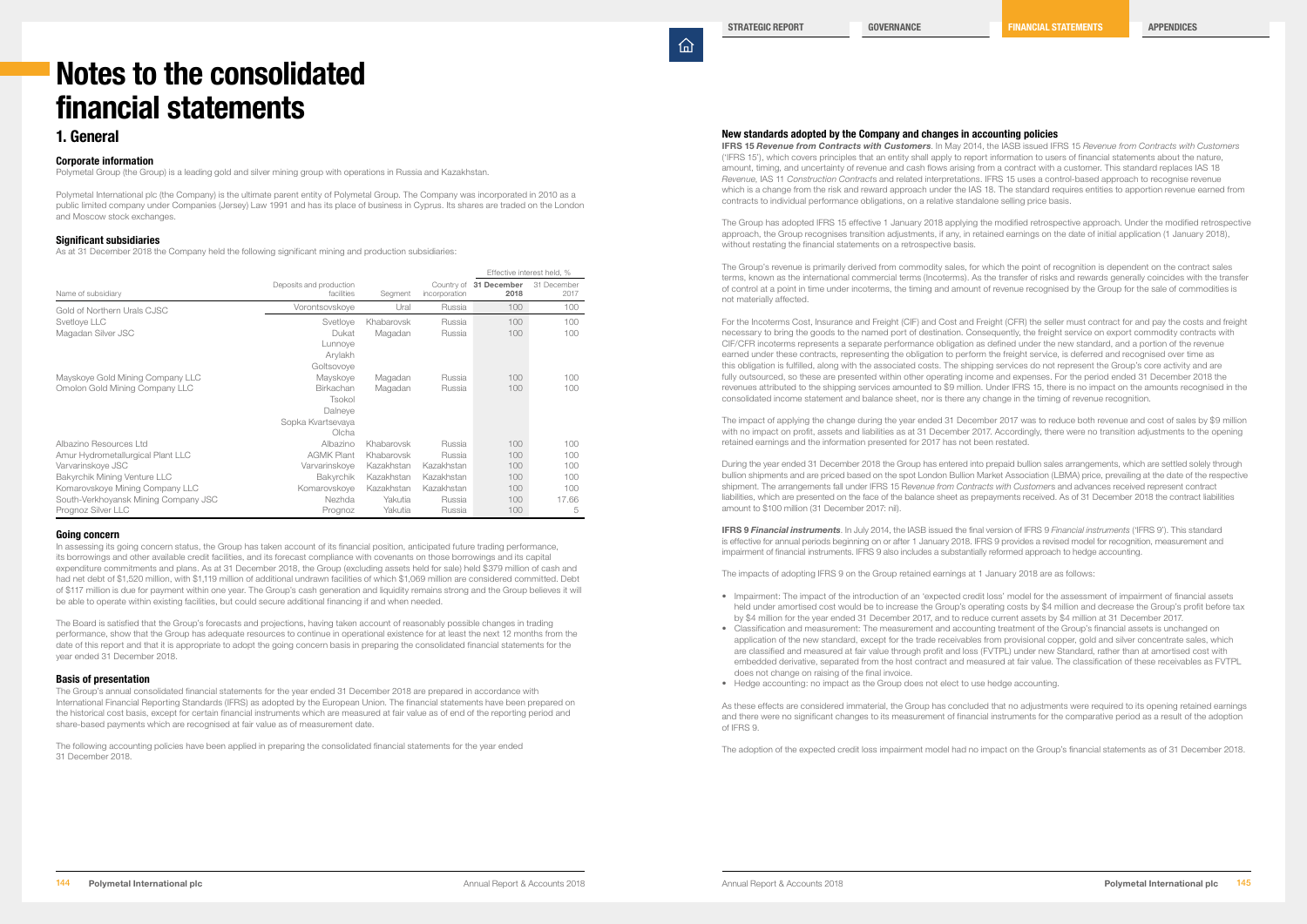# Notes to the consolidated financial statements

## 1. General

### Corporate information

Polymetal Group (the Group) is a leading gold and silver mining group with operations in Russia and Kazakhstan.

Polymetal International plc (the Company) is the ultimate parent entity of Polymetal Group. The Company was incorporated in 2010 as a public limited company under Companies (Jersey) Law 1991 and has its place of business in Cyprus. Its shares are traded on the London and Moscow stock exchanges.

### Significant subsidiaries

As at 31 December 2018 the Company held the following significant mining and production subsidiaries:

| Name of subsidiary | Deposits and production facilities | Segment | Country of incorporation | Effective interest held, % 31 December 2018 | 31 December 2017 |
|---|---|---|---|---|---|
| Gold of Northern Urals CJSC | Vorontsovskoye | Ural | Russia | 100 | 100 |
| Svetloye LLC | Svetloye | Khabarovsk | Russia | 100 | 100 |
| Magadan Silver JSC | Dukat, Lunnoye, Arylakh, Goltsovoye | Magadan | Russia | 100 | 100 |
| Mayskoye Gold Mining Company LLC | Mayskoye | Magadan | Russia | 100 | 100 |
| Omolon Gold Mining Company LLC | Birkachan, Tsokol, Dalneye, Sopka Kvartsevaya, Olcha | Magadan | Russia | 100 | 100 |
| Albazino Resources Ltd | Albazino | Khabarovsk | Russia | 100 | 100 |
| Amur Hydrometallurgical Plant LLC | AGMK Plant | Khabarovsk | Russia | 100 | 100 |
| Varvarinskoye JSC | Varvarinskoye | Kazakhstan | Kazakhstan | 100 | 100 |
| Bakyrchik Mining Venture LLC | Bakyrchik | Kazakhstan | Kazakhstan | 100 | 100 |
| Komarovskoye Mining Company LLC | Komarovskoye | Kazakhstan | Kazakhstan | 100 | 100 |
| South-Verkhoyansk Mining Company JSC | Nezhda | Yakutia | Russia | 100 | 17.66 |
| Prognoz Silver LLC | Prognoz | Yakutia | Russia | 100 | 5 |

### Going concern

In assessing its going concern status, the Group has taken account of its financial position, anticipated future trading performance, its borrowings and other available credit facilities, and its forecast compliance with covenants on those borrowings and its capital expenditure commitments and plans. As at 31 December 2018, the Group (excluding assets held for sale) held $379 million of cash and had net debt of $1,520 million, with $1,119 million of additional undrawn facilities of which $1,069 million are considered committed. Debt of $117 million is due for payment within one year. The Group's cash generation and liquidity remains strong and the Group believes it will be able to operate within existing facilities, but could secure additional financing if and when needed.

The Board is satisfied that the Group's forecasts and projections, having taken account of reasonably possible changes in trading performance, show that the Group has adequate resources to continue in operational existence for at least the next 12 months from the date of this report and that it is appropriate to adopt the going concern basis in preparing the consolidated financial statements for the year ended 31 December 2018.

### Basis of presentation

The Group's annual consolidated financial statements for the year ended 31 December 2018 are prepared in accordance with International Financial Reporting Standards (IFRS) as adopted by the European Union. The financial statements have been prepared on the historical cost basis, except for certain financial instruments which are measured at fair value as of end of the reporting period and share-based payments which are recognised at fair value as of measurement date.

The following accounting policies have been applied in preparing the consolidated financial statements for the year ended 31 December 2018.

### New standards adopted by the Company and changes in accounting policies

**IFRS 15 *Revenue from Contracts with Customers*.** In May 2014, the IASB issued IFRS 15 *Revenue from Contracts with Customers* ('IFRS 15'), which covers principles that an entity shall apply to report information to users of financial statements about the nature, amount, timing, and uncertainty of revenue and cash flows arising from a contract with a customer. This standard replaces IAS 18 *Revenue*, IAS 11 *Construction Contracts* and related interpretations. IFRS 15 uses a control-based approach to recognise revenue which is a change from the risk and reward approach under the IAS 18. The standard requires entities to apportion revenue earned from contracts to individual performance obligations, on a relative standalone selling price basis.

The Group has adopted IFRS 15 effective 1 January 2018 applying the modified retrospective approach. Under the modified retrospective approach, the Group recognises transition adjustments, if any, in retained earnings on the date of initial application (1 January 2018), without restating the financial statements on a retrospective basis.

The Group's revenue is primarily derived from commodity sales, for which the point of recognition is dependent on the contract sales terms, known as the international commercial terms (Incoterms). As the transfer of risks and rewards generally coincides with the transfer of control at a point in time under incoterms, the timing and amount of revenue recognised by the Group for the sale of commodities is not materially affected.

For the Incoterms Cost, Insurance and Freight (CIF) and Cost and Freight (CFR) the seller must contract for and pay the costs and freight necessary to bring the goods to the named port of destination. Consequently, the freight service on export commodity contracts with CIF/CFR incoterms represents a separate performance obligation as defined under the new standard, and a portion of the revenue earned under these contracts, representing the obligation to perform the freight service, is deferred and recognised over time as this obligation is fulfilled, along with the associated costs. The shipping services do not represent the Group's core activity and are fully outsourced, so these are presented within other operating income and expenses. For the period ended 31 December 2018 the revenues attributed to the shipping services amounted to $9 million. Under IFRS 15, there is no impact on the amounts recognised in the consolidated income statement and balance sheet, nor is there any change in the timing of revenue recognition.

The impact of applying the change during the year ended 31 December 2017 was to reduce both revenue and cost of sales by $9 million with no impact on profit, assets and liabilities as at 31 December 2017. Accordingly, there were no transition adjustments to the opening retained earnings and the information presented for 2017 has not been restated.

During the year ended 31 December 2018 the Group has entered into prepaid bullion sales arrangements, which are settled solely through bullion shipments and are priced based on the spot London Bullion Market Association (LBMA) price, prevailing at the date of the respective shipment. The arrangements fall under IFRS 15 *Revenue from Contracts with Customers* and advances received represent contract liabilities, which are presented on the face of the balance sheet as prepayments received. As of 31 December 2018 the contract liabilities amount to $100 million (31 December 2017: nil).

**IFRS 9 *Financial instruments*.** In July 2014, the IASB issued the final version of IFRS 9 *Financial instruments* ('IFRS 9'). This standard is effective for annual periods beginning on or after 1 January 2018. IFRS 9 provides a revised model for recognition, measurement and impairment of financial instruments. IFRS 9 also includes a substantially reformed approach to hedge accounting.

The impacts of adopting IFRS 9 on the Group retained earnings at 1 January 2018 are as follows:

- Impairment: The impact of the introduction of an 'expected credit loss' model for the assessment of impairment of financial assets held under amortised cost would be to increase the Group's operating costs by $4 million and decrease the Group's profit before tax by $4 million for the year ended 31 December 2017, and to reduce current assets by $4 million at 31 December 2017.
- Classification and measurement: The measurement and accounting treatment of the Group's financial assets is unchanged on application of the new standard, except for the trade receivables from provisional copper, gold and silver concentrate sales, which are classified and measured at fair value through profit and loss (FVTPL) under new Standard, rather than at amortised cost with embedded derivative, separated from the host contract and measured at fair value. The classification of these receivables as FVTPL does not change on raising of the final invoice.
- Hedge accounting: no impact as the Group does not elect to use hedge accounting.

As these effects are considered immaterial, the Group has concluded that no adjustments were required to its opening retained earnings and there were no significant changes to its measurement of financial instruments for the comparative period as a result of the adoption of IFRS 9.

The adoption of the expected credit loss impairment model had no impact on the Group's financial statements as of 31 December 2018.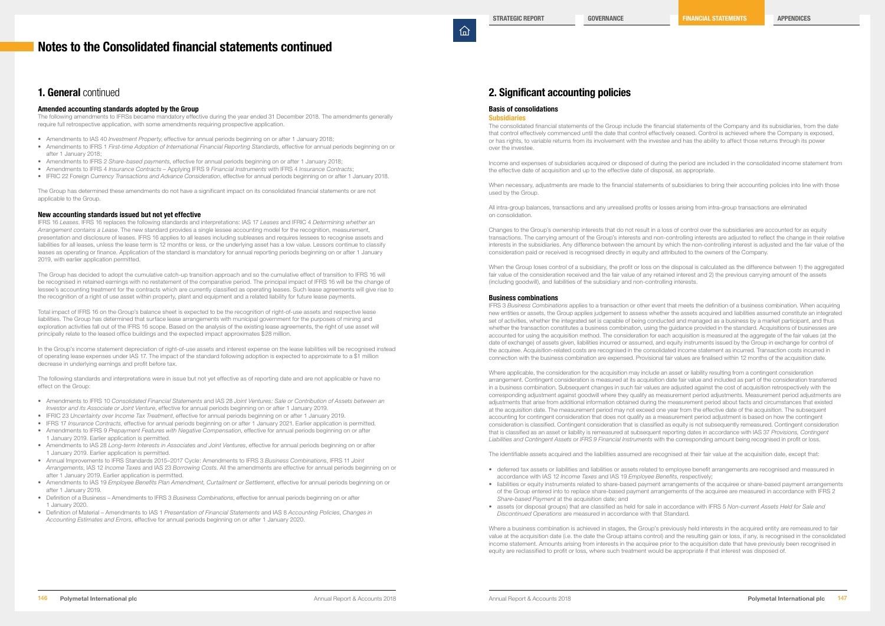# Notes to the Consolidated financial statements continued

## 1. General continued

### Amended accounting standards adopted by the Group

The following amendments to IFRSs became mandatory effective during the year ended 31 December 2018. The amendments generally require full retrospective application, with some amendments requiring prospective application.

- Amendments to IAS 40 *Investment Property*, effective for annual periods beginning on or after 1 January 2018;
- Amendments to IFRS 1 *First-time Adoption of International Financial Reporting Standards*, effective for annual periods beginning on or after 1 January 2018;
- Amendments to IFRS 2 *Share-based payments*, effective for annual periods beginning on or after 1 January 2018;
- Amendments to IFRS 4 *Insurance Contracts* – Applying IFRS 9 *Financial Instruments* with IFRS 4 *Insurance Contracts*;
- IFRIC 22 Foreign *Currency Transactions and Advance Consideration*, effective for annual periods beginning on or after 1 January 2018.

The Group has determined these amendments do not have a significant impact on its consolidated financial statements or are not applicable to the Group.

### New accounting standards issued but not yet effective

IFRS 16 *Leases*. IFRS 16 replaces the following standards and interpretations: IAS 17 *Leases* and IFRIC 4 *Determining whether an Arrangement contains a Lease*. The new standard provides a single lessee accounting model for the recognition, measurement, presentation and disclosure of leases. IFRS 16 applies to all leases including subleases and requires lessees to recognise assets and liabilities for all leases, unless the lease term is 12 months or less, or the underlying asset has a low value. Lessors continue to classify leases as operating or finance. Application of the standard is mandatory for annual reporting periods beginning on or after 1 January 2019, with earlier application permitted.

The Group has decided to adopt the cumulative catch-up transition approach and so the cumulative effect of transition to IFRS 16 will be recognised in retained earnings with no restatement of the comparative period. The principal impact of IFRS 16 will be the change of lessee's accounting treatment for the contracts which are currently classified as operating leases. Such lease agreements will give rise to the recognition of a right of use asset within property, plant and equipment and a related liability for future lease payments.

Total impact of IFRS 16 on the Group's balance sheet is expected to be the recognition of right-of-use assets and respective lease liabilities. The Group has determined that surface lease arrangements with municipal government for the purposes of mining and exploration activities fall out of the IFRS 16 scope. Based on the analysis of the existing lease agreements, the right of use asset will principally relate to the leased office buildings and the expected impact approximates $28 million.

In the Group's income statement depreciation of right-of-use assets and interest expense on the lease liabilities will be recognised instead of operating lease expenses under IAS 17. The impact of the standard following adoption is expected to approximate to a $1 million decrease in underlying earnings and profit before tax.

The following standards and interpretations were in issue but not yet effective as of reporting date and are not applicable or have no effect on the Group:

- Amendments to IFRS 10 *Consolidated Financial Statements* and IAS 28 *Joint Ventures: Sale or Contribution of Assets between an Investor and its Associate or Joint Venture*, effective for annual periods beginning on or after 1 January 2019.
- IFRIC 23 *Uncertainty over Income Tax Treatment*, effective for annual periods beginning on or after 1 January 2019.
- IFRS 17 *Insurance Contracts*, effective for annual periods beginning on or after 1 January 2021. Earlier application is permitted.
- Amendments to IFRS 9 *Prepayment Features with Negative Compensation*, effective for annual periods beginning on or after 1 January 2019. Earlier application is permitted.
- Amendments to IAS 28 *Long-term Interests in Associates and Joint Ventures*, effective for annual periods beginning on or after 1 January 2019. Earlier application is permitted.
- Annual Improvements to IFRS Standards 2015–2017 Cycle: Amendments to IFRS 3 *Business Combinations*, IFRS 11 *Joint Arrangements*, IAS 12 *Income Taxes* and IAS 23 *Borrowing Costs*. All the amendments are effective for annual periods beginning on or after 1 January 2019. Earlier application is permitted.
- Amendments to IAS 19 *Employee Benefits Plan Amendment, Curtailment or Settlement*, effective for annual periods beginning on or after 1 January 2019.
- Definition of a Business – Amendments to IFRS 3 *Business Combinations*, effective for annual periods beginning on or after 1 January 2020.
- Definition of Material – Amendments to IAS 1 *Presentation of Financial Statements* and IAS 8 *Accounting Policies, Changes in Accounting Estimates and Errors*, effective for annual periods beginning on or after 1 January 2020.

## 2. Significant accounting policies

### Basis of consolidations

#### Subsidiaries

The consolidated financial statements of the Group include the financial statements of the Company and its subsidiaries, from the date that control effectively commenced until the date that control effectively ceased. Control is achieved where the Company is exposed, or has rights, to variable returns from its involvement with the investee and has the ability to affect those returns through its power over the investee.

Income and expenses of subsidiaries acquired or disposed of during the period are included in the consolidated income statement from the effective date of acquisition and up to the effective date of disposal, as appropriate.

When necessary, adjustments are made to the financial statements of subsidiaries to bring their accounting policies into line with those used by the Group.

All intra-group balances, transactions and any unrealised profits or losses arising from intra-group transactions are eliminated on consolidation.

Changes to the Group's ownership interests that do not result in a loss of control over the subsidiaries are accounted for as equity transactions. The carrying amount of the Group's interests and non-controlling interests are adjusted to reflect the change in their relative interests in the subsidiaries. Any difference between the amount by which the non-controlling interest is adjusted and the fair value of the consideration paid or received is recognised directly in equity and attributed to the owners of the Company.

When the Group loses control of a subsidiary, the profit or loss on the disposal is calculated as the difference between 1) the aggregated fair value of the consideration received and the fair value of any retained interest and 2) the previous carrying amount of the assets (including goodwill), and liabilities of the subsidiary and non-controlling interests.

### Business combinations

IFRS 3 *Business Combinations* applies to a transaction or other event that meets the definition of a business combination. When acquiring new entities or assets, the Group applies judgement to assess whether the assets acquired and liabilities assumed constitute an integrated set of activities, whether the integrated set is capable of being conducted and managed as a business by a market participant, and thus whether the transaction constitutes a business combination, using the guidance provided in the standard. Acquisitions of businesses are accounted for using the acquisition method. The consideration for each acquisition is measured at the aggregate of the fair values (at the date of exchange) of assets given, liabilities incurred or assumed, and equity instruments issued by the Group in exchange for control of the acquiree. Acquisition-related costs are recognised in the consolidated income statement as incurred. Transaction costs incurred in connection with the business combination are expensed. Provisional fair values are finalised within 12 months of the acquisition date.

Where applicable, the consideration for the acquisition may include an asset or liability resulting from a contingent consideration arrangement. Contingent consideration is measured at its acquisition date fair value and included as part of the consideration transferred in a business combination. Subsequent changes in such fair values are adjusted against the cost of acquisition retrospectively with the corresponding adjustment against goodwill where they qualify as measurement period adjustments. Measurement period adjustments are adjustments that arise from additional information obtained during the measurement period about facts and circumstances that existed at the acquisition date. The measurement period may not exceed one year from the effective date of the acquisition. The subsequent accounting for contingent consideration that does not qualify as a measurement period adjustment is based on how the contingent consideration is classified. Contingent consideration that is classified as equity is not subsequently remeasured. Contingent consideration that is classified as an asset or liability is remeasured at subsequent reporting dates in accordance with IAS 37 *Provisions, Contingent Liabilities and Contingent Assets* or *IFRS 9 Financial Instruments* with the corresponding amount being recognised in profit or loss.

The identifiable assets acquired and the liabilities assumed are recognised at their fair value at the acquisition date, except that:

- deferred tax assets or liabilities and liabilities or assets related to employee benefit arrangements are recognised and measured in accordance with IAS 12 *Income Taxes* and IAS 19 *Employee Benefits*, respectively;
- liabilities or equity instruments related to share-based payment arrangements of the acquiree or share-based payment arrangements of the Group entered into to replace share-based payment arrangements of the acquiree are measured in accordance with IFRS 2 *Share-based Payment* at the acquisition date; and
- assets (or disposal groups) that are classified as held for sale in accordance with IFRS 5 *Non-current Assets Held for Sale and Discontinued Operations* are measured in accordance with that Standard.

Where a business combination is achieved in stages, the Group's previously held interests in the acquired entity are remeasured to fair value at the acquisition date (i.e. the date the Group attains control) and the resulting gain or loss, if any, is recognised in the consolidated income statement. Amounts arising from interests in the acquiree prior to the acquisition date that have previously been recognised in equity are reclassified to profit or loss, where such treatment would be appropriate if that interest was disposed of.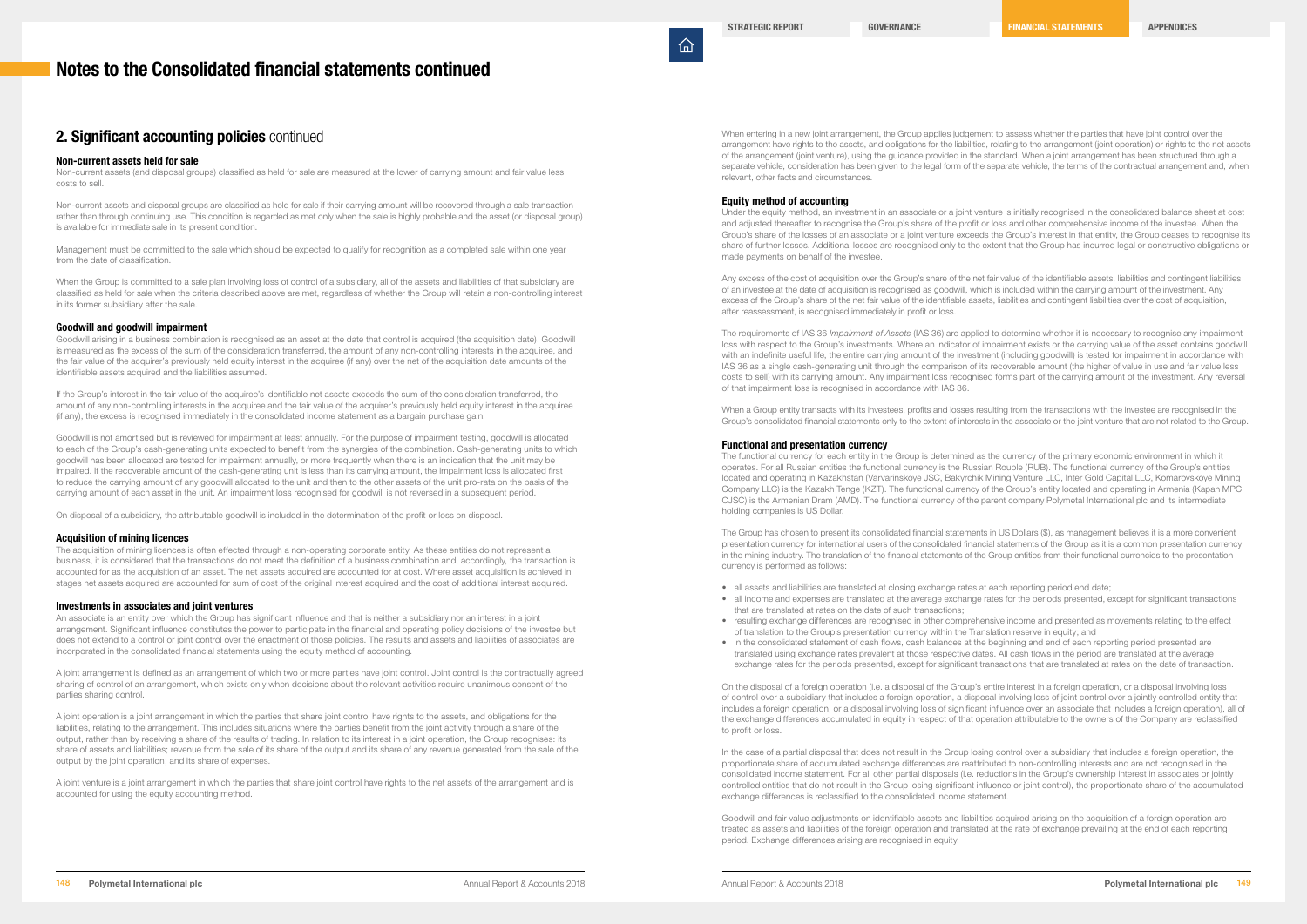# Notes to the Consolidated financial statements continued

## 2. Significant accounting policies continued

### Non-current assets held for sale

Non-current assets (and disposal groups) classified as held for sale are measured at the lower of carrying amount and fair value less costs to sell.

Non-current assets and disposal groups are classified as held for sale if their carrying amount will be recovered through a sale transaction rather than through continuing use. This condition is regarded as met only when the sale is highly probable and the asset (or disposal group) is available for immediate sale in its present condition.

Management must be committed to the sale which should be expected to qualify for recognition as a completed sale within one year from the date of classification.

When the Group is committed to a sale plan involving loss of control of a subsidiary, all of the assets and liabilities of that subsidiary are classified as held for sale when the criteria described above are met, regardless of whether the Group will retain a non-controlling interest in its former subsidiary after the sale.

### Goodwill and goodwill impairment

Goodwill arising in a business combination is recognised as an asset at the date that control is acquired (the acquisition date). Goodwill is measured as the excess of the sum of the consideration transferred, the amount of any non-controlling interests in the acquiree, and the fair value of the acquirer's previously held equity interest in the acquiree (if any) over the net of the acquisition date amounts of the identifiable assets acquired and the liabilities assumed.

If the Group's interest in the fair value of the acquiree's identifiable net assets exceeds the sum of the consideration transferred, the amount of any non-controlling interests in the acquiree and the fair value of the acquirer's previously held equity interest in the acquiree (if any), the excess is recognised immediately in the consolidated income statement as a bargain purchase gain.

Goodwill is not amortised but is reviewed for impairment at least annually. For the purpose of impairment testing, goodwill is allocated to each of the Group's cash-generating units expected to benefit from the synergies of the combination. Cash-generating units to which goodwill has been allocated are tested for impairment annually, or more frequently when there is an indication that the unit may be impaired. If the recoverable amount of the cash-generating unit is less than its carrying amount, the impairment loss is allocated first to reduce the carrying amount of any goodwill allocated to the unit and then to the other assets of the unit pro-rata on the basis of the carrying amount of each asset in the unit. An impairment loss recognised for goodwill is not reversed in a subsequent period.

On disposal of a subsidiary, the attributable goodwill is included in the determination of the profit or loss on disposal.

### Acquisition of mining licences

The acquisition of mining licences is often effected through a non-operating corporate entity. As these entities do not represent a business, it is considered that the transactions do not meet the definition of a business combination and, accordingly, the transaction is accounted for as the acquisition of an asset. The net assets acquired are accounted for at cost. Where asset acquisition is achieved in stages net assets acquired are accounted for sum of cost of the original interest acquired and the cost of additional interest acquired.

### Investments in associates and joint ventures

An associate is an entity over which the Group has significant influence and that is neither a subsidiary nor an interest in a joint arrangement. Significant influence constitutes the power to participate in the financial and operating policy decisions of the investee but does not extend to a control or joint control over the enactment of those policies. The results and assets and liabilities of associates are incorporated in the consolidated financial statements using the equity method of accounting.

A joint arrangement is defined as an arrangement of which two or more parties have joint control. Joint control is the contractually agreed sharing of control of an arrangement, which exists only when decisions about the relevant activities require unanimous consent of the parties sharing control.

A joint operation is a joint arrangement in which the parties that share joint control have rights to the assets, and obligations for the liabilities, relating to the arrangement. This includes situations where the parties benefit from the joint activity through a share of the output, rather than by receiving a share of the results of trading. In relation to its interest in a joint operation, the Group recognises: its share of assets and liabilities; revenue from the sale of its share of the output and its share of any revenue generated from the sale of the output by the joint operation; and its share of expenses.

A joint venture is a joint arrangement in which the parties that share joint control have rights to the net assets of the arrangement and is accounted for using the equity accounting method.

When entering in a new joint arrangement, the Group applies judgement to assess whether the parties that have joint control over the arrangement have rights to the assets, and obligations for the liabilities, relating to the arrangement (joint operation) or rights to the net assets of the arrangement (joint venture), using the guidance provided in the standard. When a joint arrangement has been structured through a separate vehicle, consideration has been given to the legal form of the separate vehicle, the terms of the contractual arrangement and, when relevant, other facts and circumstances.

### Equity method of accounting

Under the equity method, an investment in an associate or a joint venture is initially recognised in the consolidated balance sheet at cost and adjusted thereafter to recognise the Group's share of the profit or loss and other comprehensive income of the investee. When the Group's share of the losses of an associate or a joint venture exceeds the Group's interest in that entity, the Group ceases to recognise its share of further losses. Additional losses are recognised only to the extent that the Group has incurred legal or constructive obligations or made payments on behalf of the investee.

Any excess of the cost of acquisition over the Group's share of the net fair value of the identifiable assets, liabilities and contingent liabilities of an investee at the date of acquisition is recognised as goodwill, which is included within the carrying amount of the investment. Any excess of the Group's share of the net fair value of the identifiable assets, liabilities and contingent liabilities over the cost of acquisition, after reassessment, is recognised immediately in profit or loss.

The requirements of IAS 36 *Impairment of Assets* (IAS 36) are applied to determine whether it is necessary to recognise any impairment loss with respect to the Group's investments. Where an indicator of impairment exists or the carrying value of the asset contains goodwill with an indefinite useful life, the entire carrying amount of the investment (including goodwill) is tested for impairment in accordance with IAS 36 as a single cash-generating unit through the comparison of its recoverable amount (the higher of value in use and fair value less costs to sell) with its carrying amount. Any impairment loss recognised forms part of the carrying amount of the investment. Any reversal of that impairment loss is recognised in accordance with IAS 36.

When a Group entity transacts with its investees, profits and losses resulting from the transactions with the investee are recognised in the Group's consolidated financial statements only to the extent of interests in the associate or the joint venture that are not related to the Group.

### Functional and presentation currency

The functional currency for each entity in the Group is determined as the currency of the primary economic environment in which it operates. For all Russian entities the functional currency is the Russian Rouble (RUB). The functional currency of the Group's entities located and operating in Kazakhstan (Varvarinskoye JSC, Bakyrchik Mining Venture LLC, Inter Gold Capital LLC, Komarovskoye Mining Company LLC) is the Kazakh Tenge (KZT). The functional currency of the Group's entity located and operating in Armenia (Kapan MPC CJSC) is the Armenian Dram (AMD). The functional currency of the parent company Polymetal International plc and its intermediate holding companies is US Dollar.

The Group has chosen to present its consolidated financial statements in US Dollars ($), as management believes it is a more convenient presentation currency for international users of the consolidated financial statements of the Group as it is a common presentation currency in the mining industry. The translation of the financial statements of the Group entities from their functional currencies to the presentation currency is performed as follows:

- all assets and liabilities are translated at closing exchange rates at each reporting period end date;
- all income and expenses are translated at the average exchange rates for the periods presented, except for significant transactions that are translated at rates on the date of such transactions;
- resulting exchange differences are recognised in other comprehensive income and presented as movements relating to the effect of translation to the Group's presentation currency within the Translation reserve in equity; and
- in the consolidated statement of cash flows, cash balances at the beginning and end of each reporting period presented are translated using exchange rates prevalent at those respective dates. All cash flows in the period are translated at the average exchange rates for the periods presented, except for significant transactions that are translated at rates on the date of transaction.

On the disposal of a foreign operation (i.e. a disposal of the Group's entire interest in a foreign operation, or a disposal involving loss of control over a subsidiary that includes a foreign operation, a disposal involving loss of joint control over a jointly controlled entity that includes a foreign operation, or a disposal involving loss of significant influence over an associate that includes a foreign operation), all of the exchange differences accumulated in equity in respect of that operation attributable to the owners of the Company are reclassified to profit or loss.

In the case of a partial disposal that does not result in the Group losing control over a subsidiary that includes a foreign operation, the proportionate share of accumulated exchange differences are reattributed to non-controlling interests and are not recognised in the consolidated income statement. For all other partial disposals (i.e. reductions in the Group's ownership interest in associates or jointly controlled entities that do not result in the Group losing significant influence or joint control), the proportionate share of the accumulated exchange differences is reclassified to the consolidated income statement.

Goodwill and fair value adjustments on identifiable assets and liabilities acquired arising on the acquisition of a foreign operation are treated as assets and liabilities of the foreign operation and translated at the rate of exchange prevailing at the end of each reporting period. Exchange differences arising are recognised in equity.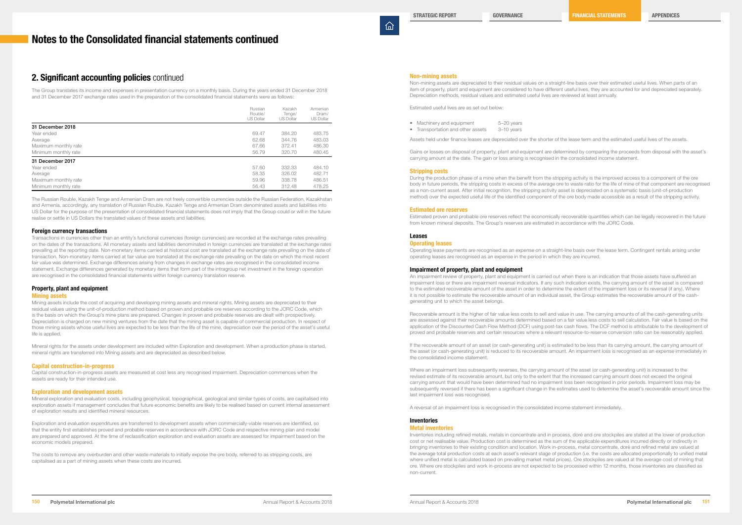# Notes to the Consolidated financial statements continued

## 2. Significant accounting policies continued

The Group translates its income and expenses in presentation currency on a monthly basis. During the years ended 31 December 2018 and 31 December 2017 exchange rates used in the preparation of the consolidated financial statements were as follows:

| | Russian Rouble/ US Dollar | Kazakh Tenge/ US Dollar | Armenian Dram/ US Dollar |
|---|---|---|---|
| **31 December 2018** | | | |
| Year ended | 69.47 | 384.20 | 483.75 |
| Average | 62.68 | 344.76 | 483.03 |
| Maximum monthly rate | 67.66 | 372.41 | 486.30 |
| Minimum monthly rate | 56.79 | 320.70 | 480.45 |
| **31 December 2017** | | | |
| Year ended | 57.60 | 332.33 | 484.10 |
| Average | 58.35 | 326.02 | 482.71 |
| Maximum monthly rate | 59.96 | 338.78 | 486.51 |
| Minimum monthly rate | 56.43 | 312.48 | 478.25 |

The Russian Rouble, Kazakh Tenge and Armenian Dram are not freely convertible currencies outside the Russian Federation, Kazakhstan and Armenia, accordingly, any translation of Russian Rouble, Kazakh Tenge and Armenian Dram denominated assets and liabilities into US Dollar for the purpose of the presentation of consolidated financial statements does not imply that the Group could or will in the future realise or settle in US Dollars the translated values of these assets and liabilities.

### Foreign currency transactions

Transactions in currencies other than an entity's functional currencies (foreign currencies) are recorded at the exchange rates prevailing on the dates of the transactions. All monetary assets and liabilities denominated in foreign currencies are translated at the exchange rates prevailing at the reporting date. Non-monetary items carried at historical cost are translated at the exchange rate prevailing on the date of transaction. Non-monetary items carried at fair value are translated at the exchange rate prevailing on the date on which the most recent fair value was determined. Exchange differences arising from changes in exchange rates are recognised in the consolidated income statement. Exchange differences generated by monetary items that form part of the intragroup net investment in the foreign operation are recognised in the consolidated financial statements within foreign currency translation reserve.

### Property, plant and equipment

#### Mining assets

Mining assets include the cost of acquiring and developing mining assets and mineral rights. Mining assets are depreciated to their residual values using the unit-of-production method based on proven and probable ore reserves according to the JORC Code, which is the basis on which the Group's mine plans are prepared. Changes in proven and probable reserves are dealt with prospectively. Depreciation is charged on new mining ventures from the date that the mining asset is capable of commercial production. In respect of those mining assets whose useful lives are expected to be less than the life of the mine, depreciation over the period of the asset's useful life is applied.

Mineral rights for the assets under development are included within Exploration and development. When a production phase is started, mineral rights are transferred into Mining assets and are depreciated as described below.

#### Capital construction-in-progress

Capital construction-in-progress assets are measured at cost less any recognised impairment. Depreciation commences when the assets are ready for their intended use.

#### Exploration and development assets

Mineral exploration and evaluation costs, including geophysical, topographical, geological and similar types of costs, are capitalised into exploration assets if management concludes that future economic benefits are likely to be realised based on current internal assessment of exploration results and identified mineral resources.

Exploration and evaluation expenditures are transferred to development assets when commercially-viable reserves are identified, so that the entity first establishes proved and probable reserves in accordance with JORC Code and respective mining plan and model are prepared and approved. At the time of reclassification exploration and evaluation assets are assessed for impairment based on the economic models prepared.

The costs to remove any overburden and other waste materials to initially expose the ore body, referred to as stripping costs, are capitalised as a part of mining assets when these costs are incurred.

#### Non-mining assets

Non-mining assets are depreciated to their residual values on a straight-line basis over their estimated useful lives. When parts of an item of property, plant and equipment are considered to have different useful lives, they are accounted for and depreciated separately. Depreciation methods, residual values and estimated useful lives are reviewed at least annually.

Estimated useful lives are as set out below:

- Machinery and equipment 5–20 years
- Transportation and other assets 3–10 years

Assets held under finance leases are depreciated over the shorter of the lease term and the estimated useful lives of the assets.

Gains or losses on disposal of property, plant and equipment are determined by comparing the proceeds from disposal with the asset's carrying amount at the date. The gain or loss arising is recognised in the consolidated income statement.

#### Stripping costs

During the production phase of a mine when the benefit from the stripping activity is the improved access to a component of the ore body in future periods, the stripping costs in excess of the average ore to waste ratio for the life of mine of that component are recognised as a non-current asset. After initial recognition, the stripping activity asset is depreciated on a systematic basis (unit-of-production method) over the expected useful life of the identified component of the ore body made accessible as a result of the stripping activity.

#### Estimated ore reserves

Estimated proven and probable ore reserves reflect the economically recoverable quantities which can be legally recovered in the future from known mineral deposits. The Group's reserves are estimated in accordance with the JORC Code.

### Leases

#### Operating leases

Operating lease payments are recognised as an expense on a straight-line basis over the lease term. Contingent rentals arising under operating leases are recognised as an expense in the period in which they are incurred.

### Impairment of property, plant and equipment

An impairment review of property, plant and equipment is carried out when there is an indication that those assets have suffered an impairment loss or there are impairment reversal indicators. If any such indication exists, the carrying amount of the asset is compared to the estimated recoverable amount of the asset in order to determine the extent of the impairment loss or its reversal (if any). Where it is not possible to estimate the recoverable amount of an individual asset, the Group estimates the recoverable amount of the cash-generating unit to which the asset belongs.

Recoverable amount is the higher of fair value less costs to sell and value in use. The carrying amounts of all the cash-generating units are assessed against their recoverable amounts determined based on a fair value less costs to sell calculation. Fair value is based on the application of the Discounted Cash Flow Method (DCF) using post-tax cash flows. The DCF method is attributable to the development of proved and probable reserves and certain resources where a relevant resource-to-reserve conversion ratio can be reasonably applied.

If the recoverable amount of an asset (or cash-generating unit) is estimated to be less than its carrying amount, the carrying amount of the asset (or cash-generating unit) is reduced to its recoverable amount. An impairment loss is recognised as an expense immediately in the consolidated income statement.

Where an impairment loss subsequently reverses, the carrying amount of the asset (or cash-generating unit) is increased to the revised estimate of its recoverable amount, but only to the extent that the increased carrying amount does not exceed the original carrying amount that would have been determined had no impairment loss been recognised in prior periods. Impairment loss may be subsequently reversed if there has been a significant change in the estimates used to determine the asset's recoverable amount since the last impairment loss was recognised.

A reversal of an impairment loss is recognised in the consolidated income statement immediately.

### Inventories

#### Metal inventories

Inventories including refined metals, metals in concentrate and in process, doré and ore stockpiles are stated at the lower of production cost or net realisable value. Production cost is determined as the sum of the applicable expenditures incurred directly or indirectly in bringing inventories to their existing condition and location. Work in-process, metal concentrate, doré and refined metal are valued at the average total production costs at each asset's relevant stage of production (i.e. the costs are allocated proportionally to unified metal where unified metal is calculated based on prevailing market metal prices). Ore stockpiles are valued at the average cost of mining that ore. Where ore stockpiles and work in-process are not expected to be processed within 12 months, those inventories are classified as non-current.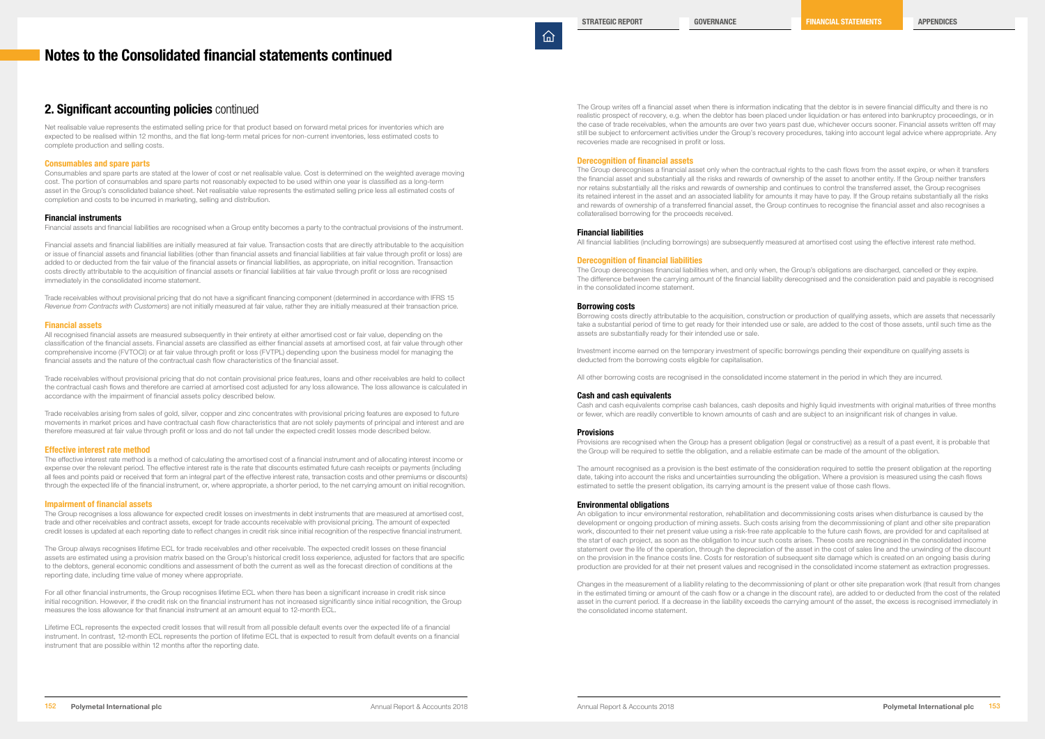# Notes to the Consolidated financial statements continued

## 2. Significant accounting policies continued

Net realisable value represents the estimated selling price for that product based on forward metal prices for inventories which are expected to be realised within 12 months, and the flat long-term metal prices for non-current inventories, less estimated costs to complete production and selling costs.

### Consumables and spare parts

Consumables and spare parts are stated at the lower of cost or net realisable value. Cost is determined on the weighted average moving cost. The portion of consumables and spare parts not reasonably expected to be used within one year is classified as a long-term asset in the Group's consolidated balance sheet. Net realisable value represents the estimated selling price less all estimated costs of completion and costs to be incurred in marketing, selling and distribution.

### Financial instruments

Financial assets and financial liabilities are recognised when a Group entity becomes a party to the contractual provisions of the instrument.

Financial assets and financial liabilities are initially measured at fair value. Transaction costs that are directly attributable to the acquisition or issue of financial assets and financial liabilities (other than financial assets and financial liabilities at fair value through profit or loss) are added to or deducted from the fair value of the financial assets or financial liabilities, as appropriate, on initial recognition. Transaction costs directly attributable to the acquisition of financial assets or financial liabilities at fair value through profit or loss are recognised immediately in the consolidated income statement.

Trade receivables without provisional pricing that do not have a significant financing component (determined in accordance with IFRS 15 *Revenue from Contracts with Customers*) are not initially measured at fair value, rather they are initially measured at their transaction price.

### Financial assets

All recognised financial assets are measured subsequently in their entirety at either amortised cost or fair value, depending on the classification of the financial assets. Financial assets are classified as either financial assets at amortised cost, at fair value through other comprehensive income (FVTOCI) or at fair value through profit or loss (FVTPL) depending upon the business model for managing the financial assets and the nature of the contractual cash flow characteristics of the financial asset.

Trade receivables without provisional pricing that do not contain provisional price features, loans and other receivables are held to collect the contractual cash flows and therefore are carried at amortised cost adjusted for any loss allowance. The loss allowance is calculated in accordance with the impairment of financial assets policy described below.

Trade receivables arising from sales of gold, silver, copper and zinc concentrates with provisional pricing features are exposed to future movements in market prices and have contractual cash flow characteristics that are not solely payments of principal and interest and are therefore measured at fair value through profit or loss and do not fall under the expected credit losses mode described below.

### Effective interest rate method

The effective interest rate method is a method of calculating the amortised cost of a financial instrument and of allocating interest income or expense over the relevant period. The effective interest rate is the rate that discounts estimated future cash receipts or payments (including all fees and points paid or received that form an integral part of the effective interest rate, transaction costs and other premiums or discounts) through the expected life of the financial instrument, or, where appropriate, a shorter period, to the net carrying amount on initial recognition.

### Impairment of financial assets

The Group recognises a loss allowance for expected credit losses on investments in debt instruments that are measured at amortised cost, trade and other receivables and contract assets, except for trade accounts receivable with provisional pricing. The amount of expected credit losses is updated at each reporting date to reflect changes in credit risk since initial recognition of the respective financial instrument.

The Group always recognises lifetime ECL for trade receivables and other receivable. The expected credit losses on these financial assets are estimated using a provision matrix based on the Group's historical credit loss experience, adjusted for factors that are specific to the debtors, general economic conditions and assessment of both the current as well as the forecast direction of conditions at the reporting date, including time value of money where appropriate.

For all other financial instruments, the Group recognises lifetime ECL when there has been a significant increase in credit risk since initial recognition. However, if the credit risk on the financial instrument has not increased significantly since initial recognition, the Group measures the loss allowance for that financial instrument at an amount equal to 12-month ECL.

Lifetime ECL represents the expected credit losses that will result from all possible default events over the expected life of a financial instrument. In contrast, 12-month ECL represents the portion of lifetime ECL that is expected to result from default events on a financial instrument that are possible within 12 months after the reporting date.

The Group writes off a financial asset when there is information indicating that the debtor is in severe financial difficulty and there is no realistic prospect of recovery, e.g. when the debtor has been placed under liquidation or has entered into bankruptcy proceedings, or in the case of trade receivables, when the amounts are over two years past due, whichever occurs sooner. Financial assets written off may still be subject to enforcement activities under the Group's recovery procedures, taking into account legal advice where appropriate. Any recoveries made are recognised in profit or loss.

### Derecognition of financial assets

The Group derecognises a financial asset only when the contractual rights to the cash flows from the asset expire, or when it transfers the financial asset and substantially all the risks and rewards of ownership of the asset to another entity. If the Group neither transfers nor retains substantially all the risks and rewards of ownership and continues to control the transferred asset, the Group recognises its retained interest in the asset and an associated liability for amounts it may have to pay. If the Group retains substantially all the risks and rewards of ownership of a transferred financial asset, the Group continues to recognise the financial asset and also recognises a collateralised borrowing for the proceeds received.

### Financial liabilities

All financial liabilities (including borrowings) are subsequently measured at amortised cost using the effective interest rate method.

### Derecognition of financial liabilities

The Group derecognises financial liabilities when, and only when, the Group's obligations are discharged, cancelled or they expire. The difference between the carrying amount of the financial liability derecognised and the consideration paid and payable is recognised in the consolidated income statement.

### Borrowing costs

Borrowing costs directly attributable to the acquisition, construction or production of qualifying assets, which are assets that necessarily take a substantial period of time to get ready for their intended use or sale, are added to the cost of those assets, until such time as the assets are substantially ready for their intended use or sale.

Investment income earned on the temporary investment of specific borrowings pending their expenditure on qualifying assets is deducted from the borrowing costs eligible for capitalisation.

All other borrowing costs are recognised in the consolidated income statement in the period in which they are incurred.

### Cash and cash equivalents

Cash and cash equivalents comprise cash balances, cash deposits and highly liquid investments with original maturities of three months or fewer, which are readily convertible to known amounts of cash and are subject to an insignificant risk of changes in value.

### Provisions

Provisions are recognised when the Group has a present obligation (legal or constructive) as a result of a past event, it is probable that the Group will be required to settle the obligation, and a reliable estimate can be made of the amount of the obligation.

The amount recognised as a provision is the best estimate of the consideration required to settle the present obligation at the reporting date, taking into account the risks and uncertainties surrounding the obligation. Where a provision is measured using the cash flows estimated to settle the present obligation, its carrying amount is the present value of those cash flows.

### Environmental obligations

An obligation to incur environmental restoration, rehabilitation and decommissioning costs arises when disturbance is caused by the development or ongoing production of mining assets. Such costs arising from the decommissioning of plant and other site preparation work, discounted to their net present value using a risk-free rate applicable to the future cash flows, are provided for and capitalised at the start of each project, as soon as the obligation to incur such costs arises. These costs are recognised in the consolidated income statement over the life of the operation, through the depreciation of the asset in the cost of sales line and the unwinding of the discount on the provision in the finance costs line. Costs for restoration of subsequent site damage which is created on an ongoing basis during production are provided for at their net present values and recognised in the consolidated income statement as extraction progresses.

Changes in the measurement of a liability relating to the decommissioning of plant or other site preparation work (that result from changes in the estimated timing or amount of the cash flow or a change in the discount rate), are added to or deducted from the cost of the related asset in the current period. If a decrease in the liability exceeds the carrying amount of the asset, the excess is recognised immediately in the consolidated income statement.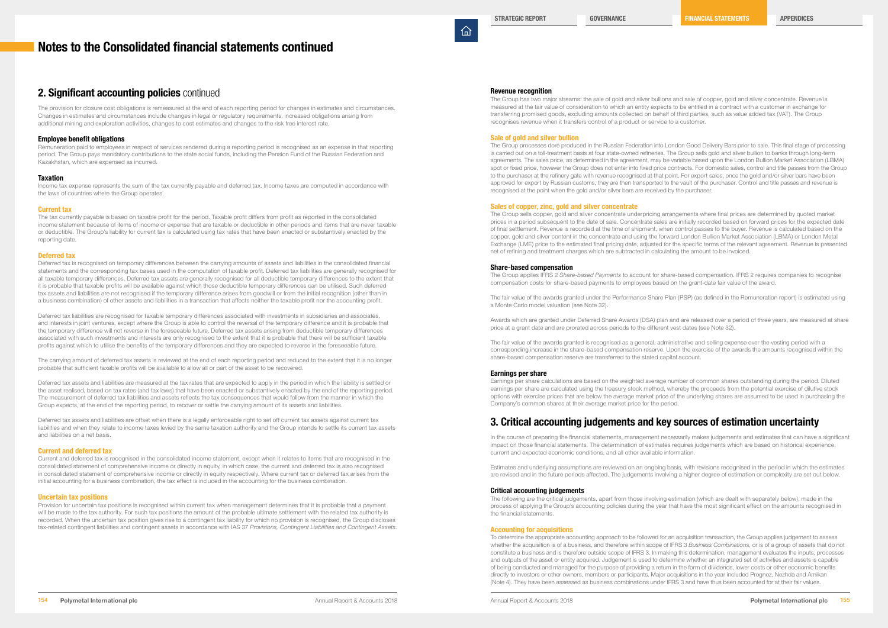# Notes to the Consolidated financial statements continued

## 2. Significant accounting policies continued

The provision for closure cost obligations is remeasured at the end of each reporting period for changes in estimates and circumstances. Changes in estimates and circumstances include changes in legal or regulatory requirements, increased obligations arising from additional mining and exploration activities, changes to cost estimates and changes to the risk free interest rate.

### Employee benefit obligations

Remuneration paid to employees in respect of services rendered during a reporting period is recognised as an expense in that reporting period. The Group pays mandatory contributions to the state social funds, including the Pension Fund of the Russian Federation and Kazakhstan, which are expensed as incurred.

### Taxation

Income tax expense represents the sum of the tax currently payable and deferred tax. Income taxes are computed in accordance with the laws of countries where the Group operates.

#### Current tax

The tax currently payable is based on taxable profit for the period. Taxable profit differs from profit as reported in the consolidated income statement because of items of income or expense that are taxable or deductible in other periods and items that are never taxable or deductible. The Group's liability for current tax is calculated using tax rates that have been enacted or substantively enacted by the reporting date.

#### Deferred tax

Deferred tax is recognised on temporary differences between the carrying amounts of assets and liabilities in the consolidated financial statements and the corresponding tax bases used in the computation of taxable profit. Deferred tax liabilities are generally recognised for all taxable temporary differences. Deferred tax assets are generally recognised for all deductible temporary differences to the extent that it is probable that taxable profits will be available against which those deductible temporary differences can be utilised. Such deferred tax assets and liabilities are not recognised if the temporary difference arises from goodwill or from the initial recognition (other than in a business combination) of other assets and liabilities in a transaction that affects neither the taxable profit nor the accounting profit.

Deferred tax liabilities are recognised for taxable temporary differences associated with investments in subsidiaries and associates, and interests in joint ventures, except where the Group is able to control the reversal of the temporary difference and it is probable that the temporary difference will not reverse in the foreseeable future. Deferred tax assets arising from deductible temporary differences associated with such investments and interests are only recognised to the extent that it is probable that there will be sufficient taxable profits against which to utilise the benefits of the temporary differences and they are expected to reverse in the foreseeable future.

The carrying amount of deferred tax assets is reviewed at the end of each reporting period and reduced to the extent that it is no longer probable that sufficient taxable profits will be available to allow all or part of the asset to be recovered.

Deferred tax assets and liabilities are measured at the tax rates that are expected to apply in the period in which the liability is settled or the asset realised, based on tax rates (and tax laws) that have been enacted or substantively enacted by the end of the reporting period. The measurement of deferred tax liabilities and assets reflects the tax consequences that would follow from the manner in which the Group expects, at the end of the reporting period, to recover or settle the carrying amount of its assets and liabilities.

Deferred tax assets and liabilities are offset when there is a legally enforceable right to set off current tax assets against current tax liabilities and when they relate to income taxes levied by the same taxation authority and the Group intends to settle its current tax assets and liabilities on a net basis.

#### Current and deferred tax

Current and deferred tax is recognised in the consolidated income statement, except when it relates to items that are recognised in the consolidated statement of comprehensive income or directly in equity, in which case, the current and deferred tax is also recognised in consolidated statement of comprehensive income or directly in equity respectively. Where current tax or deferred tax arises from the initial accounting for a business combination, the tax effect is included in the accounting for the business combination.

#### Uncertain tax positions

Provision for uncertain tax positions is recognised within current tax when management determines that it is probable that a payment will be made to the tax authority. For such tax positions the amount of the probable ultimate settlement with the related tax authority is recorded. When the uncertain tax position gives rise to a contingent tax liability for which no provision is recognised, the Group discloses tax-related contingent liabilities and contingent assets in accordance with IAS 37 *Provisions, Contingent Liabilities and Contingent Assets*.

### Revenue recognition

The Group has two major streams: the sale of gold and silver bullions and sale of copper, gold and silver concentrate. Revenue is measured at the fair value of consideration to which an entity expects to be entitled in a contract with a customer in exchange for transferring promised goods, excluding amounts collected on behalf of third parties, such as value added tax (VAT). The Group recognises revenue when it transfers control of a product or service to a customer.

#### Sale of gold and silver bullion

The Group processes doré produced in the Russian Federation into London Good Delivery Bars prior to sale. This final stage of processing is carried out on a toll-treatment basis at four state-owned refineries. The Group sells gold and silver bullion to banks through long-term agreements. The sales price, as determined in the agreement, may be variable based upon the London Bullion Market Association (LBMA) spot or fixed price, however the Group does not enter into fixed price contracts. For domestic sales, control and title passes from the Group to the purchaser at the refinery gate with revenue recognised at that point. For export sales, once the gold and/or silver bars have been approved for export by Russian customs, they are then transported to the vault of the purchaser. Control and title passes and revenue is recognised at the point when the gold and/or silver bars are received by the purchaser.

#### Sales of copper, zinc, gold and silver concentrate

The Group sells copper, gold and silver concentrate underpricing arrangements where final prices are determined by quoted market prices in a period subsequent to the date of sale. Concentrate sales are initially recorded based on forward prices for the expected date of final settlement. Revenue is recorded at the time of shipment, when control passes to the buyer. Revenue is calculated based on the copper, gold and silver content in the concentrate and using the forward London Bullion Market Association (LBMA) or London Metal Exchange (LME) price to the estimated final pricing date, adjusted for the specific terms of the relevant agreement. Revenue is presented net of refining and treatment charges which are subtracted in calculating the amount to be invoiced.

### Share-based compensation

The Group applies IFRS 2 *Share-based Payments* to account for share-based compensation. IFRS 2 requires companies to recognise compensation costs for share-based payments to employees based on the grant-date fair value of the award.

The fair value of the awards granted under the Performance Share Plan (PSP) (as defined in the Remuneration report) is estimated using a Monte Carlo model valuation (see Note 32).

Awards which are granted under Deferred Share Awards (DSA) plan and are released over a period of three years, are measured at share price at a grant date and are prorated across periods to the different vest dates (see Note 32).

The fair value of the awards granted is recognised as a general, administrative and selling expense over the vesting period with a corresponding increase in the share-based compensation reserve. Upon the exercise of the awards the amounts recognised within the share-based compensation reserve are transferred to the stated capital account.

### Earnings per share

Earnings per share calculations are based on the weighted average number of common shares outstanding during the period. Diluted earnings per share are calculated using the treasury stock method, whereby the proceeds from the potential exercise of dilutive stock options with exercise prices that are below the average market price of the underlying shares are assumed to be used in purchasing the Company's common shares at their average market price for the period.

## 3. Critical accounting judgements and key sources of estimation uncertainty

In the course of preparing the financial statements, management necessarily makes judgements and estimates that can have a significant impact on those financial statements. The determination of estimates requires judgements which are based on historical experience, current and expected economic conditions, and all other available information.

Estimates and underlying assumptions are reviewed on an ongoing basis, with revisions recognised in the period in which the estimates are revised and in the future periods affected. The judgements involving a higher degree of estimation or complexity are set out below.

### Critical accounting judgements

The following are the critical judgements, apart from those involving estimation (which are dealt with separately below), made in the process of applying the Group's accounting policies during the year that have the most significant effect on the amounts recognised in the financial statements.

#### Accounting for acquisitions

To determine the appropriate accounting approach to be followed for an acquisition transaction, the Group applies judgement to assess whether the acquisition is of a business, and therefore within scope of IFRS 3 *Business Combinations*, or is of a group of assets that do not constitute a business and is therefore outside scope of IFRS 3. In making this determination, management evaluates the inputs, processes and outputs of the asset or entity acquired. Judgement is used to determine whether an integrated set of activities and assets is capable of being conducted and managed for the purpose of providing a return in the form of dividends, lower costs or other economic benefits directly to investors or other owners, members or participants. Major acquisitions in the year included Prognoz, Nezhda and Amikan (Note 4). They have been assessed as business combinations under IFRS 3 and have thus been accounted for at their fair values.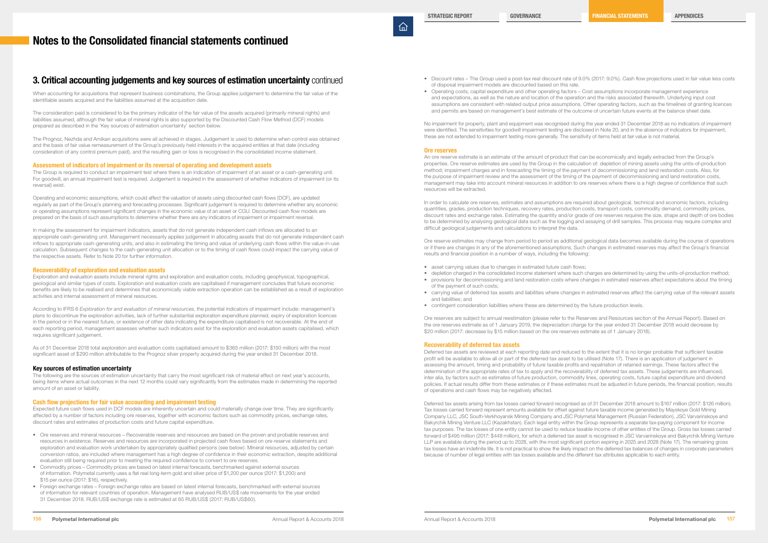# Notes to the Consolidated financial statements continued

## 3. Critical accounting judgements and key sources of estimation uncertainty continued

When accounting for acquisitions that represent business combinations, the Group applies judgement to determine the fair value of the identifiable assets acquired and the liabilities assumed at the acquisition date.

The consideration paid is considered to be the primary indicator of the fair value of the assets acquired (primarily mineral rights) and liabilities assumed, although the fair value of mineral rights is also supported by the Discounted Cash Flow Method (DCF) models prepared as described in the 'Key sources of estimation uncertainty' section below.

The Prognoz, Nezhda and Amikan acquisitions were all achieved in stages. Judgement is used to determine when control was obtained and the basis of fair value remeasurement of the Group's previously held interests in the acquired entities at that date (including consideration of any control premium paid), and the resulting gain or loss is recognised in the consolidated income statement.

### Assessment of indicators of impairment or its reversal of operating and development assets

The Group is required to conduct an impairment test where there is an indication of impairment of an asset or a cash-generating unit. For goodwill, an annual impairment test is required. Judgement is required in the assessment of whether indicators of impairment (or its reversal) exist.

Operating and economic assumptions, which could affect the valuation of assets using discounted cash flows (DCF), are updated regularly as part of the Group's planning and forecasting processes. Significant judgement is required to determine whether any economic or operating assumptions represent significant changes in the economic value of an asset or CGU. Discounted cash flow models are prepared on the basis of such assumptions to determine whether there are any indicators of impairment or impairment reversal.

In making the assessment for impairment indicators, assets that do not generate independent cash inflows are allocated to an appropriate cash-generating unit. Management necessarily applies judgement in allocating assets that do not generate independent cash inflows to appropriate cash-generating units, and also in estimating the timing and value of underlying cash flows within the value-in-use calculation. Subsequent changes to the cash-generating unit allocation or to the timing of cash flows could impact the carrying value of the respective assets. Refer to Note 20 for further information.

### Recoverability of exploration and evaluation assets

Exploration and evaluation assets include mineral rights and exploration and evaluation costs, including geophysical, topographical, geological and similar types of costs. Exploration and evaluation costs are capitalised if management concludes that future economic benefits are likely to be realised and determines that economically viable extraction operation can be established as a result of exploration activities and internal assessment of mineral resources.

According to IFRS 6 *Exploration for and evaluation of mineral resources*, the potential indicators of impairment include: management's plans to discontinue the exploration activities, lack of further substantial exploration expenditure planned, expiry of exploration licences in the period or in the nearest future, or existence of other data indicating the expenditure capitalised is not recoverable. At the end of each reporting period, management assesses whether such indicators exist for the exploration and evaluation assets capitalised, which requires significant judgement.

As of 31 December 2018 total exploration and evaluation costs capitalised amount to $365 million (2017: $150 million) with the most significant asset of $290 million attributable to the Prognoz silver property acquired during the year ended 31 December 2018.

### Key sources of estimation uncertainty

The following are the sources of estimation uncertainty that carry the most significant risk of material effect on next year's accounts, being items where actual outcomes in the next 12 months could vary significantly from the estimates made in determining the reported amount of an asset or liability.

### Cash flow projections for fair value accounting and impairment testing

Expected future cash flows used in DCF models are inherently uncertain and could materially change over time. They are significantly affected by a number of factors including ore reserves, together with economic factors such as commodity prices, exchange rates, discount rates and estimates of production costs and future capital expenditure.

- Ore reserves and mineral resources – Recoverable reserves and resources are based on the proven and probable reserves and resources in existence. Reserves and resources are incorporated in projected cash flows based on ore reserve statements and exploration and evaluation work undertaken by appropriately qualified persons (see below). Mineral resources, adjusted by certain conversion ratios, are included where management has a high degree of confidence in their economic extraction, despite additional evaluation still being required prior to meeting the required confidence to convert to ore reserves.
- Commodity prices – Commodity prices are based on latest internal forecasts, benchmarked against external sources of information. Polymetal currently uses a flat real long-term gold and silver price of $1,200 per ounce (2017: $1,200) and $15 per ounce (2017: $16), respectively.
- Foreign exchange rates – Foreign exchange rates are based on latest internal forecasts, benchmarked with external sources of information for relevant countries of operation. Management have analysed RUB/US$ rate movements for the year ended 31 December 2018. RUB/US$ exchange rate is estimated at 65 RUB/US$ (2017: RUB/US$60).
- Discount rates – The Group used a post-tax real discount rate of 9.0% (2017: 9.0%). Cash flow projections used in fair value less costs of disposal impairment models are discounted based on this rate.
- Operating costs, capital expenditure and other operating factors – Cost assumptions incorporate management experience and expectations, as well as the nature and location of the operation and the risks associated therewith. Underlying input cost assumptions are consistent with related output price assumptions. Other operating factors, such as the timelines of granting licences and permits are based on management's best estimate of the outcome of uncertain future events at the balance sheet date.

No impairment for property, plant and equipment was recognised during the year ended 31 December 2018 as no indicators of impairment were identified. The sensitivities for goodwill impairment testing are disclosed in Note 20, and in the absence of indicators for impairment, these are not extended to impairment testing more generally. The sensitivity of items held at fair value is not material.

### Ore reserves

An ore reserve estimate is an estimate of the amount of product that can be economically and legally extracted from the Group's properties. Ore reserve estimates are used by the Group in the calculation of: depletion of mining assets using the units-of-production method; impairment charges and in forecasting the timing of the payment of decommissioning and land restoration costs. Also, for the purpose of impairment review and the assessment of the timing of the payment of decommissioning and land restoration costs, management may take into account mineral resources in addition to ore reserves where there is a high degree of confidence that such resources will be extracted.

In order to calculate ore reserves, estimates and assumptions are required about geological, technical and economic factors, including quantities, grades, production techniques, recovery rates, production costs, transport costs, commodity demand, commodity prices, discount rates and exchange rates. Estimating the quantity and/or grade of ore reserves requires the size, shape and depth of ore bodies to be determined by analysing geological data such as the logging and assaying of drill samples. This process may require complex and difficult geological judgements and calculations to interpret the data.

Ore reserve estimates may change from period to period as additional geological data becomes available during the course of operations or if there are changes in any of the aforementioned assumptions. Such changes in estimated reserves may affect the Group's financial results and financial position in a number of ways, including the following:

- asset carrying values due to changes in estimated future cash flows;
- depletion charged in the consolidated income statement where such charges are determined by using the units-of-production method;
- provisions for decommissioning and land restoration costs where changes in estimated reserves affect expectations about the timing of the payment of such costs;
- carrying value of deferred tax assets and liabilities where changes in estimated reserves affect the carrying value of the relevant assets and liabilities; and
- contingent consideration liabilities where these are determined by the future production levels.

Ore reserves are subject to annual reestimation (please refer to the Reserves and Resources section of the Annual Report). Based on the ore reserves estimate as of 1 January 2019, the depreciation charge for the year ended 31 December 2018 would decrease by $20 million (2017: decrease by $15 million based on the ore reserves estimate as of 1 January 2018).

### Recoverability of deferred tax assets

Deferred tax assets are reviewed at each reporting date and reduced to the extent that it is no longer probable that sufficient taxable profit will be available to allow all or part of the deferred tax asset to be utilised (Note 17). There is an application of judgement in assessing the amount, timing and probability of future taxable profits and repatriation of retained earnings. These factors affect the determination of the appropriate rates of tax to apply and the recoverability of deferred tax assets. These judgements are influenced, inter alia, by factors such as estimates of future production, commodity lines, operating costs, future capital expenditure and dividend policies. If actual results differ from these estimates or if these estimates must be adjusted in future periods, the financial position, results of operations and cash flows may be negatively affected.

Deferred tax assets arising from tax losses carried forward recognised as of 31 December 2018 amount to $167 million (2017: $126 million). Tax losses carried forward represent amounts available for offset against future taxable income generated by Mayskoye Gold Mining Company LLC, JSC South-Verkhoyansk Mining Company and JSC Polymetal Management (Russian Federation), JSC Varvarinskoye and Bakyrchik Mining Venture LLC (Kazakhstan). Each legal entity within the Group represents a separate tax-paying component for income tax purposes. The tax losses of one entity cannot be used to reduce taxable income of other entities of the Group. Gross tax losses carried forward of $495 million (2017: $448 million), for which a deferred tax asset is recognised in JSC Varvarinskoye and Bakyrchik Mining Venture LLP are available during the period up to 2028, with the most significant portion expiring in 2025 and 2028 (Note 17). The remaining gross tax losses have an indefinite life. It is not practical to show the likely impact on the deferred tax balances of changes in corporate parameters because of number of legal entities with tax losses available and the different tax attributes applicable to each entity.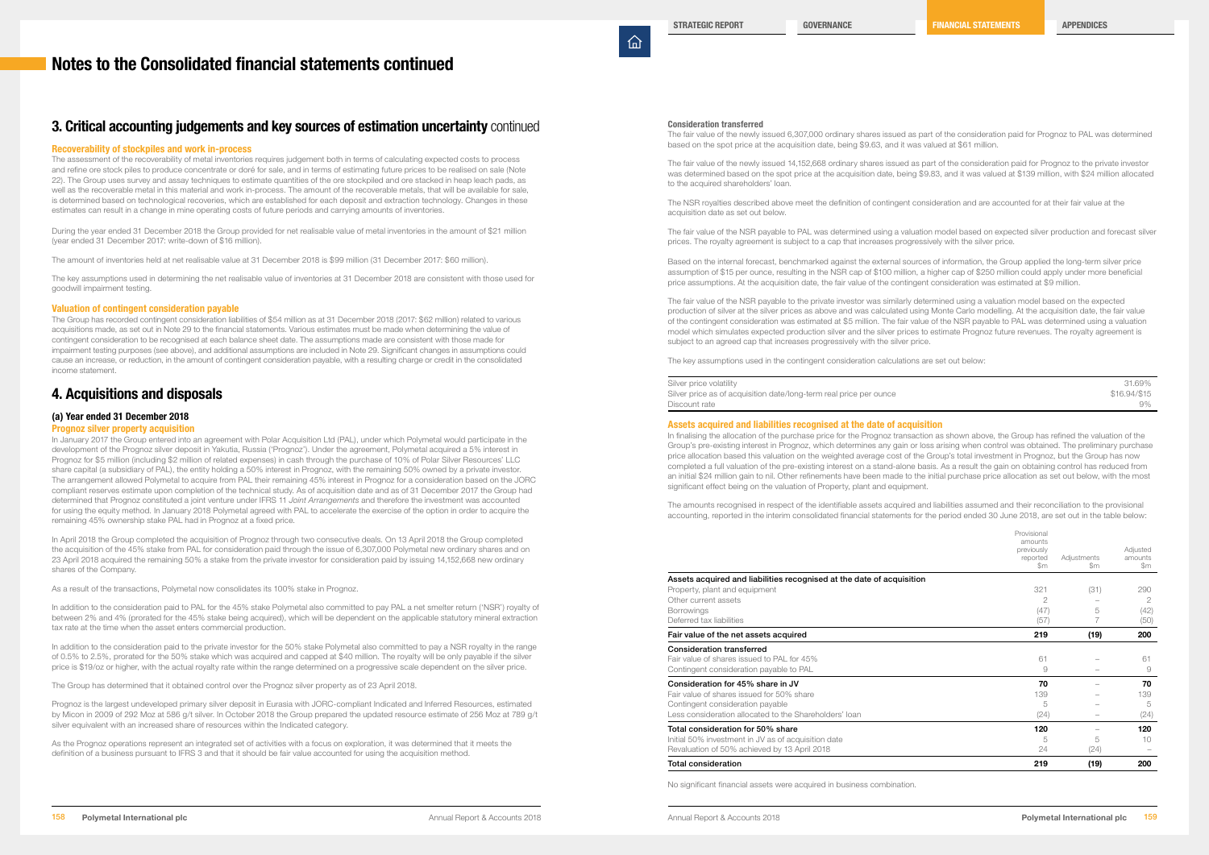# Notes to the Consolidated financial statements continued

## 3. Critical accounting judgements and key sources of estimation uncertainty continued

### Recoverability of stockpiles and work in-process

The assessment of the recoverability of metal inventories requires judgement both in terms of calculating expected costs to process and refine ore stock piles to produce concentrate or doré for sale, and in terms of estimating future prices to be realised on sale (Note 22). The Group uses survey and assay techniques to estimate quantities of the ore stockpiled and ore stacked in heap leach pads, as well as the recoverable metal in this material and work in-process. The amount of the recoverable metals, that will be available for sale, is determined based on technological recoveries, which are established for each deposit and extraction technology. Changes in these estimates can result in a change in mine operating costs of future periods and carrying amounts of inventories.

During the year ended 31 December 2018 the Group provided for net realisable value of metal inventories in the amount of $21 million (year ended 31 December 2017: write-down of $16 million).

The amount of inventories held at net realisable value at 31 December 2018 is $99 million (31 December 2017: $60 million).

The key assumptions used in determining the net realisable value of inventories at 31 December 2018 are consistent with those used for goodwill impairment testing.

### Valuation of contingent consideration payable

The Group has recorded contingent consideration liabilities of $54 million as at 31 December 2018 (2017: $62 million) related to various acquisitions made, as set out in Note 29 to the financial statements. Various estimates must be made when determining the value of contingent consideration to be recognised at each balance sheet date. The assumptions made are consistent with those made for impairment testing purposes (see above), and additional assumptions are included in Note 29. Significant changes in assumptions could cause an increase, or reduction, in the amount of contingent consideration payable, with a resulting charge or credit in the consolidated income statement.

## 4. Acquisitions and disposals

### (a) Year ended 31 December 2018

#### Prognoz silver property acquisition

In January 2017 the Group entered into an agreement with Polar Acquisition Ltd (PAL), under which Polymetal would participate in the development of the Prognoz silver deposit in Yakutia, Russia ('Prognoz'). Under the agreement, Polymetal acquired a 5% interest in Prognoz for $5 million (including $2 million of related expenses) in cash through the purchase of 10% of Polar Silver Resources' LLC share capital (a subsidiary of PAL), the entity holding a 50% interest in Prognoz, with the remaining 50% owned by a private investor. The arrangement allowed Polymetal to acquire from PAL their remaining 45% interest in Prognoz for a consideration based on the JORC compliant reserves estimate upon completion of the technical study. As of acquisition date and as of 31 December 2017 the Group had determined that Prognoz constituted a joint venture under IFRS 11 *Joint Arrangements* and therefore the investment was accounted for using the equity method. In January 2018 Polymetal agreed with PAL to accelerate the exercise of the option in order to acquire the remaining 45% ownership stake PAL had in Prognoz at a fixed price.

In April 2018 the Group completed the acquisition of Prognoz through two consecutive deals. On 13 April 2018 the Group completed the acquisition of the 45% stake from PAL for consideration paid through the issue of 6,307,000 Polymetal new ordinary shares and on 23 April 2018 acquired the remaining 50% a stake from the private investor for consideration paid by issuing 14,152,668 new ordinary shares of the Company.

As a result of the transactions, Polymetal now consolidates its 100% stake in Prognoz.

In addition to the consideration paid to PAL for the 45% stake Polymetal also committed to pay PAL a net smelter return ('NSR') royalty of between 2% and 4% (prorated for the 45% stake being acquired), which will be dependent on the applicable statutory mineral extraction tax rate at the time when the asset enters commercial production.

In addition to the consideration paid to the private investor for the 50% stake Polymetal also committed to pay a NSR royalty in the range of 0.5% to 2.5%, prorated for the 50% stake which was acquired and capped at $40 million. The royalty will be only payable if the silver price is $19/oz or higher, with the actual royalty rate within the range determined on a progressive scale dependent on the silver price.

The Group has determined that it obtained control over the Prognoz silver property as of 23 April 2018.

Prognoz is the largest undeveloped primary silver deposit in Eurasia with JORC-compliant Indicated and Inferred Resources, estimated by Micon in 2009 of 292 Moz at 586 g/t silver. In October 2018 the Group prepared the updated resource estimate of 256 Moz at 789 g/t silver equivalent with an increased share of resources within the Indicated category.

As the Prognoz operations represent an integrated set of activities with a focus on exploration, it was determined that it meets the definition of a business pursuant to IFRS 3 and that it should be fair value accounted for using the acquisition method.

#### Consideration transferred

The fair value of the newly issued 6,307,000 ordinary shares issued as part of the consideration paid for Prognoz to PAL was determined based on the spot price at the acquisition date, being $9.63, and it was valued at $61 million.

The fair value of the newly issued 14,152,668 ordinary shares issued as part of the consideration paid for Prognoz to the private investor was determined based on the spot price at the acquisition date, being $9.83, and it was valued at $139 million, with $24 million allocated to the acquired shareholders' loan.

The NSR royalties described above meet the definition of contingent consideration and are accounted for at their fair value at the acquisition date as set out below.

The fair value of the NSR payable to PAL was determined using a valuation model based on expected silver production and forecast silver prices. The royalty agreement is subject to a cap that increases progressively with the silver price.

Based on the internal forecast, benchmarked against the external sources of information, the Group applied the long-term silver price assumption of $15 per ounce, resulting in the NSR cap of $100 million, a higher cap of $250 million could apply under more beneficial price assumptions. At the acquisition date, the fair value of the contingent consideration was estimated at $9 million.

The fair value of the NSR payable to the private investor was similarly determined using a valuation model based on the expected production of silver at the silver prices as above and was calculated using Monte Carlo modelling. At the acquisition date, the fair value of the contingent consideration was estimated at $5 million. The fair value of the NSR payable to PAL was determined using a valuation model which simulates expected production silver and the silver prices to estimate Prognoz future revenues. The royalty agreement is subject to an agreed cap that increases progressively with the silver price.

The key assumptions used in the contingent consideration calculations are set out below:

| | |
|---|---|
| Silver price volatility | 31.69% |
| Silver price as of acquisition date/long-term real price per ounce | $16.94/$15 |
| Discount rate | 9% |

#### Assets acquired and liabilities recognised at the date of acquisition

In finalising the allocation of the purchase price for the Prognoz transaction as shown above, the Group has refined the valuation of the Group's pre-existing interest in Prognoz, which determines any gain or loss arising when control was obtained. The preliminary purchase price allocation based this valuation on the weighted average cost of the Group's total investment in Prognoz, but the Group has now completed a full valuation of the pre-existing interest on a stand-alone basis. As a result the gain on obtaining control has reduced from an initial $24 million gain to nil. Other refinements have been made to the initial purchase price allocation as set out below, with the most significant effect being on the valuation of Property, plant and equipment.

The amounts recognised in respect of the identifiable assets acquired and liabilities assumed and their reconciliation to the provisional accounting, reported in the interim consolidated financial statements for the period ended 30 June 2018, are set out in the table below:

| | Provisional amounts previously reported $m | Adjustments $m | Adjusted amounts $m |
|---|---|---|---|
| **Assets acquired and liabilities recognised at the date of acquisition** | | | |
| Property, plant and equipment | 321 | (31) | 290 |
| Other current assets | 2 | – | 2 |
| Borrowings | (47) | 5 | (42) |
| Deferred tax liabilities | (57) | 7 | (50) |
| **Fair value of the net assets acquired** | **219** | **(19)** | **200** |
| **Consideration transferred** | | | |
| Fair value of shares issued to PAL for 45% | 61 | – | 61 |
| Contingent consideration payable to PAL | 9 | – | 9 |
| **Consideration for 45% share in JV** | **70** | – | **70** |
| Fair value of shares issued for 50% share | 139 | – | 139 |
| Contingent consideration payable | 5 | – | 5 |
| Less consideration allocated to the Shareholders' loan | (24) | – | (24) |
| **Total consideration for 50% share** | **120** | – | **120** |
| Initial 50% investment in JV as of acquisition date | 5 | 5 | 10 |
| Revaluation of 50% achieved by 13 April 2018 | 24 | (24) | – |
| **Total consideration** | **219** | **(19)** | **200** |

No significant financial assets were acquired in business combination.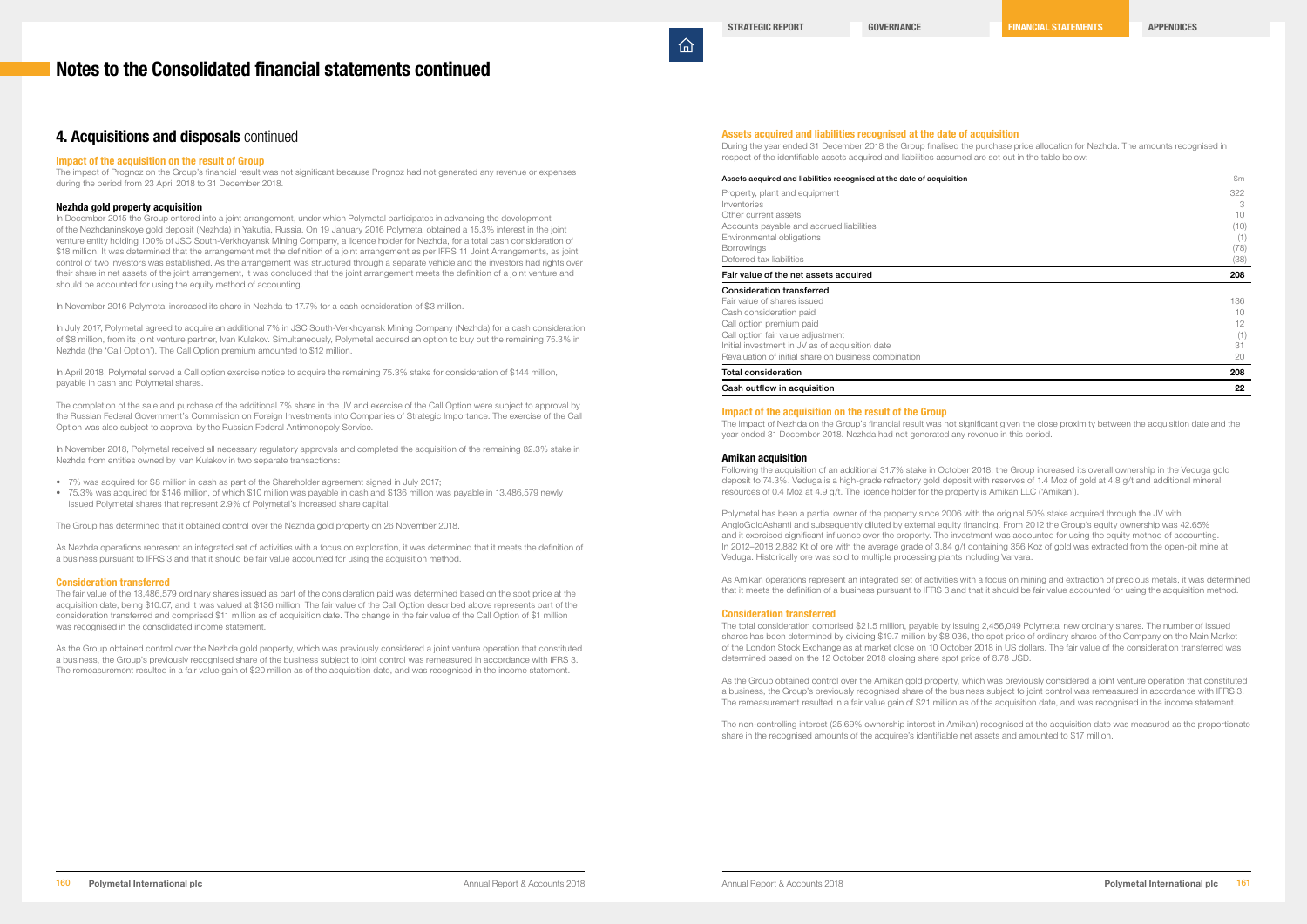# Notes to the Consolidated financial statements continued

## 4. Acquisitions and disposals continued

### Impact of the acquisition on the result of Group

The impact of Prognoz on the Group's financial result was not significant because Prognoz had not generated any revenue or expenses during the period from 23 April 2018 to 31 December 2018.

### Nezhda gold property acquisition

In December 2015 the Group entered into a joint arrangement, under which Polymetal participates in advancing the development of the Nezhdaninskoye gold deposit (Nezhda) in Yakutia, Russia. On 19 January 2016 Polymetal obtained a 15.3% interest in the joint venture entity holding 100% of JSC South-Verkhoyansk Mining Company, a licence holder for Nezhda, for a total cash consideration of \$18 million. It was determined that the arrangement met the definition of a joint arrangement as per IFRS 11 Joint Arrangements, as joint control of two investors was established. As the arrangement was structured through a separate vehicle and the investors had rights over their share in net assets of the joint arrangement, it was concluded that the joint arrangement meets the definition of a joint venture and should be accounted for using the equity method of accounting.

In November 2016 Polymetal increased its share in Nezhda to 17.7% for a cash consideration of \$3 million.

In July 2017, Polymetal agreed to acquire an additional 7% in JSC South-Verkhoyansk Mining Company (Nezhda) for a cash consideration of \$8 million, from its joint venture partner, Ivan Kulakov. Simultaneously, Polymetal acquired an option to buy out the remaining 75.3% in Nezhda (the 'Call Option'). The Call Option premium amounted to \$12 million.

In April 2018, Polymetal served a Call option exercise notice to acquire the remaining 75.3% stake for consideration of \$144 million, payable in cash and Polymetal shares.

The completion of the sale and purchase of the additional 7% share in the JV and exercise of the Call Option were subject to approval by the Russian Federal Government's Commission on Foreign Investments into Companies of Strategic Importance. The exercise of the Call Option was also subject to approval by the Russian Federal Antimonopoly Service.

In November 2018, Polymetal received all necessary regulatory approvals and completed the acquisition of the remaining 82.3% stake in Nezhda from entities owned by Ivan Kulakov in two separate transactions:

- 7% was acquired for \$8 million in cash as part of the Shareholder agreement signed in July 2017;
- 75.3% was acquired for \$146 million, of which \$10 million was payable in cash and \$136 million was payable in 13,486,579 newly issued Polymetal shares that represent 2.9% of Polymetal's increased share capital.

The Group has determined that it obtained control over the Nezhda gold property on 26 November 2018.

As Nezhda operations represent an integrated set of activities with a focus on exploration, it was determined that it meets the definition of a business pursuant to IFRS 3 and that it should be fair value accounted for using the acquisition method.

### Consideration transferred

The fair value of the 13,486,579 ordinary shares issued as part of the consideration paid was determined based on the spot price at the acquisition date, being \$10.07, and it was valued at \$136 million. The fair value of the Call Option described above represents part of the consideration transferred and comprised \$11 million as of acquisition date. The change in the fair value of the Call Option of \$1 million was recognised in the consolidated income statement.

As the Group obtained control over the Nezhda gold property, which was previously considered a joint venture operation that constituted a business, the Group's previously recognised share of the business subject to joint control was remeasured in accordance with IFRS 3. The remeasurement resulted in a fair value gain of \$20 million as of the acquisition date, and was recognised in the income statement.

### Assets acquired and liabilities recognised at the date of acquisition

During the year ended 31 December 2018 the Group finalised the purchase price allocation for Nezhda. The amounts recognised in respect of the identifiable assets acquired and liabilities assumed are set out in the table below:

| Assets acquired and liabilities recognised at the date of acquisition | \$m |
|---|---|
| Property, plant and equipment | 322 |
| Inventories | 3 |
| Other current assets | 10 |
| Accounts payable and accrued liabilities | (10) |
| Environmental obligations | (1) |
| Borrowings | (78) |
| Deferred tax liabilities | (38) |
| **Fair value of the net assets acquired** | **208** |
| **Consideration transferred** | |
| Fair value of shares issued | 136 |
| Cash consideration paid | 10 |
| Call option premium paid | 12 |
| Call option fair value adjustment | (1) |
| Initial investment in JV as of acquisition date | 31 |
| Revaluation of initial share on business combination | 20 |
| **Total consideration** | **208** |
| **Cash outflow in acquisition** | **22** |

### Impact of the acquisition on the result of the Group

The impact of Nezhda on the Group's financial result was not significant given the close proximity between the acquisition date and the year ended 31 December 2018. Nezhda had not generated any revenue in this period.

### Amikan acquisition

Following the acquisition of an additional 31.7% stake in October 2018, the Group increased its overall ownership in the Veduga gold deposit to 74.3%. Veduga is a high-grade refractory gold deposit with reserves of 1.4 Moz of gold at 4.8 g/t and additional mineral resources of 0.4 Moz at 4.9 g/t. The licence holder for the property is Amikan LLC ('Amikan').

Polymetal has been a partial owner of the property since 2006 with the original 50% stake acquired through the JV with AngloGoldAshanti and subsequently diluted by external equity financing. From 2012 the Group's equity ownership was 42.65% and it exercised significant influence over the property. The investment was accounted for using the equity method of accounting. In 2012–2018 2,882 Kt of ore with the average grade of 3.84 g/t containing 356 Koz of gold was extracted from the open-pit mine at Veduga. Historically ore was sold to multiple processing plants including Varvara.

As Amikan operations represent an integrated set of activities with a focus on mining and extraction of precious metals, it was determined that it meets the definition of a business pursuant to IFRS 3 and that it should be fair value accounted for using the acquisition method.

### Consideration transferred

The total consideration comprised \$21.5 million, payable by issuing 2,456,049 Polymetal new ordinary shares. The number of issued shares has been determined by dividing \$19.7 million by \$8.036, the spot price of ordinary shares of the Company on the Main Market of the London Stock Exchange as at market close on 10 October 2018 in US dollars. The fair value of the consideration transferred was determined based on the 12 October 2018 closing share spot price of 8.78 USD.

As the Group obtained control over the Amikan gold property, which was previously considered a joint venture operation that constituted a business, the Group's previously recognised share of the business subject to joint control was remeasured in accordance with IFRS 3. The remeasurement resulted in a fair value gain of \$21 million as of the acquisition date, and was recognised in the income statement.

The non-controlling interest (25.69% ownership interest in Amikan) recognised at the acquisition date was measured as the proportionate share in the recognised amounts of the acquiree's identifiable net assets and amounted to \$17 million.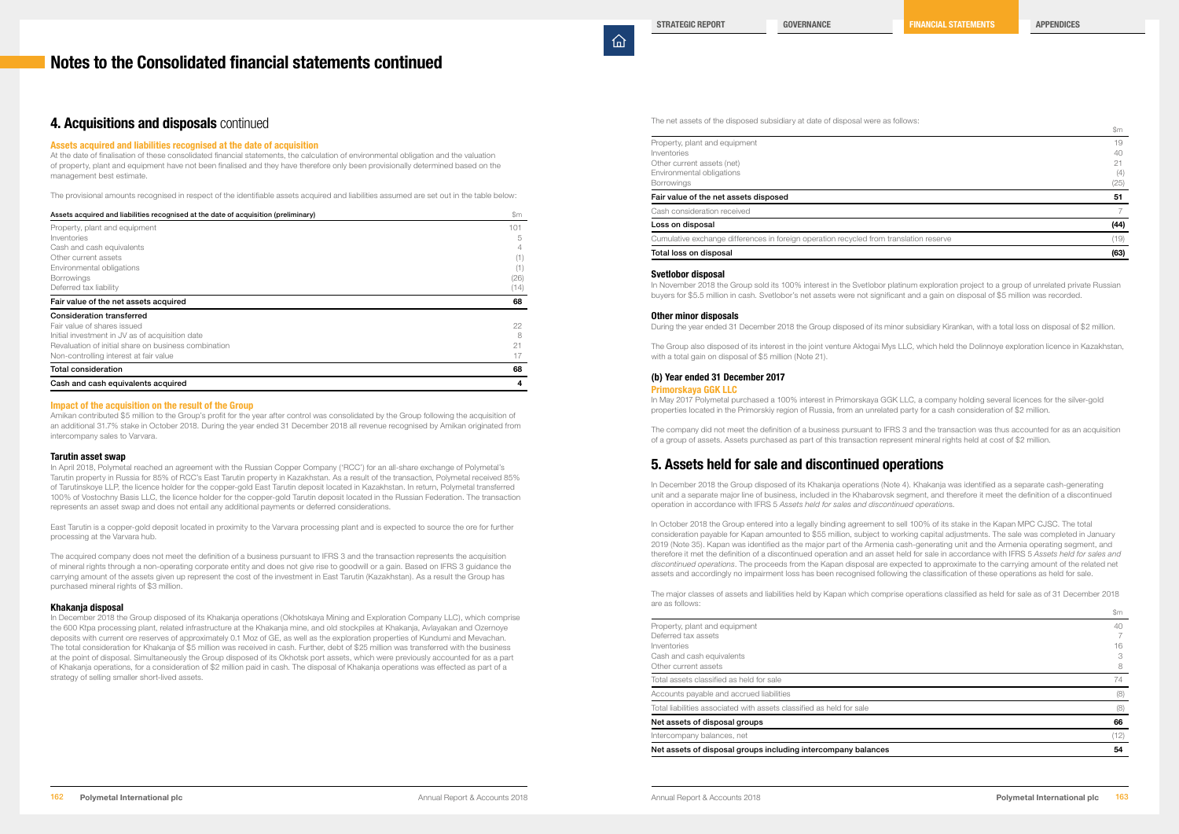# Notes to the Consolidated financial statements continued

## 4. Acquisitions and disposals continued

### Assets acquired and liabilities recognised at the date of acquisition

At the date of finalisation of these consolidated financial statements, the calculation of environmental obligation and the valuation of property, plant and equipment have not been finalised and they have therefore only been provisionally determined based on the management best estimate.

The provisional amounts recognised in respect of the identifiable assets acquired and liabilities assumed are set out in the table below:

| Assets acquired and liabilities recognised at the date of acquisition (preliminary) | $m |
|---|---|
| Property, plant and equipment | 101 |
| Inventories | 5 |
| Cash and cash equivalents | 4 |
| Other current assets | (1) |
| Environmental obligations | (1) |
| Borrowings | (26) |
| Deferred tax liability | (14) |
| **Fair value of the net assets acquired** | **68** |
| **Consideration transferred** | |
| Fair value of shares issued | 22 |
| Initial investment in JV as of acquisition date | 8 |
| Revaluation of initial share on business combination | 21 |
| Non-controlling interest at fair value | 17 |
| **Total consideration** | **68** |
| **Cash and cash equivalents acquired** | **4** |

### Impact of the acquisition on the result of the Group

Amikan contributed $5 million to the Group's profit for the year after control was consolidated by the Group following the acquisition of an additional 31.7% stake in October 2018. During the year ended 31 December 2018 all revenue recognised by Amikan originated from intercompany sales to Varvara.

### Tarutin asset swap

In April 2018, Polymetal reached an agreement with the Russian Copper Company ('RCC') for an all-share exchange of Polymetal's Tarutin property in Russia for 85% of RCC's East Tarutin property in Kazakhstan. As a result of the transaction, Polymetal received 85% of Tarutinskoye LLP, the licence holder for the copper-gold East Tarutin deposit located in Kazakhstan. In return, Polymetal transferred 100% of Vostochny Basis LLC, the licence holder for the copper-gold Tarutin deposit located in the Russian Federation. The transaction represents an asset swap and does not entail any additional payments or deferred considerations.

East Tarutin is a copper-gold deposit located in proximity to the Varvara processing plant and is expected to source the ore for further processing at the Varvara hub.

The acquired company does not meet the definition of a business pursuant to IFRS 3 and the transaction represents the acquisition of mineral rights through a non-operating corporate entity and does not give rise to goodwill or a gain. Based on IFRS 3 guidance the carrying amount of the assets given up represent the cost of the investment in East Tarutin (Kazakhstan). As a result the Group has purchased mineral rights of $3 million.

### Khakanja disposal

In December 2018 the Group disposed of its Khakanja operations (Okhotskaya Mining and Exploration Company LLC), which comprise the 600 Ktpa processing plant, related infrastructure at the Khakanja mine, and old stockpiles at Khakanja, Avlayakan and Ozernoye deposits with current ore reserves of approximately 0.1 Moz of GE, as well as the exploration properties of Kundumi and Mevachan. The total consideration for Khakanja of $5 million was received in cash. Further, debt of $25 million was transferred with the business at the point of disposal. Simultaneously the Group disposed of its Okhotsk port assets, which were previously accounted for as a part of Khakanja operations, for a consideration of $2 million paid in cash. The disposal of Khakanja operations was effected as part of a strategy of selling smaller short-lived assets.

The net assets of the disposed subsidiary at date of disposal were as follows:

| | $m |
|---|---|
| Property, plant and equipment | 19 |
| Inventories | 40 |
| Other current assets (net) | 21 |
| Environmental obligations | (4) |
| Borrowings | (25) |
| **Fair value of the net assets disposed** | **51** |
| Cash consideration received | 7 |
| **Loss on disposal** | **(44)** |
| Cumulative exchange differences in foreign operation recycled from translation reserve | (19) |
| **Total loss on disposal** | **(63)** |

### Svetlobor disposal

In November 2018 the Group sold its 100% interest in the Svetlobor platinum exploration project to a group of unrelated private Russian buyers for $5.5 million in cash. Svetlobor's net assets were not significant and a gain on disposal of $5 million was recorded.

### Other minor disposals

During the year ended 31 December 2018 the Group disposed of its minor subsidiary Kirankan, with a total loss on disposal of $2 million.

The Group also disposed of its interest in the joint venture Aktogai Mys LLC, which held the Dolinnoye exploration licence in Kazakhstan, with a total gain on disposal of $5 million (Note 21).

### (b) Year ended 31 December 2017

### Primorskaya GGK LLC

In May 2017 Polymetal purchased a 100% interest in Primorskaya GGK LLC, a company holding several licences for the silver-gold properties located in the Primorskiy region of Russia, from an unrelated party for a cash consideration of $2 million.

The company did not meet the definition of a business pursuant to IFRS 3 and the transaction was thus accounted for as an acquisition of a group of assets. Assets purchased as part of this transaction represent mineral rights held at cost of $2 million.

## 5. Assets held for sale and discontinued operations

In December 2018 the Group disposed of its Khakanja operations (Note 4). Khakanja was identified as a separate cash-generating unit and a separate major line of business, included in the Khabarovsk segment, and therefore it meet the definition of a discontinued operation in accordance with IFRS 5 *Assets held for sales and discontinued operations*.

In October 2018 the Group entered into a legally binding agreement to sell 100% of its stake in the Kapan MPC CJSC. The total consideration payable for Kapan amounted to $55 million, subject to working capital adjustments. The sale was completed in January 2019 (Note 35). Kapan was identified as the major part of the Armenia cash-generating unit and the Armenia operating segment, and therefore it met the definition of a discontinued operation and an asset held for sale in accordance with IFRS 5 *Assets held for sales and discontinued operations*. The proceeds from the Kapan disposal are expected to approximate to the carrying amount of the related net assets and accordingly no impairment loss has been recognised following the classification of these operations as held for sale.

The major classes of assets and liabilities held by Kapan which comprise operations classified as held for sale as of 31 December 2018 are as follows:

| | $m |
|---|---|
| Property, plant and equipment | 40 |
| Deferred tax assets | 7 |
| Inventories | 16 |
| Cash and cash equivalents | 3 |
| Other current assets | 8 |
| Total assets classified as held for sale | 74 |
| Accounts payable and accrued liabilities | (8) |
| Total liabilities associated with assets classified as held for sale | (8) |
| **Net assets of disposal groups** | **66** |
| Intercompany balances, net | (12) |
| **Net assets of disposal groups including intercompany balances** | **54** |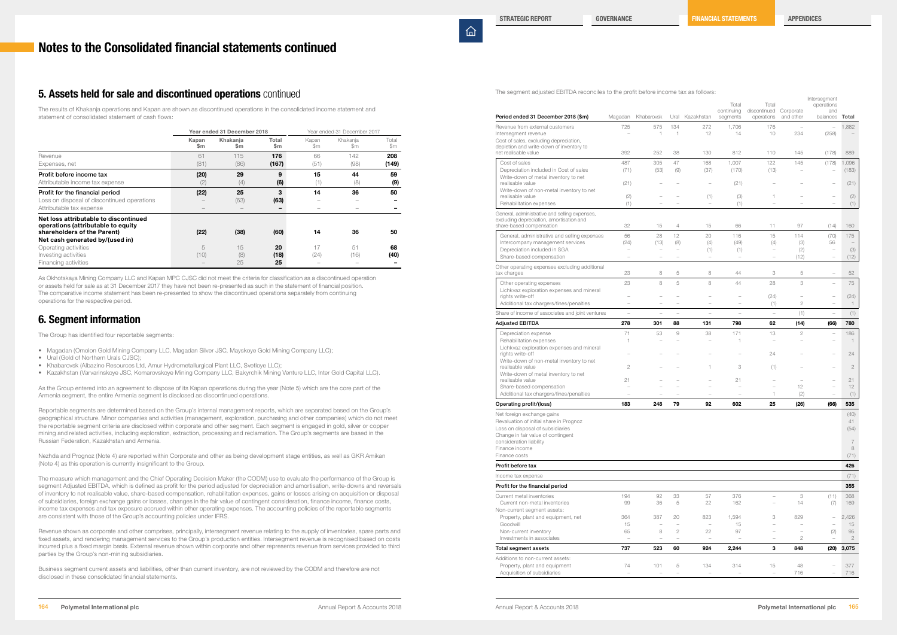# Notes to the Consolidated financial statements continued

## 5. Assets held for sale and discontinued operations continued

The results of Khakanja operations and Kapan are shown as discontinued operations in the consolidated income statement and statement of consolidated statement of cash flows:

| | Year ended 31 December 2018 | | | Year ended 31 December 2017 | | |
|---|---|---|---|---|---|---|
| | Kapan $m | Khakanja $m | Total $m | Kapan $m | Khakanja $m | Total $m |
| Revenue | 61 | 115 | 176 | 66 | 142 | 208 |
| Expenses, net | (81) | (86) | (167) | (51) | (98) | (149) |
| **Profit before income tax** | (20) | 29 | 9 | 15 | 44 | 59 |
| Attributable income tax expense | (2) | (4) | (6) | (1) | (8) | (9) |
| **Profit for the financial period** | (22) | 25 | 3 | 14 | 36 | 50 |
| Loss on disposal of discontinued operations | – | (63) | (63) | – | – | – |
| Attributable tax expense | – | – | – | – | – | – |
| **Net loss attributable to discontinued operations (attributable to equity shareholders of the Parent)** | (22) | (38) | (60) | 14 | 36 | 50 |
| **Net cash generated by/(used in)** | | | | | | |
| Operating activities | 5 | 15 | 20 | 17 | 51 | 68 |
| Investing activities | (10) | (8) | (18) | (24) | (16) | (40) |
| Financing activities | – | 25 | 25 | – | – | – |

As Okhotskaya Mining Company LLC and Kapan MPC CJSC did not meet the criteria for classification as a discontinued operation or assets held for sale as at 31 December 2017 they have not been re-presented as such in the statement of financial position. The comparative income statement has been re-presented to show the discontinued operations separately from continuing operations for the respective period.

## 6. Segment information

The Group has identified four reportable segments:

- Magadan (Omolon Gold Mining Company LLC, Magadan Silver JSC, Mayskoye Gold Mining Company LLC);
- Ural (Gold of Northern Urals CJSC);
- Khabarovsk (Albazino Resources Ltd, Amur Hydrometallurgical Plant LLC, Svetloye LLC);
- Kazakhstan (Varvarinskoye JSC, Komarovskoye Mining Company LLC, Bakyrchik Mining Venture LLC, Inter Gold Capital LLC).

As the Group entered into an agreement to dispose of its Kapan operations during the year (Note 5) which are the core part of the Armenia segment, the entire Armenia segment is disclosed as discontinued operations.

Reportable segments are determined based on the Group's internal management reports, which are separated based on the Group's geographical structure. Minor companies and activities (management, exploration, purchasing and other companies) which do not meet the reportable segment criteria are disclosed within corporate and other segment. Each segment is engaged in gold, silver or copper mining and related activities, including exploration, extraction, processing and reclamation. The Group's segments are based in the Russian Federation, Kazakhstan and Armenia.

Nezhda and Prognoz (Note 4) are reported within Corporate and other as being development stage entities, as well as GKR Amikan (Note 4) as this operation is currently insignificant to the Group.

The measure which management and the Chief Operating Decision Maker (the CODM) use to evaluate the performance of the Group is segment Adjusted EBITDA, which is defined as profit for the period adjusted for depreciation and amortisation, write-downs and reversals of inventory to net realisable value, share-based compensation, rehabilitation expenses, gains or losses arising on acquisition or disposal of subsidiaries, foreign exchange gains or losses, changes in the fair value of contingent consideration, finance income, finance costs, income tax expenses and tax exposure accrued within other operating expenses. The accounting policies of the reportable segments are consistent with those of the Group's accounting policies under IFRS.

Revenue shown as corporate and other comprises, principally, intersegment revenue relating to the supply of inventories, spare parts and fixed assets, and rendering management services to the Group's production entities. Intersegment revenue is recognised based on costs incurred plus a fixed margin basis. External revenue shown within corporate and other represents revenue from services provided to third parties by the Group's non-mining subsidiaries.

Business segment current assets and liabilities, other than current inventory, are not reviewed by the CODM and therefore are not disclosed in these consolidated financial statements.

The segment adjusted EBITDA reconciles to the profit before income tax as follows:

| Period ended 31 December 2018 ($m) | Magadan | Khabarovsk | Ural | Kazakhstan | Total continuing segments | Total discontinued operations | Corporate and other | Intersegment operations and balances | Total |
|---|---|---|---|---|---|---|---|---|---|
| Revenue from external customers | 725 | 575 | 134 | 272 | 1,706 | 176 | – | – | 1,882 |
| Intersegment revenue | – | 1 | 1 | 12 | 14 | 10 | 234 | (258) | – |
| Cost of sales, excluding depreciation, depletion and write-down of inventory to net realisable value | 392 | 252 | 38 | 130 | 812 | 110 | 145 | (178) | 889 |
| Cost of sales | 487 | 305 | 47 | 168 | 1,007 | 122 | 145 | (178) | 1,096 |
| Depreciation included in Cost of sales | (71) | (53) | (9) | (37) | (170) | (13) | – | – | (183) |
| Write-down of metal inventory to net realisable value | (21) | – | – | – | (21) | – | – | – | (21) |
| Write-down of non-metal inventory to net realisable value | (2) | – | – | (1) | (3) | 1 | – | – | (2) |
| Rehabilitation expenses | (1) | – | – | – | (1) | – | – | – | (1) |
| General, administrative and selling expenses, excluding depreciation, amortisation and share-based compensation | 32 | 15 | 4 | 15 | 66 | 11 | 97 | (14) | 160 |
| General, administrative and selling expenses | 56 | 28 | 12 | 20 | 116 | 15 | 114 | (70) | 175 |
| Intercompany management services | (24) | (13) | (8) | (4) | (49) | (4) | (3) | 56 | – |
| Depreciation included in SGA | – | – | – | (1) | (1) | – | (2) | – | (3) |
| Share-based compensation | – | – | – | – | – | – | (12) | – | (12) |
| Other operating expenses excluding additional tax charges | 23 | 8 | 5 | 8 | 44 | 3 | 5 | – | 52 |
| Other operating expenses | 23 | 8 | 5 | 8 | 44 | 28 | 3 | – | 75 |
| Lichkvaz exploration expenses and mineral rights write-off | – | – | – | – | – | (24) | – | – | (24) |
| Additional tax chargers/fines/penalties | – | – | – | – | – | (1) | 2 | – | 1 |
| Share of income of associates and joint ventures | – | – | – | – | – | – | (1) | – | (1) |
| **Adjusted EBITDA** | 278 | 301 | 88 | 131 | 798 | 62 | (14) | (66) | 780 |
| Depreciation expense | 71 | 53 | 9 | 38 | 171 | 13 | 2 | – | 186 |
| Rehabilitation expenses | 1 | – | – | – | 1 | – | – | – | 1 |
| Lichkvaz exploration expenses and mineral rights write-off | – | – | – | – | – | 24 | – | – | 24 |
| Write-down of non-metal inventory to net realisable value | 2 | – | – | 1 | 3 | (1) | – | – | 2 |
| Write-down of metal inventory to net realisable value | 21 | – | – | – | 21 | – | – | – | 21 |
| Share-based compensation | – | – | – | – | – | – | 12 | – | 12 |
| Additional tax chargers/fines/penalties | – | – | – | – | – | 1 | (2) | – | (1) |
| **Operating profit/(loss)** | 183 | 248 | 79 | 92 | 602 | 25 | (26) | (66) | 535 |
| Net foreign exchange gains | | | | | | | | | (40) |
| Revaluation of initial share in Prognoz | | | | | | | | | 41 |
| Loss on disposal of subsidiaries | | | | | | | | | (54) |
| Change in fair value of contingent consideration liability | | | | | | | | | 7 |
| Finance income | | | | | | | | | 8 |
| Finance costs | | | | | | | | | (71) |
| **Profit before tax** | | | | | | | | | 426 |
| Income tax expense | | | | | | | | | (71) |
| **Profit for the financial period** | | | | | | | | | 355 |
| Current metal inventories | 194 | 92 | 33 | 57 | 376 | – | 3 | (11) | 368 |
| Current non-metal inventories | 99 | 36 | 5 | 22 | 162 | – | 14 | (7) | 169 |
| Non-current segment assets: | | | | | | | | | |
| Property, plant and equipment, net | 364 | 387 | 20 | 823 | 1,594 | 3 | 829 | – | 2,426 |
| Goodwill | 15 | – | – | – | 15 | – | – | – | 15 |
| Non-current inventory | 65 | 8 | 2 | 22 | 97 | – | – | (2) | 95 |
| Investments in associates | – | – | – | – | – | – | 2 | – | 2 |
| **Total segment assets** | 737 | 523 | 60 | 924 | 2,244 | 3 | 848 | (20) | 3,075 |
| Additions to non-current assets: | | | | | | | | | |
| Property, plant and equipment | 74 | 101 | 5 | 134 | 314 | 15 | 48 | – | 377 |
| Acquisition of subsidiaries | – | – | – | – | – | – | 716 | – | 716 |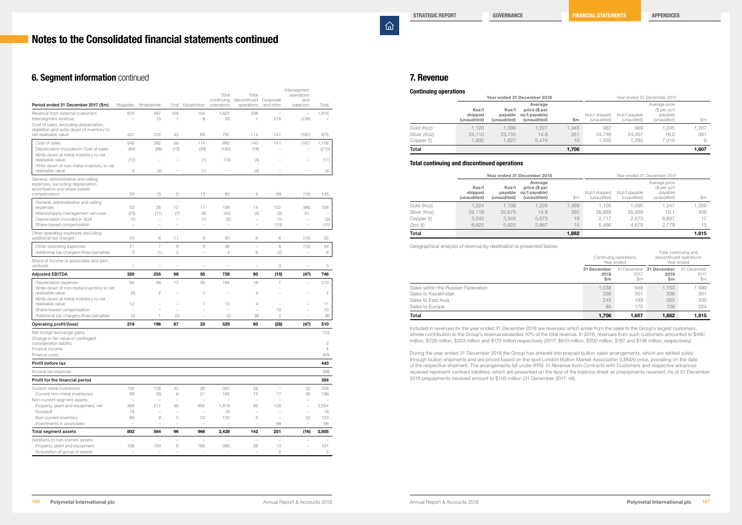# Notes to the Consolidated financial statements continued

## 6. Segment information continued

| Period ended 31 December 2017 ($m) | Magadan | Khabarovsk | Ural | Kazakhstan | Total continuing operations | Total discontinued operations | Corporate and other | Intersegment operations and balances | Total |
|---|---|---|---|---|---|---|---|---|---|
| Revenue from external customers | 810 | 487 | 156 | 154 | 1,607 | 208 | – | – | 1,815 |
| Intersegment revenue | – | 13 | 1 | 6 | 20 | 1 | 218 | (239) | – |
| Cost of sales, excluding depreciation, depletion and write-down of inventory to net realisable value | 437 | 224 | 43 | 83 | 787 | 114 | 141 | (167) | 875 |
| Cost of sales | 540 | 282 | 56 | 114 | 992 | 140 | 141 | (167) | 1,106 |
| Depreciation included in Cost of sales | (94) | (56) | (13) | (29) | (192) | (18) | – | – | (210) |
| Write-down of metal inventory to net realisable value | (12) | – | – | (1) | (13) | (4) | – | – | (17) |
| Write-down of non-metal inventory to net realisable value | 3 | (2) | – | (1) | – | (4) | – | – | (4) |
| General, administrative and selling expenses, excluding depreciation, amortisation and share-based compensation | 29 | 15 | 5 | 13 | 62 | 9 | 89 | (15) | 145 |
| General, administrative and selling expenses | 53 | 26 | 12 | 17 | 108 | 14 | 102 | (66) | 158 |
| Intercompany management services | (23) | (11) | (7) | (3) | (44) | (5) | (2) | 51 | – |
| Depreciation included in SGA | (1) | – | – | (1) | (2) | – | (1) | – | (3) |
| Share-based compensation | – | – | – | – | – | – | (10) | – | (10) |
| Other operating expenses excluding additional tax charges | 24 | 6 | 11 | 9 | 50 | 6 | 6 | (10) | 52 |
| Other operating expenses | 21 | 7 | 9 | 9 | 46 | – | 8 | (10) | 44 |
| Additional tax chargers/fines/penalties | 3 | (1) | 2 | – | 4 | 6 | (2) | – | 8 |
| Share of income of associates and joint ventures | – | – | – | – | – | – | 3 | – | 3 |
| **Adjusted EBITDA** | **320** | **255** | **98** | **55** | **728** | **80** | **(15)** | **(47)** | **746** |
| Depreciation expense | 95 | 56 | 13 | 30 | 194 | 18 | 1 | – | 213 |
| Write-down of non-metal inventory to net realisable value | (3) | 2 | – | 1 | – | 4 | – | – | 4 |
| Write-down of metal inventory to net realisable value | 12 | – | – | 1 | 13 | 4 | – | – | 17 |
| Share-based compensation | – | – | – | – | – | – | 10 | – | 10 |
| Additional tax chargers/fines/penalties | (3) | 1 | (2) | – | (4) | (6) | 2 | – | (8) |
| **Operating profit/(loss)** | **219** | **196** | **87** | **23** | **525** | **60** | **(28)** | **(47)** | **510** |
| Net foreign exchange gains | | | | | | | | | (10) |
| Change in fair value of contingent consideration liability | | | | | | | | | 2 |
| Finance income | | | | | | | | | 4 |
| Finance costs | | | | | | | | | (63) |
| **Profit before tax** | | | | | | | | | **443** |
| Income tax expense | | | | | | | | | (89) |
| **Profit for the financial period** | | | | | | | | | **354** |
| Current metal inventories | 130 | 105 | 42 | 30 | 307 | 26 | – | (5) | 328 |
| Current non-metal inventories | 99 | 39 | 6 | 21 | 165 | 13 | 17 | (9) | 186 |
| Non-current segment assets: | – | – | – | – | – | – | – | – | – |
| Property, plant and equipment, net | 469 | 411 | 46 | 892 | 1,818 | 98 | 138 | – | 2,054 |
| Goodwill | 18 | – | – | – | 18 | – | – | – | 18 |
| Non-current inventory | 86 | 9 | 2 | 23 | 120 | 5 | – | (2) | 123 |
| Investments in associates | – | – | – | – | – | – | 96 | – | 96 |
| **Total segment assets** | **802** | **564** | **96** | **966** | **2,428** | **142** | **251** | **(16)** | **2,805** |
| Additions to non-current assets: | – | – | – | – | – | – | – | – | – |
| Property, plant and equipment | 106 | 100 | 9 | 165 | 380 | 38 | 13 | – | 431 |
| Acquisition of group of assets | – | – | – | – | – | – | 2 | – | 2 |

## 7. Revenue

### Continuing operations

| | Year ended 31 December 2018 | | | | Year ended 31 December 2017 | | | |
|---|---|---|---|---|---|---|---|---|
| | Koz/t shipped (unaudited) | Koz/t payable (unaudited) | Average price ($ per oz/t payable) (unaudited) | $m | Koz/t shipped (unaudited) | Koz/t payable (unaudited) | Average price ($ per oz/t payable) (unaudited) | $m |
| Gold (Koz) | 1,120 | 1,096 | 1,227 | 1,345 | 982 | 969 | 1,245 | 1,207 |
| Silver (Koz) | 24,110 | 23,735 | 14.8 | 351 | 24,748 | 24,397 | 16.0 | 391 |
| Copper (t) | 1,932 | 1,827 | 5,474 | 10 | 1,350 | 1,282 | 7,019 | 9 |
| **Total** | | | | **1,706** | | | | **1,607** |

### Total continuing and discontinued operations

| | Year ended 31 December 2018 | | | | Year ended 31 December 2017 | | | |
|---|---|---|---|---|---|---|---|---|
| | Koz/t shipped (unaudited) | Koz/t payable (unaudited) | Average price ($ per oz/t payable) (unaudited) | $m | Koz/t shipped (unaudited) | Koz/t payable (unaudited) | Average price ($ per oz/t payable) (unaudited) | $m |
| Gold (Koz) | 1,224 | 1,198 | 1,226 | 1,468 | 1,105 | 1,090 | 1,247 | 1,359 |
| Silver (Koz) | 26,118 | 25,675 | 14.8 | 380 | 26,888 | 26,469 | 16.1 | 426 |
| Copper (t) | 3,542 | 3,348 | 5,675 | 19 | 2,717 | 2,573 | 6,607 | 17 |
| Zinc (t) | 6,625 | 5,625 | 2,667 | 15 | 5,466 | 4,679 | 2,779 | 13 |
| **Total** | | | | **1,882** | | | | **1,815** |

Geographical analysis of revenue by destination is presented below:

| | Continuing operations Year ended | | Total continuing and discontinued operations Year ended | |
|---|---|---|---|---|
| | 31 December 2018 $m | 31 December 2017 $m | 31 December 2018 $m | 31 December 2017 $m |
| Sales within the Russian Federation | 1,038 | 948 | 1,153 | 1 090 |
| Sales to Kazakhstan | 338 | 301 | 338 | 301 |
| Sales to East Asia | 245 | 183 | 263 | 200 |
| Sales to Europe | 85 | 175 | 128 | 224 |
| **Total** | **1,706** | **1,607** | **1,882** | **1,815** |

Included in revenues for the year ended 31 December 2018 are revenues which arose from the sales to the Group's largest customers, whose contribution to the Group's revenue exceeded 10% of the total revenue. In 2018, revenues from such customers amounted to $490 million, $228 million, $203 million and $173 million respectively (2017: $610 million, $200 million, $167 and $136 million, respectively).

During the year ended 31 December 2018 the Group has entered into prepaid bullion sales arrangements, which are settled solely through bullion shipments and are priced based on the spot London Bullion Market Association (LBMA) price, prevailing on the date of the respective shipment. The arrangements fall under IFRS 15 *Revenue from Contracts with Customers* and respective advances received represent contract liabilities, which are presented on the face of the balance sheet as prepayments received. As of 31 December 2018 prepayments received amount to $100 million (31 December 2017: nil).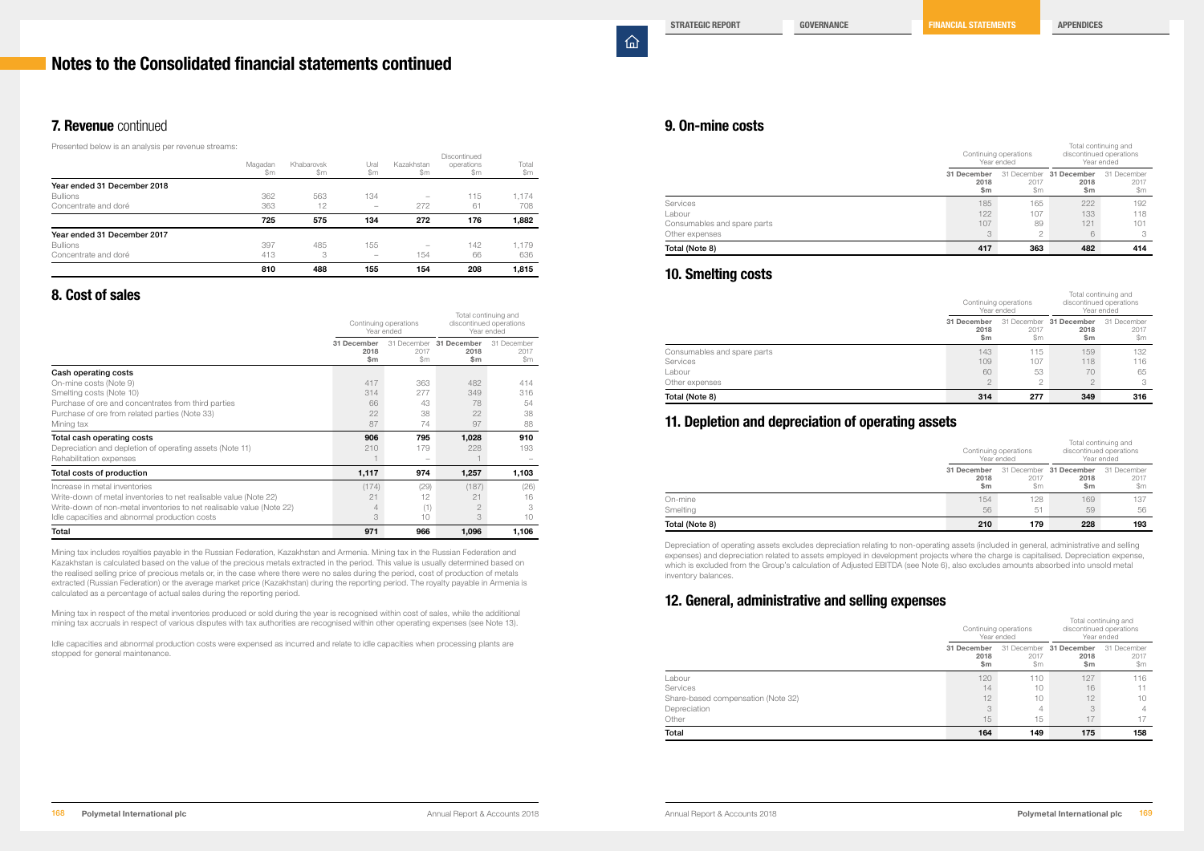# Notes to the Consolidated financial statements continued

## 7. Revenue continued

Presented below is an analysis per revenue streams:

| | Magadan $m | Khabarovsk $m | Ural $m | Kazakhstan $m | Discontinued operations $m | Total $m |
|---|---|---|---|---|---|---|
| **Year ended 31 December 2018** | | | | | | |
| Bullions | 362 | 563 | 134 | – | 115 | 1,174 |
| Concentrate and doré | 363 | 12 | – | 272 | 61 | 708 |
| | **725** | **575** | **134** | **272** | **176** | **1,882** |
| **Year ended 31 December 2017** | | | | | | |
| Bullions | 397 | 485 | 155 | – | 142 | 1,179 |
| Concentrate and doré | 413 | 3 | – | 154 | 66 | 636 |
| | **810** | **488** | **155** | **154** | **208** | **1,815** |

## 8. Cost of sales

| | Continuing operations Year ended | | Total continuing and discontinued operations Year ended | |
|---|---|---|---|---|
| | **31 December 2018 $m** | 31 December 2017 $m | **31 December 2018 $m** | 31 December 2017 $m |
| **Cash operating costs** | | | | |
| On-mine costs (Note 9) | 417 | 363 | 482 | 414 |
| Smelting costs (Note 10) | 314 | 277 | 349 | 316 |
| Purchase of ore and concentrates from third parties | 66 | 43 | 78 | 54 |
| Purchase of ore from related parties (Note 33) | 22 | 38 | 22 | 38 |
| Mining tax | 87 | 74 | 97 | 88 |
| **Total cash operating costs** | **906** | **795** | **1,028** | **910** |
| Depreciation and depletion of operating assets (Note 11) | 210 | 179 | 228 | 193 |
| Rehabilitation expenses | 1 | – | 1 | – |
| **Total costs of production** | **1,117** | **974** | **1,257** | **1,103** |
| Increase in metal inventories | (174) | (29) | (187) | (26) |
| Write-down of metal inventories to net realisable value (Note 22) | 21 | 12 | 21 | 16 |
| Write-down of non-metal inventories to net realisable value (Note 22) | 4 | (1) | 2 | 3 |
| Idle capacities and abnormal production costs | 3 | 10 | 3 | 10 |
| **Total** | **971** | **966** | **1,096** | **1,106** |

Mining tax includes royalties payable in the Russian Federation, Kazakhstan and Armenia. Mining tax in the Russian Federation and Kazakhstan is calculated based on the value of the precious metals extracted in the period. This value is usually determined based on the realised selling price of precious metals or, in the case where there were no sales during the period, cost of production of metals extracted (Russian Federation) or the average market price (Kazakhstan) during the reporting period. The royalty payable in Armenia is calculated as a percentage of actual sales during the reporting period.

Mining tax in respect of the metal inventories produced or sold during the year is recognised within cost of sales, while the additional mining tax accruals in respect of various disputes with tax authorities are recognised within other operating expenses (see Note 13).

Idle capacities and abnormal production costs were expensed as incurred and relate to idle capacities when processing plants are stopped for general maintenance.

## 9. On-mine costs

| | Continuing operations Year ended | | Total continuing and discontinued operations Year ended | |
|---|---|---|---|---|
| | **31 December 2018 $m** | 31 December 2017 $m | **31 December 2018 $m** | 31 December 2017 $m |
| Services | 185 | 165 | 222 | 192 |
| Labour | 122 | 107 | 133 | 118 |
| Consumables and spare parts | 107 | 89 | 121 | 101 |
| Other expenses | 3 | 2 | 6 | 3 |
| **Total (Note 8)** | **417** | **363** | **482** | **414** |

## 10. Smelting costs

| | Continuing operations Year ended | | Total continuing and discontinued operations Year ended | |
|---|---|---|---|---|
| | **31 December 2018 $m** | 31 December 2017 $m | **31 December 2018 $m** | 31 December 2017 $m |
| Consumables and spare parts | 143 | 115 | 159 | 132 |
| Services | 109 | 107 | 118 | 116 |
| Labour | 60 | 53 | 70 | 65 |
| Other expenses | 2 | 2 | 2 | 3 |
| **Total (Note 8)** | **314** | **277** | **349** | **316** |

## 11. Depletion and depreciation of operating assets

| | Continuing operations Year ended | | Total continuing and discontinued operations Year ended | |
|---|---|---|---|---|
| | **31 December 2018 $m** | 31 December 2017 $m | **31 December 2018 $m** | 31 December 2017 $m |
| On-mine | 154 | 128 | 169 | 137 |
| Smelting | 56 | 51 | 59 | 56 |
| **Total (Note 8)** | **210** | **179** | **228** | **193** |

Depreciation of operating assets excludes depreciation relating to non-operating assets (included in general, administrative and selling expenses) and depreciation related to assets employed in development projects where the charge is capitalised. Depreciation expense, which is excluded from the Group's calculation of Adjusted EBITDA (see Note 6), also excludes amounts absorbed into unsold metal inventory balances.

## 12. General, administrative and selling expenses

| | Continuing operations Year ended | | Total continuing and discontinued operations Year ended | |
|---|---|---|---|---|
| | **31 December 2018 $m** | 31 December 2017 $m | **31 December 2018 $m** | 31 December 2017 $m |
| Labour | 120 | 110 | 127 | 116 |
| Services | 14 | 10 | 16 | 11 |
| Share-based compensation (Note 32) | 12 | 10 | 12 | 10 |
| Depreciation | 3 | 4 | 3 | 4 |
| Other | 15 | 15 | 17 | 17 |
| **Total** | **164** | **149** | **175** | **158** |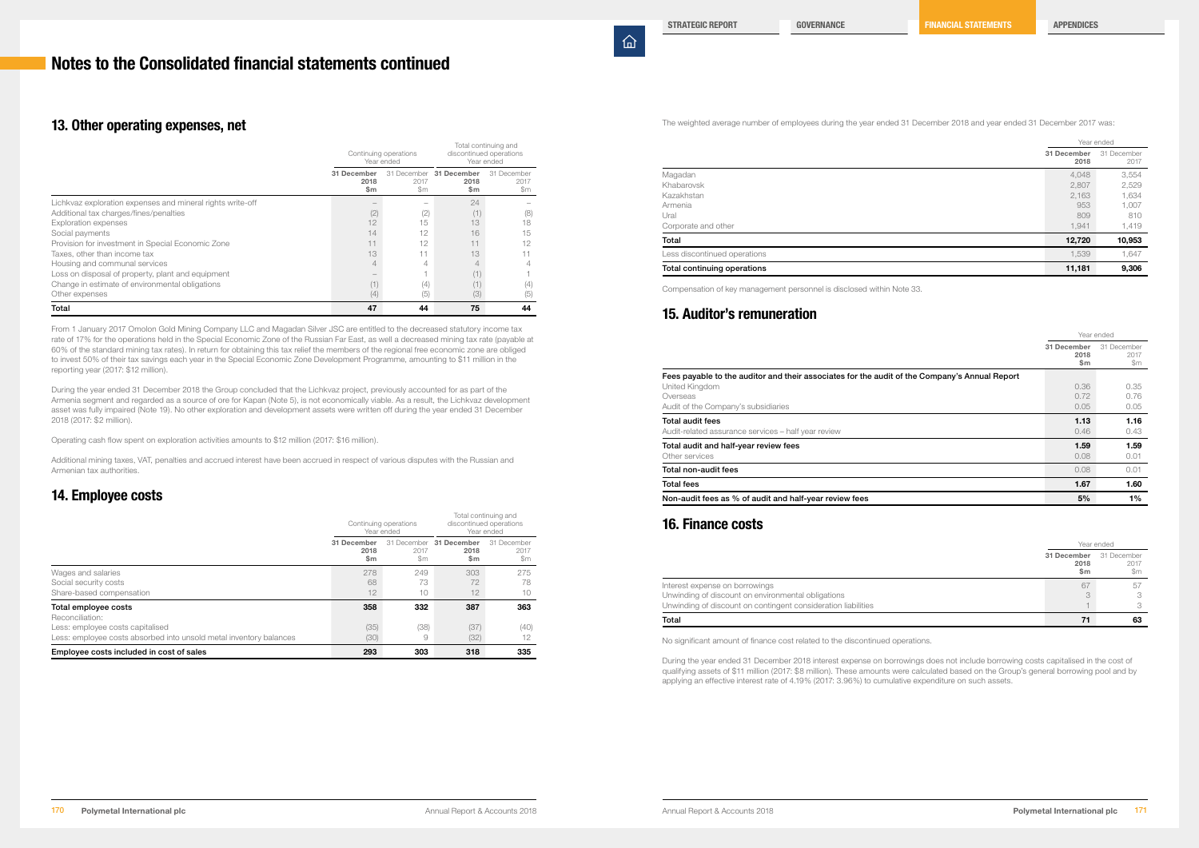# Notes to the Consolidated financial statements continued

## 13. Other operating expenses, net

| | Continuing operations Year ended | | Total continuing and discontinued operations Year ended | |
|---|---|---|---|---|
| | **31 December 2018 $m** | 31 December 2017 $m | **31 December 2018 $m** | 31 December 2017 $m |
| Lichkvaz exploration expenses and mineral rights write-off | – | – | 24 | – |
| Additional tax charges/fines/penalties | (2) | (2) | (1) | (8) |
| Exploration expenses | 12 | 15 | 13 | 18 |
| Social payments | 14 | 12 | 16 | 15 |
| Provision for investment in Special Economic Zone | 11 | 12 | 11 | 12 |
| Taxes, other than income tax | 13 | 11 | 13 | 11 |
| Housing and communal services | 4 | 4 | 4 | 4 |
| Loss on disposal of property, plant and equipment | – | 1 | (1) | 1 |
| Change in estimate of environmental obligations | (1) | (4) | (1) | (4) |
| Other expenses | (4) | (5) | (3) | (5) |
| **Total** | **47** | **44** | **75** | **44** |

From 1 January 2017 Omolon Gold Mining Company LLC and Magadan Silver JSC are entitled to the decreased statutory income tax rate of 17% for the operations held in the Special Economic Zone of the Russian Far East, as well a decreased mining tax rate (payable at 60% of the standard mining tax rates). In return for obtaining this tax relief the members of the regional free economic zone are obliged to invest 50% of their tax savings each year in the Special Economic Zone Development Programme, amounting to $11 million in the reporting year (2017: $12 million).

During the year ended 31 December 2018 the Group concluded that the Lichkvaz project, previously accounted for as part of the Armenia segment and regarded as a source of ore for Kapan (Note 5), is not economically viable. As a result, the Lichkvaz development asset was fully impaired (Note 19). No other exploration and development assets were written off during the year ended 31 December 2018 (2017: $2 million).

Operating cash flow spent on exploration activities amounts to $12 million (2017: $16 million).

Additional mining taxes, VAT, penalties and accrued interest have been accrued in respect of various disputes with the Russian and Armenian tax authorities.

## 14. Employee costs

| | Continuing operations Year ended | | Total continuing and discontinued operations Year ended | |
|---|---|---|---|---|
| | **31 December 2018 $m** | 31 December 2017 $m | **31 December 2018 $m** | 31 December 2017 $m |
| Wages and salaries | 278 | 249 | 303 | 275 |
| Social security costs | 68 | 73 | 72 | 78 |
| Share-based compensation | 12 | 10 | 12 | 10 |
| **Total employee costs** | **358** | **332** | **387** | **363** |
| Reconciliation: | | | | |
| Less: employee costs capitalised | (35) | (38) | (37) | (40) |
| Less: employee costs absorbed into unsold metal inventory balances | (30) | 9 | (32) | 12 |
| **Employee costs included in cost of sales** | **293** | **303** | **318** | **335** |

The weighted average number of employees during the year ended 31 December 2018 and year ended 31 December 2017 was:

| | Year ended | |
|---|---|---|
| | **31 December 2018** | 31 December 2017 |
| Magadan | 4,048 | 3,554 |
| Khabarovsk | 2,807 | 2,529 |
| Kazakhstan | 2,163 | 1,634 |
| Armenia | 953 | 1,007 |
| Ural | 809 | 810 |
| Corporate and other | 1,941 | 1,419 |
| **Total** | **12,720** | **10,953** |
| Less discontinued operations | 1,539 | 1,647 |
| **Total continuing operations** | **11,181** | **9,306** |

Compensation of key management personnel is disclosed within Note 33.

## 15. Auditor's remuneration

| | Year ended | |
|---|---|---|
| | **31 December 2018 $m** | 31 December 2017 $m |
| **Fees payable to the auditor and their associates for the audit of the Company's Annual Report** | | |
| United Kingdom | 0.36 | 0.35 |
| Overseas | 0.72 | 0.76 |
| Audit of the Company's subsidiaries | 0.05 | 0.05 |
| **Total audit fees** | **1.13** | **1.16** |
| Audit-related assurance services – half year review | 0.46 | 0.43 |
| **Total audit and half-year review fees** | **1.59** | **1.59** |
| Other services | 0.08 | 0.01 |
| **Total non-audit fees** | 0.08 | 0.01 |
| **Total fees** | **1.67** | **1.60** |
| **Non-audit fees as % of audit and half-year review fees** | **5%** | **1%** |

## 16. Finance costs

| | Year ended | |
|---|---|---|
| | **31 December 2018 $m** | 31 December 2017 $m |
| Interest expense on borrowings | 67 | 57 |
| Unwinding of discount on environmental obligations | 3 | 3 |
| Unwinding of discount on contingent consideration liabilities | 1 | 3 |
| **Total** | **71** | **63** |

No significant amount of finance cost related to the discontinued operations.

During the year ended 31 December 2018 interest expense on borrowings does not include borrowing costs capitalised in the cost of qualifying assets of $11 million (2017: $8 million). These amounts were calculated based on the Group's general borrowing pool and by applying an effective interest rate of 4.19% (2017: 3.96%) to cumulative expenditure on such assets.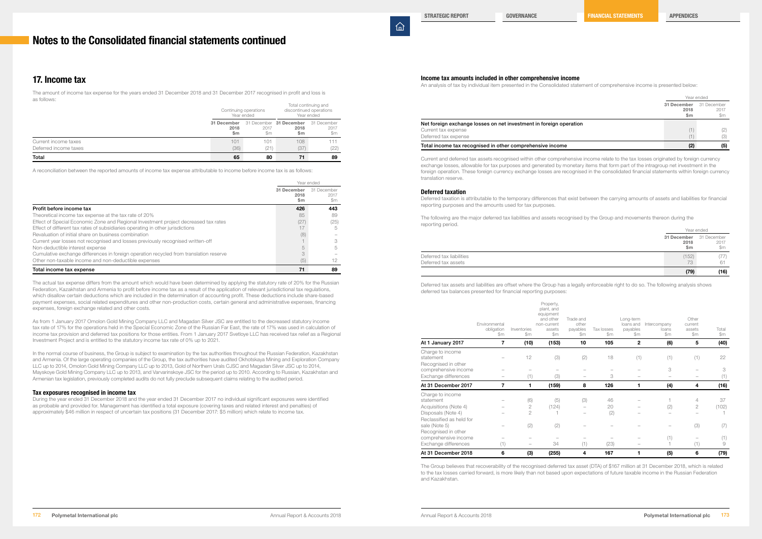# Notes to the Consolidated financial statements continued

## 17. Income tax

The amount of income tax expense for the years ended 31 December 2018 and 31 December 2017 recognised in profit and loss is as follows:

| | Continuing operations Year ended | | Total continuing and discontinued operations Year ended | |
|---|---|---|---|---|
| | **31 December 2018 $m** | 31 December 2017 $m | **31 December 2018 $m** | 31 December 2017 $m |
| Current income taxes | 101 | 101 | 108 | 111 |
| Deferred income taxes | (36) | (21) | (37) | (22) |
| **Total** | **65** | **80** | **71** | **89** |

A reconciliation between the reported amounts of income tax expense attributable to income before income tax is as follows:

| | Year ended | |
|---|---|---|
| | **31 December 2018 $m** | 31 December 2017 $m |
| **Profit before income tax** | **426** | **443** |
| Theoretical income tax expense at the tax rate of 20% | 85 | 89 |
| Effect of Special Economic Zone and Regional Investment project decreased tax rates | (27) | (25) |
| Effect of different tax rates of subsidiaries operating in other jurisdictions | 17 | 5 |
| Revaluation of initial share on business combination | (8) | – |
| Current year losses not recognised and losses previously recognised written-off | 1 | 3 |
| Non-deductible interest expense | 5 | 5 |
| Cumulative exchange differences in foreign operation recycled from translation reserve | 3 | – |
| Other non-taxable income and non-deductible expenses | (5) | 12 |
| **Total income tax expense** | **71** | **89** |

The actual tax expense differs from the amount which would have been determined by applying the statutory rate of 20% for the Russian Federation, Kazakhstan and Armenia to profit before income tax as a result of the application of relevant jurisdictional tax regulations, which disallow certain deductions which are included in the determination of accounting profit. These deductions include share-based payment expenses, social related expenditures and other non-production costs, certain general and administrative expenses, financing expenses, foreign exchange related and other costs.

As from 1 January 2017 Omolon Gold Mining Company LLC and Magadan Silver JSC are entitled to the decreased statutory income tax rate of 17% for the operations held in the Special Economic Zone of the Russian Far East, the rate of 17% was used in calculation of income tax provision and deferred tax positions for those entities. From 1 January 2017 Svetloye LLC has received tax relief as a Regional Investment Project and is entitled to the statutory income tax rate of 0% up to 2021.

In the normal course of business, the Group is subject to examination by the tax authorities throughout the Russian Federation, Kazakhstan and Armenia. Of the large operating companies of the Group, the tax authorities have audited Okhotskaya Mining and Exploration Company LLC up to 2014, Omolon Gold Mining Company LLC up to 2013, Gold of Northern Urals CJSC and Magadan Silver JSC up to 2014, Mayskoye Gold Mining Company LLC up to 2013, and Varvarinskoye JSC for the period up to 2010. According to Russian, Kazakhstan and Armenian tax legislation, previously completed audits do not fully preclude subsequent claims relating to the audited period.

### Tax exposures recognised in income tax

During the year ended 31 December 2018 and the year ended 31 December 2017 no individual significant exposures were identified as probable and provided for. Management has identified a total exposure (covering taxes and related interest and penalties) of approximately $46 million in respect of uncertain tax positions (31 December 2017: $5 million) which relate to income tax.

### Income tax amounts included in other comprehensive income

An analysis of tax by individual item presented in the Consolidated statement of comprehensive income is presented below:

| | Year ended | |
|---|---|---|
| | **31 December 2018 $m** | 31 December 2017 $m |
| **Net foreign exchange losses on net investment in foreign operation** | | |
| Current tax expense | (1) | (2) |
| Deferred tax expense | (1) | (3) |
| **Total income tax recognised in other comprehensive income** | **(2)** | **(5)** |

Current and deferred tax assets recognised within other comprehensive income relate to the tax losses originated by foreign currency exchange losses, allowable for tax purposes and generated by monetary items that form part of the intragroup net investment in the foreign operation. These foreign currency exchange losses are recognised in the consolidated financial statements within foreign currency translation reserve.

### Deferred taxation

Deferred taxation is attributable to the temporary differences that exist between the carrying amounts of assets and liabilities for financial reporting purposes and the amounts used for tax purposes.

The following are the major deferred tax liabilities and assets recognised by the Group and movements thereon during the reporting period.

| | Year ended | |
|---|---|---|
| | **31 December 2018 $m** | 31 December 2017 $m |
| Deferred tax liabilities | (152) | (77) |
| Deferred tax assets | 73 | 61 |
| | **(79)** | **(16)** |

Deferred tax assets and liabilities are offset where the Group has a legally enforceable right to do so. The following analysis shows deferred tax balances presented for financial reporting purposes:

| | Environmental obligation $m | Inventories $m | Property, plant, and equipment and other non-current assets $m | Trade and other payables $m | Tax losses $m | Long-term loans and payables $m | Intercompany loans $m | Other current assets $m | Total $m |
|---|---|---|---|---|---|---|---|---|---|
| **At 1 January 2017** | **7** | **(10)** | **(153)** | **10** | **105** | **2** | **(6)** | **5** | **(40)** |
| Charge to income statement | – | 12 | (3) | (2) | 18 | (1) | (1) | (1) | 22 |
| Recognised in other comprehensive income | – | – | – | – | – | – | 3 | – | 3 |
| Exchange differences | – | (1) | (3) | – | 3 | – | – | – | (1) |
| **At 31 December 2017** | **7** | **1** | **(159)** | **8** | **126** | **1** | **(4)** | **4** | **(16)** |
| Charge to income statement | – | (6) | (5) | (3) | 46 | – | 1 | 4 | 37 |
| Acquisitions (Note 4) | – | 2 | (124) | – | 20 | – | (2) | 2 | (102) |
| Disposals (Note 4) | – | 2 | 1 | – | (2) | – | – | – | 1 |
| Reclassified as held for sale (Note 5) | – | (2) | (2) | – | – | – | – | (3) | (7) |
| Recognised in other comprehensive income | – | – | – | – | – | – | (1) | – | (1) |
| Exchange differences | (1) | – | 34 | (1) | (23) | – | 1 | (1) | 9 |
| **At 31 December 2018** | **6** | **(3)** | **(255)** | **4** | **167** | **1** | **(5)** | **6** | **(79)** |

The Group believes that recoverability of the recognised deferred tax asset (DTA) of $167 million at 31 December 2018, which is related to the tax losses carried forward, is more likely than not based upon expectations of future taxable income in the Russian Federation and Kazakhstan.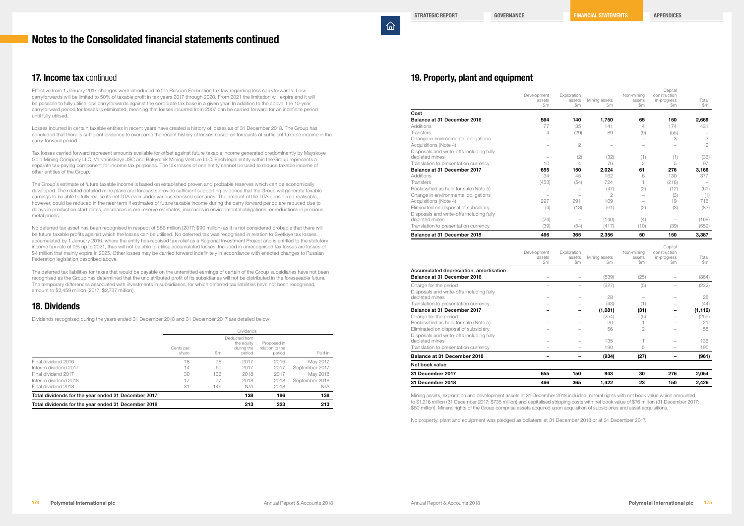# Notes to the Consolidated financial statements continued

## 17. Income tax continued

Effective from 1 January 2017 changes were introduced to the Russian Federation tax law regarding loss carryforwards. Loss carryforwards will be limited to 50% of taxable profit in tax years 2017 through 2020. From 2021 the limitation will expire and it will be possible to fully utilise loss carryforwards against the corporate tax base in a given year. In addition to the above, the 10-year carryforward period for losses is eliminated, meaning that losses incurred from 2007 can be carried forward for an indefinite period until fully utilised.

Losses incurred in certain taxable entities in recent years have created a history of losses as of 31 December 2018. The Group has concluded that there is sufficient evidence to overcome the recent history of losses based on forecasts of sufficient taxable income in the carry-forward period.

Tax losses carried forward represent amounts available for offset against future taxable income generated predominantly by Mayskoye Gold Mining Company LLC, Varvarinskoye JSC and Bakyrchik Mining Venture LLC. Each legal entity within the Group represents a separate tax-paying component for income tax purposes. The tax losses of one entity cannot be used to reduce taxable income of other entities of the Group.

The Group's estimate of future taxable income is based on established proven and probable reserves which can be economically developed. The related detailed mine plans and forecasts provide sufficient supporting evidence that the Group will generate taxable earnings to be able to fully realise its net DTA even under various stressed scenarios. The amount of the DTA considered realisable, however, could be reduced in the near term if estimates of future taxable income during the carry forward period are reduced due to delays in production start dates, decreases in ore reserve estimates, increases in environmental obligations, or reductions in precious metal prices.

No deferred tax asset has been recognised in respect of $86 million (2017: $90 million) as it is not considered probable that there will be future taxable profits against which the losses can be utilised. No deferred tax was recognised in relation to Svetloye tax losses, accumulated by 1 January 2016, where the entity has received tax relief as a Regional Investment Project and is entitled to the statutory income tax rate of 0% up to 2021, thus will not be able to utilise accumulated losses. Included in unrecognised tax losses are losses of $4 million that mainly expire in 2025. Other losses may be carried forward indefinitely in accordance with enacted changes to Russian Federation legislation described above.

The deferred tax liabilities for taxes that would be payable on the unremitted earnings of certain of the Group subsidiaries have not been recognised as the Group has determined that the undistributed profit of its subsidiaries will not be distributed in the foreseeable future. The temporary differences associated with investments in subsidiaries, for which deferred tax liabilities have not been recognised, amount to $2,459 million (2017: $2,737 million).

## 18. Dividends

Dividends recognised during the years ended 31 December 2018 and 31 December 2017 are detailed below:

| | Dividends | | | | |
|---|---|---|---|---|---|
| | Cents per share | $m | Deducted from the equity during the period | Proposed in relation to the period | Paid in |
| Final dividend 2016 | 18 | 78 | 2017 | 2016 | May 2017 |
| Interim dividend 2017 | 14 | 60 | 2017 | 2017 | September 2017 |
| Final dividend 2017 | 30 | 136 | 2018 | 2017 | May 2018 |
| Interim dividend 2018 | 17 | 77 | 2018 | 2018 | September 2018 |
| Final dividend 2018 | 31 | 146 | N/A | 2018 | N/A |
| **Total dividends for the year ended 31 December 2017** | | | **138** | **196** | **138** |
| **Total dividends for the year ended 31 December 2018** | | | **213** | **223** | **213** |

## 19. Property, plant and equipment

| | Development assets $m | Exploration assets $m | Mining assets $m | Non-mining assets $m | Capital construction in-progress $m | Total $m |
|---|---|---|---|---|---|---|
| **Cost** | | | | | | |
| **Balance at 31 December 2016** | **564** | **140** | **1,750** | **65** | **150** | **2,669** |
| Additions | 77 | 35 | 141 | 4 | 174 | 431 |
| Transfers | 4 | (29) | 89 | (9) | (55) | – |
| Change in environmental obligations | – | – | – | – | 3 | 3 |
| Acquisitions (Note 4) | – | 2 | – | – | – | 2 |
| Disposals and write-offs including fully depleted mines | – | (2) | (32) | (1) | (1) | (36) |
| Translation to presentation currency | 10 | 4 | 76 | 2 | 5 | 97 |
| **Balance at 31 December 2017** | **655** | **150** | **2,024** | **61** | **276** | **3,166** |
| Additions | 34 | 45 | 162 | 6 | 130 | 377 |
| Transfers | (453) | (54) | 724 | 1 | (218) | – |
| Reclassified as held for sale (Note 5) | – | – | (47) | (2) | (12) | (61) |
| Change in environmental obligations | – | – | 2 | – | (3) | (1) |
| Acquisitions (Note 4) | 297 | 291 | 109 | – | 19 | 716 |
| Eliminated on disposal of subsidiary | (4) | (13) | (61) | (2) | (3) | (83) |
| Disposals and write-offs including fully depleted mines | (24) | – | (140) | (4) | – | (168) |
| Translation to presentation currency | (39) | (54) | (417) | (10) | (39) | (559) |
| **Balance at 31 December 2018** | **466** | **365** | **2,356** | **50** | **150** | **3,387** |

| | Development assets $m | Exploration assets $m | Mining assets $m | Non-mining assets $m | Capital construction in-progress $m | Total $m |
|---|---|---|---|---|---|---|
| **Accumulated depreciation, amortisation** | | | | | | |
| **Balance at 31 December 2016** | – | – | (839) | (25) | – | (864) |
| Charge for the period | – | – | (227) | (5) | – | (232) |
| Disposals and write-offs including fully depleted mines | – | – | 28 | – | – | 28 |
| Translation to presentation currency | – | – | (43) | (1) | – | (44) |
| **Balance at 31 December 2017** | **–** | **–** | **(1,081)** | **(31)** | **–** | **(1,112)** |
| Charge for the period | – | – | (254) | (5) | – | (259) |
| Reclassified as held for sale (Note 5) | – | – | 20 | 1 | – | 21 |
| Eliminated on disposal of subsidiary | – | – | 56 | 2 | – | 58 |
| Disposals and write-offs including fully depleted mines | – | – | 135 | 1 | – | 136 |
| Translation to presentation currency | – | – | 190 | 5 | – | 195 |
| **Balance at 31 December 2018** | **–** | **–** | **(934)** | **(27)** | **–** | **(961)** |
| **Net book value** | | | | | | |
| **31 December 2017** | **655** | **150** | **943** | **30** | **276** | **2,054** |
| **31 December 2018** | **466** | **365** | **1,422** | **23** | **150** | **2,426** |

Mining assets, exploration and development assets at 31 December 2018 included mineral rights with net book value which amounted to $1,216 million (31 December 2017: $735 million) and capitalised stripping costs with net book value of $76 million (31 December 2017: $50 million). Mineral rights of the Group comprise assets acquired upon acquisition of subsidiaries and asset acquisitions.

No property, plant and equipment was pledged as collateral at 31 December 2018 or at 31 December 2017.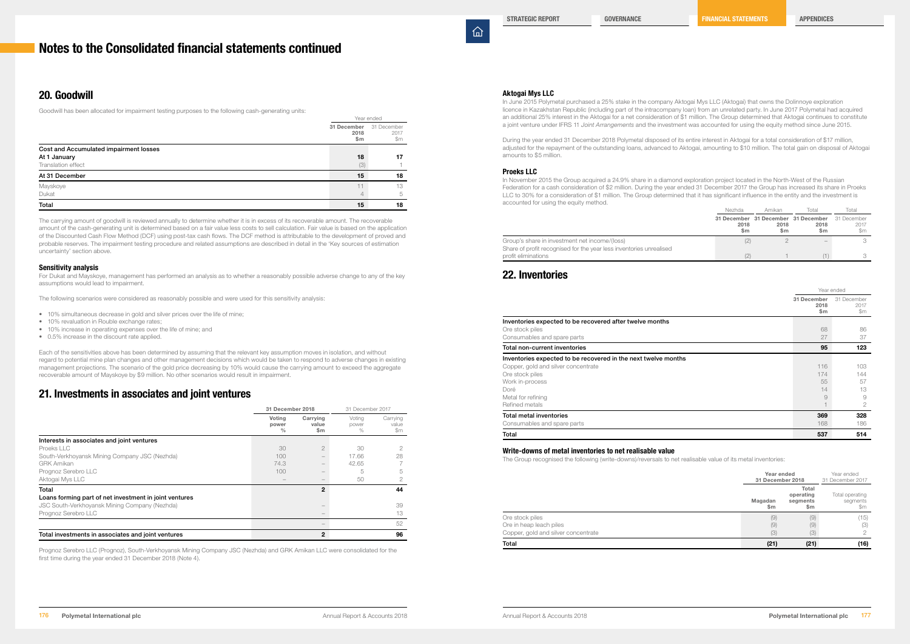# Notes to the Consolidated financial statements continued

## 20. Goodwill

Goodwill has been allocated for impairment testing purposes to the following cash-generating units:

| | Year ended | |
|---|---|---|
| | 31 December 2018 $m | 31 December 2017 $m |
| **Cost and Accumulated impairment losses** | | |
| At 1 January | 18 | 17 |
| Translation effect | (3) | 1 |
| **At 31 December** | **15** | **18** |
| Mayskoye | 11 | 13 |
| Dukat | 4 | 5 |
| **Total** | **15** | **18** |

The carrying amount of goodwill is reviewed annually to determine whether it is in excess of its recoverable amount. The recoverable amount of the cash-generating unit is determined based on a fair value less costs to sell calculation. Fair value is based on the application of the Discounted Cash Flow Method (DCF) using post-tax cash flows. The DCF method is attributable to the development of proved and probable reserves. The impairment testing procedure and related assumptions are described in detail in the 'Key sources of estimation uncertainty' section above.

### Sensitivity analysis

For Dukat and Mayskoye, management has performed an analysis as to whether a reasonably possible adverse change to any of the key assumptions would lead to impairment.

The following scenarios were considered as reasonably possible and were used for this sensitivity analysis:

- 10% simultaneous decrease in gold and silver prices over the life of mine;
- 10% revaluation in Rouble exchange rates;
- 10% increase in operating expenses over the life of mine; and
- 0.5% increase in the discount rate applied.

Each of the sensitivities above has been determined by assuming that the relevant key assumption moves in isolation, and without regard to potential mine plan changes and other management decisions which would be taken to respond to adverse changes in existing management projections. The scenario of the gold price decreasing by 10% would cause the carrying amount to exceed the aggregate recoverable amount of Mayskoye by $9 million. No other scenarios would result in impairment.

## 21. Investments in associates and joint ventures

| | 31 December 2018 | | 31 December 2017 | |
|---|---|---|---|---|
| | Voting power % | Carrying value $m | Voting power % | Carrying value $m |
| **Interests in associates and joint ventures** | | | | |
| Proeks LLC | 30 | 2 | 30 | 2 |
| South-Verkhoyansk Mining Company JSC (Nezhda) | 100 | – | 17.66 | 28 |
| GRK Amikan | 74.3 | – | 42.65 | 7 |
| Prognoz Serebro LLC | 100 | – | 5 | 5 |
| Aktogai Mys LLC | – | – | 50 | 2 |
| **Total** | | **2** | | **44** |
| **Loans forming part of net investment in joint ventures** | | | | |
| JSC South-Verkhoyansk Mining Company (Nezhda) | | – | | 39 |
| Prognoz Serebro LLC | | – | | 13 |
| | | – | | 52 |
| **Total investments in associates and joint ventures** | | **2** | | **96** |

Prognoz Serebro LLC (Prognoz), South-Verkhoyansk Mining Company JSC (Nezhda) and GRK Amikan LLC were consolidated for the first time during the year ended 31 December 2018 (Note 4).

### Aktogai Mys LLC

In June 2015 Polymetal purchased a 25% stake in the company Aktogai Mys LLC (Aktogai) that owns the Dolinnoye exploration licence in Kazakhstan Republic (including part of the intracompany loan) from an unrelated party. In June 2017 Polymetal had acquired an additional 25% interest in the Aktogai for a net consideration of $1 million. The Group determined that Aktogai continues to constitute a joint venture under IFRS 11 *Joint Arrangements* and the investment was accounted for using the equity method since June 2015.

During the year ended 31 December 2018 Polymetal disposed of its entire interest in Aktogai for a total consideration of $17 million, adjusted for the repayment of the outstanding loans, advanced to Aktogai, amounting to $10 million. The total gain on disposal of Aktogai amounts to $5 million.

### Proeks LLC

In November 2015 the Group acquired a 24.9% share in a diamond exploration project located in the North-West of the Russian Federation for a cash consideration of $2 million. During the year ended 31 December 2017 the Group has increased its share in Proeks LLC to 30% for a consideration of $1 million. The Group determined that it has significant influence in the entity and the investment is accounted for using the equity method.

| | Nezhda | Amikan | Total | Total |
|---|---|---|---|---|
| | 31 December 2018 $m | 31 December 2018 $m | 31 December 2018 $m | 31 December 2017 $m |
| Group's share in investment net income/(loss) | (2) | 2 | – | 3 |
| Share of profit recognised for the year less inventories unrealised profit eliminations | (2) | 1 | (1) | 3 |

## 22. Inventories

| | Year ended | |
|---|---|---|
| | 31 December 2018 $m | 31 December 2017 $m |
| **Inventories expected to be recovered after twelve months** | | |
| Ore stock piles | 68 | 86 |
| Consumables and spare parts | 27 | 37 |
| **Total non-current inventories** | **95** | **123** |
| **Inventories expected to be recovered in the next twelve months** | | |
| Copper, gold and silver concentrate | 116 | 103 |
| Ore stock piles | 174 | 144 |
| Work in-process | 55 | 57 |
| Doré | 14 | 13 |
| Metal for refining | 9 | 9 |
| Refined metals | 1 | 2 |
| **Total metal inventories** | **369** | **328** |
| Consumables and spare parts | 168 | 186 |
| **Total** | **537** | **514** |

### Write-downs of metal inventories to net realisable value

The Group recognised the following (write-downs)/reversals to net realisable value of its metal inventories:

| | Year ended 31 December 2018 | | Year ended 31 December 2017 |
|---|---|---|---|
| | Magadan $m | Total operating segments $m | Total operating segments $m |
| Ore stock piles | (9) | (9) | (15) |
| Ore in heap leach piles | (9) | (9) | (3) |
| Copper, gold and silver concentrate | (3) | (3) | 2 |
| **Total** | **(21)** | **(21)** | **(16)** |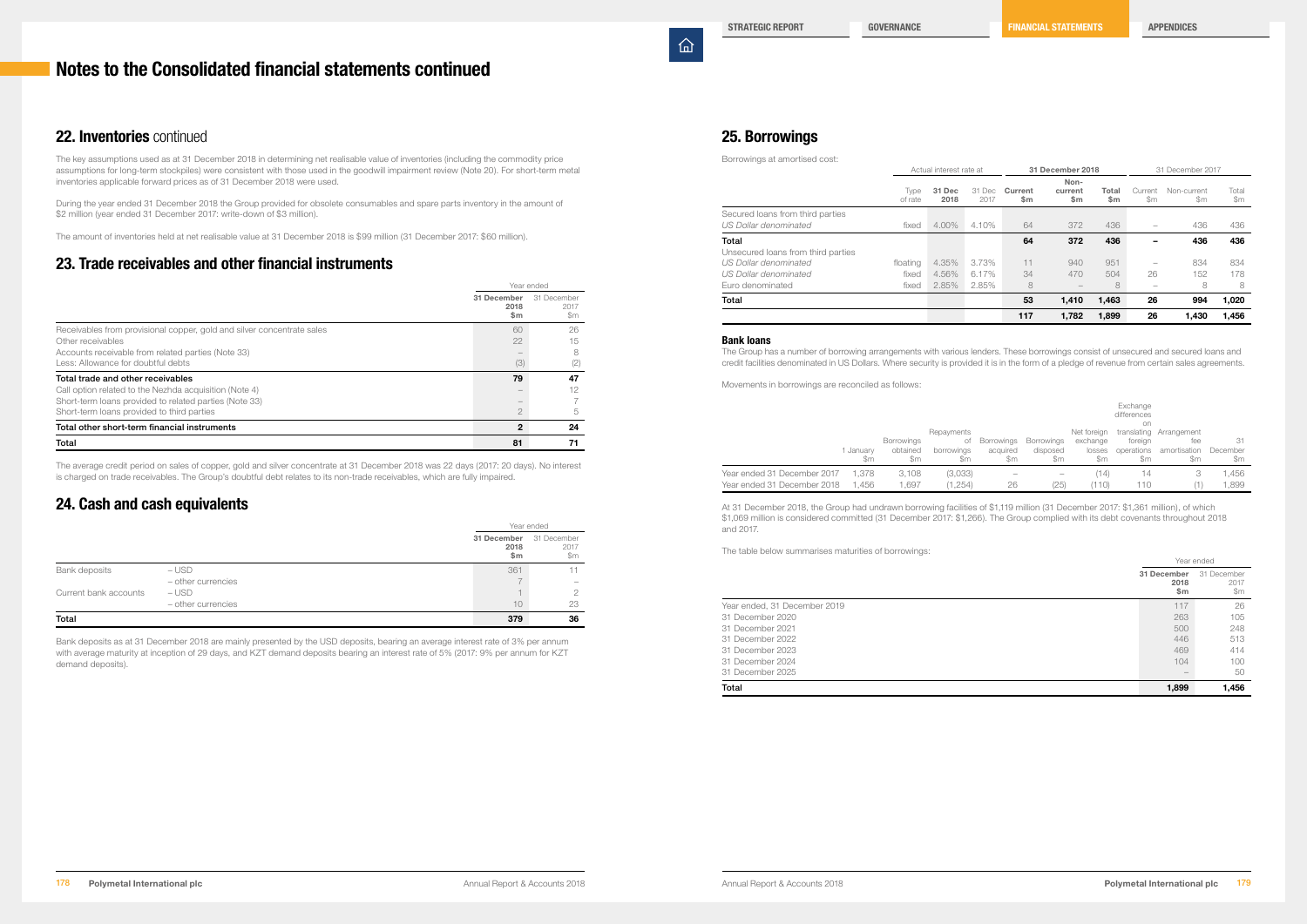# Notes to the Consolidated financial statements continued

## 22. Inventories continued

The key assumptions used as at 31 December 2018 in determining net realisable value of inventories (including the commodity price assumptions for long-term stockpiles) were consistent with those used in the goodwill impairment review (Note 20). For short-term metal inventories applicable forward prices as of 31 December 2018 were used.

During the year ended 31 December 2018 the Group provided for obsolete consumables and spare parts inventory in the amount of \$2 million (year ended 31 December 2017: write-down of \$3 million).

The amount of inventories held at net realisable value at 31 December 2018 is \$99 million (31 December 2017: \$60 million).

## 23. Trade receivables and other financial instruments

| | Year ended 31 December 2018 \$m | Year ended 31 December 2017 \$m |
|---|---|---|
| Receivables from provisional copper, gold and silver concentrate sales | 60 | 26 |
| Other receivables | 22 | 15 |
| Accounts receivable from related parties (Note 33) | – | 8 |
| Less: Allowance for doubtful debts | (3) | (2) |
| **Total trade and other receivables** | **79** | **47** |
| Call option related to the Nezhda acquisition (Note 4) | – | 12 |
| Short-term loans provided to related parties (Note 33) | – | 7 |
| Short-term loans provided to third parties | 2 | 5 |
| **Total other short-term financial instruments** | **2** | **24** |
| **Total** | **81** | **71** |

The average credit period on sales of copper, gold and silver concentrate at 31 December 2018 was 22 days (2017: 20 days). No interest is charged on trade receivables. The Group's doubtful debt relates to its non-trade receivables, which are fully impaired.

## 24. Cash and cash equivalents

| | | Year ended 31 December 2018 \$m | Year ended 31 December 2017 \$m |
|---|---|---|---|
| Bank deposits | – USD | 361 | 11 |
| | – other currencies | 7 | – |
| Current bank accounts | – USD | 1 | 2 |
| | – other currencies | 10 | 23 |
| **Total** | | **379** | **36** |

Bank deposits as at 31 December 2018 are mainly presented by the USD deposits, bearing an average interest rate of 3% per annum with average maturity at inception of 29 days, and KZT demand deposits bearing an interest rate of 5% (2017: 9% per annum for KZT demand deposits).

## 25. Borrowings

Borrowings at amortised cost:

| | Actual interest rate at | | | 31 December 2018 | | | 31 December 2017 | | |
|---|---|---|---|---|---|---|---|---|---|
| | Type of rate | 31 Dec 2018 | 31 Dec 2017 | Current \$m | Non-current \$m | Total \$m | Current \$m | Non-current \$m | Total \$m |
| Secured loans from third parties | | | | | | | | | |
| *US Dollar denominated* | fixed | 4.00% | 4.10% | 64 | 372 | 436 | – | 436 | 436 |
| **Total** | | | | **64** | **372** | **436** | **–** | **436** | **436** |
| Unsecured loans from third parties | | | | | | | | | |
| *US Dollar denominated* | floating | 4.35% | 3.73% | 11 | 940 | 951 | – | 834 | 834 |
| *US Dollar denominated* | fixed | 4.56% | 6.17% | 34 | 470 | 504 | 26 | 152 | 178 |
| Euro denominated | fixed | 2.85% | 2.85% | 8 | – | 8 | – | 8 | 8 |
| **Total** | | | | **53** | **1,410** | **1,463** | **26** | **994** | **1,020** |
| | | | | **117** | **1,782** | **1,899** | **26** | **1,430** | **1,456** |

### Bank loans

The Group has a number of borrowing arrangements with various lenders. These borrowings consist of unsecured and secured loans and credit facilities denominated in US Dollars. Where security is provided it is in the form of a pledge of revenue from certain sales agreements.

Movements in borrowings are reconciled as follows:

| | 1 January \$m | Borrowings obtained \$m | Repayments of borrowings \$m | Borrowings acquired \$m | Borrowings disposed \$m | Net foreign exchange losses \$m | Exchange differences on translating foreign operations \$m | Arrangement fee amortisation \$m | 31 December \$m |
|---|---|---|---|---|---|---|---|---|---|
| Year ended 31 December 2017 | 1,378 | 3,108 | (3,033) | – | – | (14) | 14 | 3 | 1,456 |
| Year ended 31 December 2018 | 1,456 | 1,697 | (1,254) | 26 | (25) | (110) | 110 | (1) | 1,899 |

At 31 December 2018, the Group had undrawn borrowing facilities of \$1,119 million (31 December 2017: \$1,361 million), of which \$1,069 million is considered committed (31 December 2017: \$1,266). The Group complied with its debt covenants throughout 2018 and 2017.

The table below summarises maturities of borrowings:

| | Year ended 31 December 2018 \$m | Year ended 31 December 2017 \$m |
|---|---|---|
| Year ended, 31 December 2019 | 117 | 26 |
| 31 December 2020 | 263 | 105 |
| 31 December 2021 | 500 | 248 |
| 31 December 2022 | 446 | 513 |
| 31 December 2023 | 469 | 414 |
| 31 December 2024 | 104 | 100 |
| 31 December 2025 | – | 50 |
| **Total** | **1,899** | **1,456** |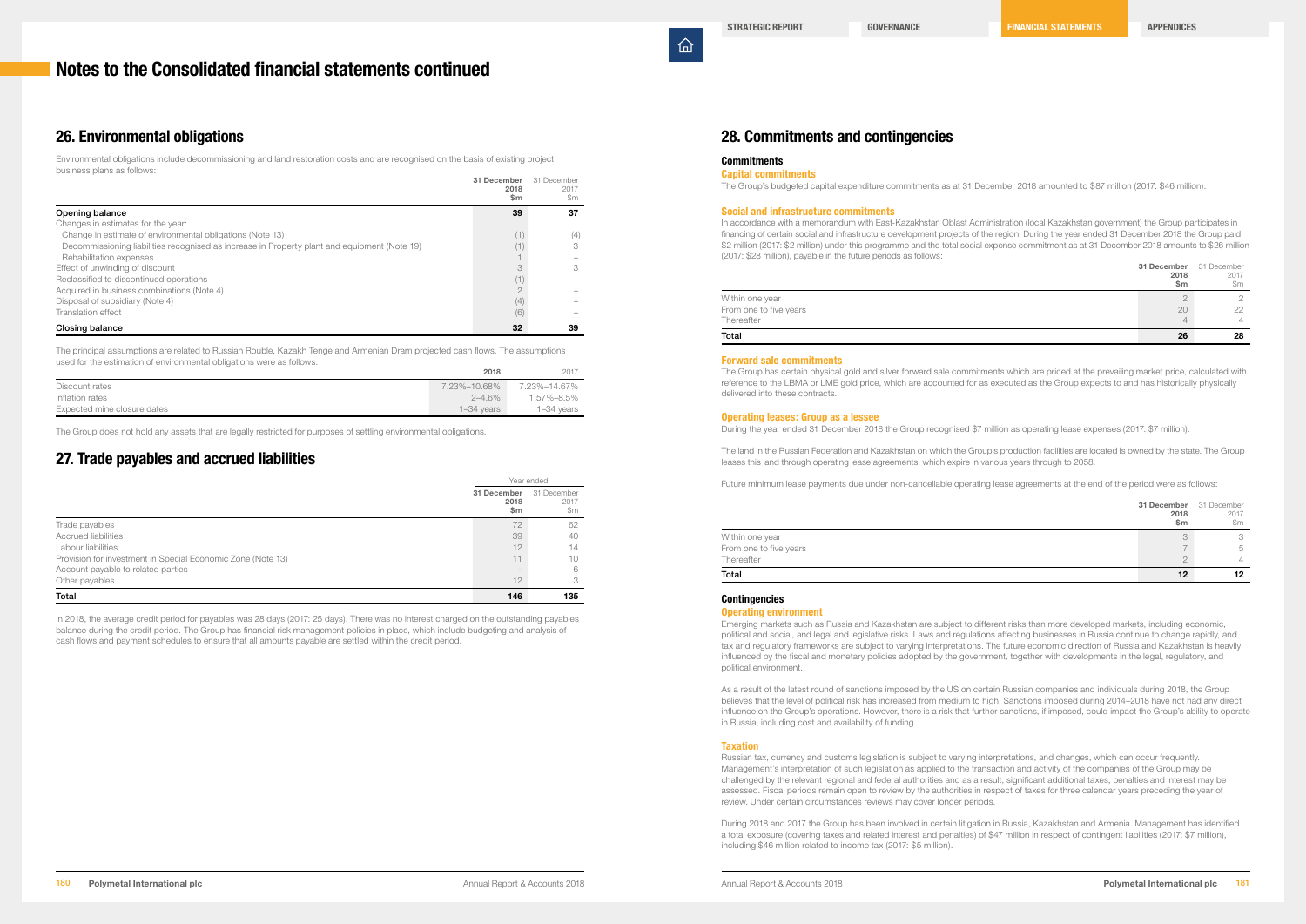# Notes to the Consolidated financial statements continued

## 26. Environmental obligations

Environmental obligations include decommissioning and land restoration costs and are recognised on the basis of existing project business plans as follows:

| | 31 December 2018 $m | 31 December 2017 $m |
|---|---|---|
| **Opening balance** | **39** | **37** |
| Changes in estimates for the year: | | |
| Change in estimate of environmental obligations (Note 13) | (1) | (4) |
| Decommissioning liabilities recognised as increase in Property plant and equipment (Note 19) | (1) | 3 |
| Rehabilitation expenses | 1 | – |
| Effect of unwinding of discount | 3 | 3 |
| Reclassified to discontinued operations | (1) | |
| Acquired in business combinations (Note 4) | 2 | – |
| Disposal of subsidiary (Note 4) | (4) | – |
| Translation effect | (6) | – |
| **Closing balance** | **32** | **39** |

The principal assumptions are related to Russian Rouble, Kazakh Tenge and Armenian Dram projected cash flows. The assumptions used for the estimation of environmental obligations were as follows:

| | 2018 | 2017 |
|---|---|---|
| Discount rates | 7.23%–10.68% | 7.23%–14.67% |
| Inflation rates | 2–4.6% | 1.57%–8.5% |
| Expected mine closure dates | 1–34 years | 1–34 years |

The Group does not hold any assets that are legally restricted for purposes of settling environmental obligations.

## 27. Trade payables and accrued liabilities

| | Year ended | |
|---|---|---|
| | 31 December 2018 $m | 31 December 2017 $m |
| Trade payables | 72 | 62 |
| Accrued liabilities | 39 | 40 |
| Labour liabilities | 12 | 14 |
| Provision for investment in Special Economic Zone (Note 13) | 11 | 10 |
| Account payable to related parties | – | 6 |
| Other payables | 12 | 3 |
| **Total** | **146** | **135** |

In 2018, the average credit period for payables was 28 days (2017: 25 days). There was no interest charged on the outstanding payables balance during the credit period. The Group has financial risk management policies in place, which include budgeting and analysis of cash flows and payment schedules to ensure that all amounts payable are settled within the credit period.

## 28. Commitments and contingencies

### Commitments

#### Capital commitments

The Group's budgeted capital expenditure commitments as at 31 December 2018 amounted to $87 million (2017: $46 million).

#### Social and infrastructure commitments

In accordance with a memorandum with East-Kazakhstan Oblast Administration (local Kazakhstan government) the Group participates in financing of certain social and infrastructure development projects of the region. During the year ended 31 December 2018 the Group paid $2 million (2017: $2 million) under this programme and the total social expense commitment as at 31 December 2018 amounts to $26 million (2017: $28 million), payable in the future periods as follows:

| | 31 December 2018 $m | 31 December 2017 $m |
|---|---|---|
| Within one year | 2 | 2 |
| From one to five years | 20 | 22 |
| Thereafter | 4 | 4 |
| **Total** | **26** | **28** |

#### Forward sale commitments

The Group has certain physical gold and silver forward sale commitments which are priced at the prevailing market price, calculated with reference to the LBMA or LME gold price, which are accounted for as executed as the Group expects to and has historically physically delivered into these contracts.

#### Operating leases: Group as a lessee

During the year ended 31 December 2018 the Group recognised $7 million as operating lease expenses (2017: $7 million).

The land in the Russian Federation and Kazakhstan on which the Group's production facilities are located is owned by the state. The Group leases this land through operating lease agreements, which expire in various years through to 2058.

Future minimum lease payments due under non-cancellable operating lease agreements at the end of the period were as follows:

| | 31 December 2018 $m | 31 December 2017 $m |
|---|---|---|
| Within one year | 3 | 3 |
| From one to five years | 7 | 5 |
| Thereafter | 2 | 4 |
| **Total** | **12** | **12** |

### Contingencies

#### Operating environment

Emerging markets such as Russia and Kazakhstan are subject to different risks than more developed markets, including economic, political and social, and legal and legislative risks. Laws and regulations affecting businesses in Russia continue to change rapidly, and tax and regulatory frameworks are subject to varying interpretations. The future economic direction of Russia and Kazakhstan is heavily influenced by the fiscal and monetary policies adopted by the government, together with developments in the legal, regulatory, and political environment.

As a result of the latest round of sanctions imposed by the US on certain Russian companies and individuals during 2018, the Group believes that the level of political risk has increased from medium to high. Sanctions imposed during 2014–2018 have not had any direct influence on the Group's operations. However, there is a risk that further sanctions, if imposed, could impact the Group's ability to operate in Russia, including cost and availability of funding.

#### Taxation

Russian tax, currency and customs legislation is subject to varying interpretations, and changes, which can occur frequently. Management's interpretation of such legislation as applied to the transaction and activity of the companies of the Group may be challenged by the relevant regional and federal authorities and as a result, significant additional taxes, penalties and interest may be assessed. Fiscal periods remain open to review by the authorities in respect of taxes for three calendar years preceding the year of review. Under certain circumstances reviews may cover longer periods.

During 2018 and 2017 the Group has been involved in certain litigation in Russia, Kazakhstan and Armenia. Management has identified a total exposure (covering taxes and related interest and penalties) of $47 million in respect of contingent liabilities (2017: $7 million), including $46 million related to income tax (2017: $5 million).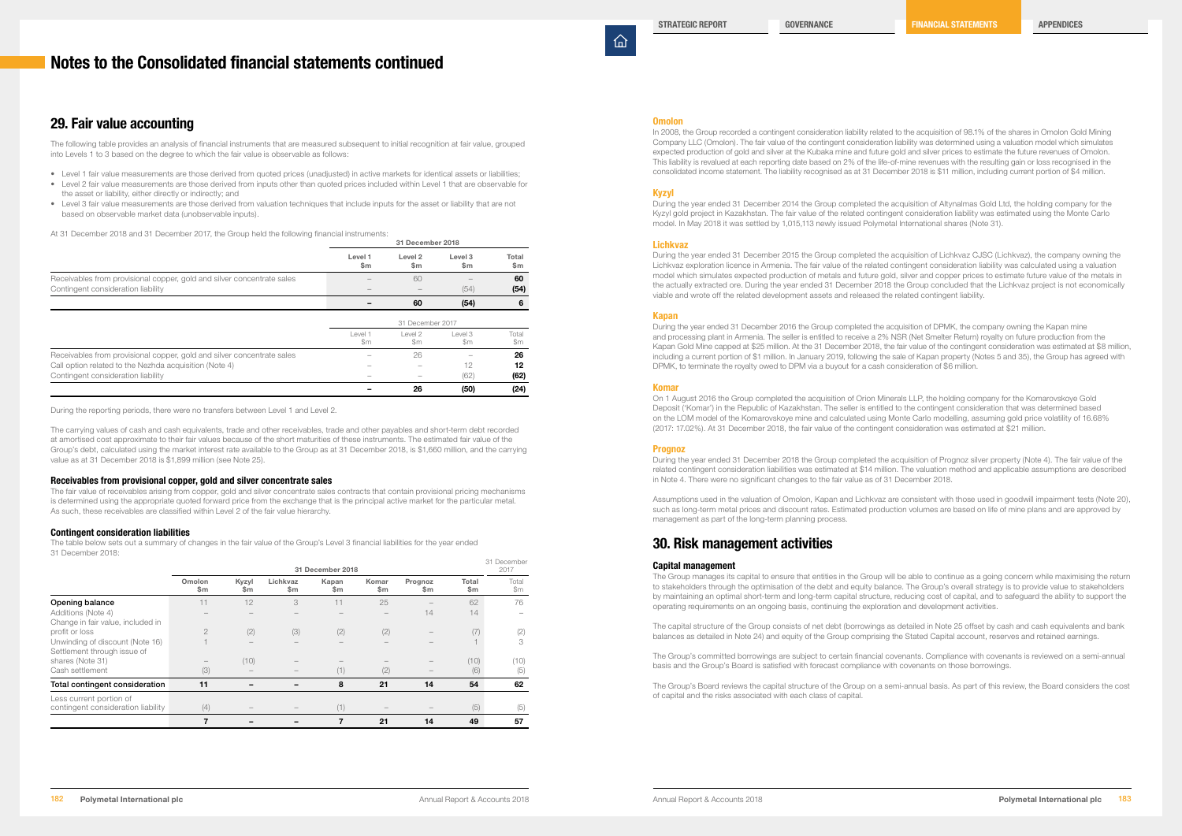# Notes to the Consolidated financial statements continued

## 29. Fair value accounting

The following table provides an analysis of financial instruments that are measured subsequent to initial recognition at fair value, grouped into Levels 1 to 3 based on the degree to which the fair value is observable as follows:

- Level 1 fair value measurements are those derived from quoted prices (unadjusted) in active markets for identical assets or liabilities;
- Level 2 fair value measurements are those derived from inputs other than quoted prices included within Level 1 that are observable for the asset or liability, either directly or indirectly; and
- Level 3 fair value measurements are those derived from valuation techniques that include inputs for the asset or liability that are not based on observable market data (unobservable inputs).

At 31 December 2018 and 31 December 2017, the Group held the following financial instruments:

| | 31 December 2018 | | | |
|---|---|---|---|---|
| | Level 1 $m | Level 2 $m | Level 3 $m | Total $m |
| Receivables from provisional copper, gold and silver concentrate sales | – | 60 | – | **60** |
| Contingent consideration liability | – | – | (54) | **(54)** |
| | **–** | **60** | **(54)** | **6** |

| | 31 December 2017 | | | |
|---|---|---|---|---|
| | Level 1 $m | Level 2 $m | Level 3 $m | Total $m |
| Receivables from provisional copper, gold and silver concentrate sales | – | 26 | – | **26** |
| Call option related to the Nezhda acquisition (Note 4) | – | – | 12 | **12** |
| Contingent consideration liability | – | – | (62) | **(62)** |
| | **–** | **26** | **(50)** | **(24)** |

During the reporting periods, there were no transfers between Level 1 and Level 2.

The carrying values of cash and cash equivalents, trade and other receivables, trade and other payables and short-term debt recorded at amortised cost approximate to their fair values because of the short maturities of these instruments. The estimated fair value of the Group's debt, calculated using the market interest rate available to the Group as at 31 December 2018, is $1,660 million, and the carrying value as at 31 December 2018 is $1,899 million (see Note 25).

### Receivables from provisional copper, gold and silver concentrate sales

The fair value of receivables arising from copper, gold and silver concentrate sales contracts that contain provisional pricing mechanisms is determined using the appropriate quoted forward price from the exchange that is the principal active market for the particular metal. As such, these receivables are classified within Level 2 of the fair value hierarchy.

### Contingent consideration liabilities

The table below sets out a summary of changes in the fair value of the Group's Level 3 financial liabilities for the year ended 31 December 2018:

| | 31 December 2018 | | | | | | | 31 December 2017 |
|---|---|---|---|---|---|---|---|---|
| | Omolon $m | Kyzyl $m | Lichkvaz $m | Kapan $m | Komar $m | Prognoz $m | Total $m | Total $m |
| **Opening balance** | 11 | 12 | 3 | 11 | 25 | – | 62 | 76 |
| Additions (Note 4) | – | – | – | – | – | 14 | 14 | – |
| Change in fair value, included in profit or loss | 2 | (2) | (3) | (2) | (2) | – | (7) | (2) |
| Unwinding of discount (Note 16) | 1 | – | – | – | – | – | 1 | 3 |
| Settlement through issue of shares (Note 31) | – | (10) | – | – | – | – | (10) | (10) |
| Cash settlement | (3) | – | – | (1) | (2) | – | (6) | (5) |
| **Total contingent consideration** | **11** | **–** | **–** | **8** | **21** | **14** | **54** | **62** |
| Less current portion of contingent consideration liability | (4) | – | – | (1) | – | – | (5) | (5) |
| | **7** | **–** | **–** | **7** | **21** | **14** | **49** | **57** |

#### Omolon

In 2008, the Group recorded a contingent consideration liability related to the acquisition of 98.1% of the shares in Omolon Gold Mining Company LLC (Omolon). The fair value of the contingent consideration liability was determined using a valuation model which simulates expected production of gold and silver at the Kubaka mine and future gold and silver prices to estimate the future revenues of Omolon. This liability is revalued at each reporting date based on 2% of the life-of-mine revenues with the resulting gain or loss recognised in the consolidated income statement. The liability recognised as at 31 December 2018 is $11 million, including current portion of $4 million.

#### Kyzyl

During the year ended 31 December 2014 the Group completed the acquisition of Altynalmas Gold Ltd, the holding company for the Kyzyl gold project in Kazakhstan. The fair value of the related contingent consideration liability was estimated using the Monte Carlo model. In May 2018 it was settled by 1,015,113 newly issued Polymetal International shares (Note 31).

#### Lichkvaz

During the year ended 31 December 2015 the Group completed the acquisition of Lichkvaz CJSC (Lichkvaz), the company owning the Lichkvaz exploration licence in Armenia. The fair value of the related contingent consideration liability was calculated using a valuation model which simulates expected production of metals and future gold, silver and copper prices to estimate future value of the metals in the actually extracted ore. During the year ended 31 December 2018 the Group concluded that the Lichkvaz project is not economically viable and wrote off the related development assets and released the related contingent liability.

#### Kapan

During the year ended 31 December 2016 the Group completed the acquisition of DPMK, the company owning the Kapan mine and processing plant in Armenia. The seller is entitled to receive a 2% NSR (Net Smelter Return) royalty on future production from the Kapan Gold Mine capped at $25 million. At the 31 December 2018, the fair value of the contingent consideration was estimated at $8 million, including a current portion of $1 million. In January 2019, following the sale of Kapan property (Notes 5 and 35), the Group has agreed with DPMK, to terminate the royalty owed to DPM via a buyout for a cash consideration of $6 million.

#### Komar

On 1 August 2016 the Group completed the acquisition of Orion Minerals LLP, the holding company for the Komarovskoye Gold Deposit ('Komar') in the Republic of Kazakhstan. The seller is entitled to the contingent consideration that was determined based on the LOM model of the Komarovskoye mine and calculated using Monte Carlo modelling, assuming gold price volatility of 16.68% (2017: 17.02%). At 31 December 2018, the fair value of the contingent consideration was estimated at $21 million.

#### Prognoz

During the year ended 31 December 2018 the Group completed the acquisition of Prognoz silver property (Note 4). The fair value of the related contingent consideration liabilities was estimated at $14 million. The valuation method and applicable assumptions are described in Note 4. There were no significant changes to the fair value as of 31 December 2018.

Assumptions used in the valuation of Omolon, Kapan and Lichkvaz are consistent with those used in goodwill impairment tests (Note 20), such as long-term metal prices and discount rates. Estimated production volumes are based on life of mine plans and are approved by management as part of the long-term planning process.

## 30. Risk management activities

### Capital management

The Group manages its capital to ensure that entities in the Group will be able to continue as a going concern while maximising the return to stakeholders through the optimisation of the debt and equity balance. The Group's overall strategy is to provide value to stakeholders by maintaining an optimal short-term and long-term capital structure, reducing cost of capital, and to safeguard the ability to support the operating requirements on an ongoing basis, continuing the exploration and development activities.

The capital structure of the Group consists of net debt (borrowings as detailed in Note 25 offset by cash and cash equivalents and bank balances as detailed in Note 24) and equity of the Group comprising the Stated Capital account, reserves and retained earnings.

The Group's committed borrowings are subject to certain financial covenants. Compliance with covenants is reviewed on a semi-annual basis and the Group's Board is satisfied with forecast compliance with covenants on those borrowings.

The Group's Board reviews the capital structure of the Group on a semi-annual basis. As part of this review, the Board considers the cost of capital and the risks associated with each class of capital.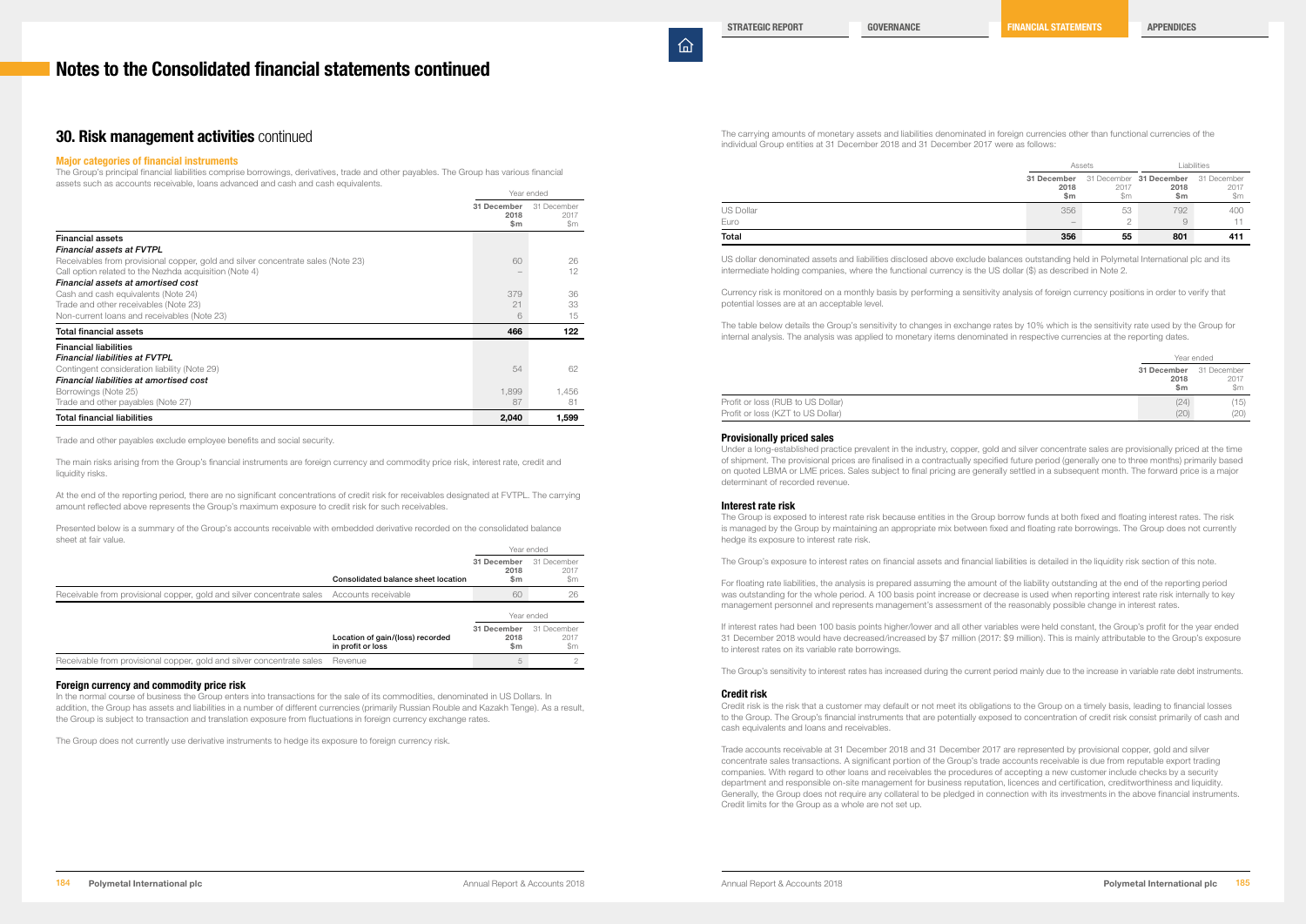# Notes to the Consolidated financial statements continued

## 30. Risk management activities continued

### Major categories of financial instruments

The Group's principal financial liabilities comprise borrowings, derivatives, trade and other payables. The Group has various financial assets such as accounts receivable, loans advanced and cash and cash equivalents.

| | Year ended | |
|---|---|---|
| | **31 December 2018 $m** | 31 December 2017 $m |
| **Financial assets** | | |
| ***Financial assets at FVTPL*** | | |
| Receivables from provisional copper, gold and silver concentrate sales (Note 23) | 60 | 26 |
| Call option related to the Nezhda acquisition (Note 4) | – | 12 |
| ***Financial assets at amortised cost*** | | |
| Cash and cash equivalents (Note 24) | 379 | 36 |
| Trade and other receivables (Note 23) | 21 | 33 |
| Non-current loans and receivables (Note 23) | 6 | 15 |
| **Total financial assets** | **466** | **122** |
| **Financial liabilities** | | |
| ***Financial liabilities at FVTPL*** | | |
| Contingent consideration liability (Note 29) | 54 | 62 |
| ***Financial liabilities at amortised cost*** | | |
| Borrowings (Note 25) | 1,899 | 1,456 |
| Trade and other payables (Note 27) | 87 | 81 |
| **Total financial liabilities** | **2,040** | **1,599** |

Trade and other payables exclude employee benefits and social security.

The main risks arising from the Group's financial instruments are foreign currency and commodity price risk, interest rate, credit and liquidity risks.

At the end of the reporting period, there are no significant concentrations of credit risk for receivables designated at FVTPL. The carrying amount reflected above represents the Group's maximum exposure to credit risk for such receivables.

Presented below is a summary of the Group's accounts receivable with embedded derivative recorded on the consolidated balance sheet at fair value.

| | | Year ended | |
|---|---|---|---|
| | **Consolidated balance sheet location** | **31 December 2018 $m** | 31 December 2017 $m |
| Receivable from provisional copper, gold and silver concentrate sales | Accounts receivable | 60 | 26 |

| | | Year ended | |
|---|---|---|---|
| | **Location of gain/(loss) recorded in profit or loss** | **31 December 2018 $m** | 31 December 2017 $m |
| Receivable from provisional copper, gold and silver concentrate sales | Revenue | 5 | 2 |

### Foreign currency and commodity price risk

In the normal course of business the Group enters into transactions for the sale of its commodities, denominated in US Dollars. In addition, the Group has assets and liabilities in a number of different currencies (primarily Russian Rouble and Kazakh Tenge). As a result, the Group is subject to transaction and translation exposure from fluctuations in foreign currency exchange rates.

The Group does not currently use derivative instruments to hedge its exposure to foreign currency risk.

The carrying amounts of monetary assets and liabilities denominated in foreign currencies other than functional currencies of the individual Group entities at 31 December 2018 and 31 December 2017 were as follows:

| | Assets | | Liabilities | |
|---|---|---|---|---|
| | **31 December 2018 $m** | 31 December 2017 $m | **31 December 2018 $m** | 31 December 2017 $m |
| US Dollar | 356 | 53 | 792 | 400 |
| Euro | – | 2 | 9 | 11 |
| **Total** | **356** | **55** | **801** | **411** |

US dollar denominated assets and liabilities disclosed above exclude balances outstanding held in Polymetal International plc and its intermediate holding companies, where the functional currency is the US dollar ($) as described in Note 2.

Currency risk is monitored on a monthly basis by performing a sensitivity analysis of foreign currency positions in order to verify that potential losses are at an acceptable level.

The table below details the Group's sensitivity to changes in exchange rates by 10% which is the sensitivity rate used by the Group for internal analysis. The analysis was applied to monetary items denominated in respective currencies at the reporting dates.

| | Year ended | |
|---|---|---|
| | **31 December 2018 $m** | 31 December 2017 $m |
| Profit or loss (RUB to US Dollar) | (24) | (15) |
| Profit or loss (KZT to US Dollar) | (20) | (20) |

### Provisionally priced sales

Under a long-established practice prevalent in the industry, copper, gold and silver concentrate sales are provisionally priced at the time of shipment. The provisional prices are finalised in a contractually specified future period (generally one to three months) primarily based on quoted LBMA or LME prices. Sales subject to final pricing are generally settled in a subsequent month. The forward price is a major determinant of recorded revenue.

### Interest rate risk

The Group is exposed to interest rate risk because entities in the Group borrow funds at both fixed and floating interest rates. The risk is managed by the Group by maintaining an appropriate mix between fixed and floating rate borrowings. The Group does not currently hedge its exposure to interest rate risk.

The Group's exposure to interest rates on financial assets and financial liabilities is detailed in the liquidity risk section of this note.

For floating rate liabilities, the analysis is prepared assuming the amount of the liability outstanding at the end of the reporting period was outstanding for the whole period. A 100 basis point increase or decrease is used when reporting interest rate risk internally to key management personnel and represents management's assessment of the reasonably possible change in interest rates.

If interest rates had been 100 basis points higher/lower and all other variables were held constant, the Group's profit for the year ended 31 December 2018 would have decreased/increased by $7 million (2017: $9 million). This is mainly attributable to the Group's exposure to interest rates on its variable rate borrowings.

The Group's sensitivity to interest rates has increased during the current period mainly due to the increase in variable rate debt instruments.

### Credit risk

Credit risk is the risk that a customer may default or not meet its obligations to the Group on a timely basis, leading to financial losses to the Group. The Group's financial instruments that are potentially exposed to concentration of credit risk consist primarily of cash and cash equivalents and loans and receivables.

Trade accounts receivable at 31 December 2018 and 31 December 2017 are represented by provisional copper, gold and silver concentrate sales transactions. A significant portion of the Group's trade accounts receivable is due from reputable export trading companies. With regard to other loans and receivables the procedures of accepting a new customer include checks by a security department and responsible on-site management for business reputation, licences and certification, creditworthiness and liquidity. Generally, the Group does not require any collateral to be pledged in connection with its investments in the above financial instruments. Credit limits for the Group as a whole are not set up.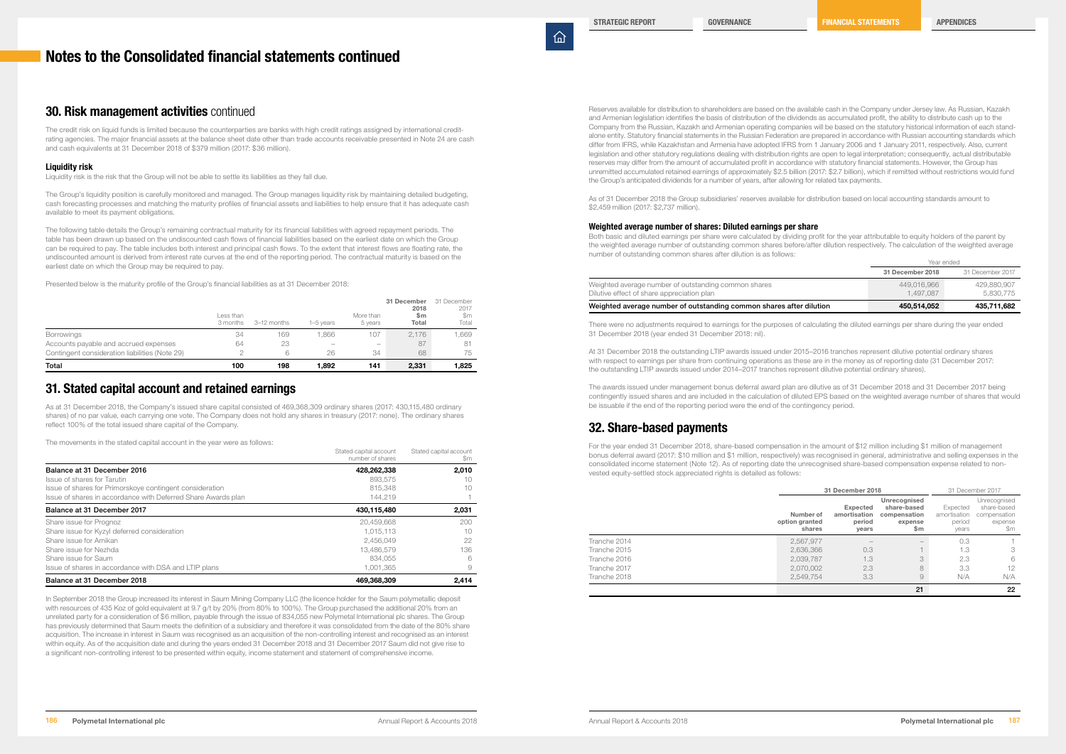# Notes to the Consolidated financial statements continued

## 30. Risk management activities continued

The credit risk on liquid funds is limited because the counterparties are banks with high credit ratings assigned by international credit-rating agencies. The major financial assets at the balance sheet date other than trade accounts receivable presented in Note 24 are cash and cash equivalents at 31 December 2018 of $379 million (2017: $36 million).

### Liquidity risk

Liquidity risk is the risk that the Group will not be able to settle its liabilities as they fall due.

The Group's liquidity position is carefully monitored and managed. The Group manages liquidity risk by maintaining detailed budgeting, cash forecasting processes and matching the maturity profiles of financial assets and liabilities to help ensure that it has adequate cash available to meet its payment obligations.

The following table details the Group's remaining contractual maturity for its financial liabilities with agreed repayment periods. The table has been drawn up based on the undiscounted cash flows of financial liabilities based on the earliest date on which the Group can be required to pay. The table includes both interest and principal cash flows. To the extent that interest flows are floating rate, the undiscounted amount is derived from interest rate curves at the end of the reporting period. The contractual maturity is based on the earliest date on which the Group may be required to pay.

Presented below is the maturity profile of the Group's financial liabilities as at 31 December 2018:

| | Less than 3 months | 3–12 months | 1–5 years | More than 5 years | 31 December 2018 $m Total | 31 December 2017 $m Total |
|---|---|---|---|---|---|---|
| Borrowings | 34 | 169 | 1,866 | 107 | 2,176 | 1,669 |
| Accounts payable and accrued expenses | 64 | 23 | – | – | 87 | 81 |
| Contingent consideration liabilities (Note 29) | 2 | 6 | 26 | 34 | 68 | 75 |
| **Total** | **100** | **198** | **1,892** | **141** | **2,331** | **1,825** |

## 31. Stated capital account and retained earnings

As at 31 December 2018, the Company's issued share capital consisted of 469,368,309 ordinary shares (2017: 430,115,480 ordinary shares) of no par value, each carrying one vote. The Company does not hold any shares in treasury (2017: none). The ordinary shares reflect 100% of the total issued share capital of the Company.

The movements in the stated capital account in the year were as follows:

| | Stated capital account number of shares | Stated capital account $m |
|---|---|---|
| **Balance at 31 December 2016** | **428,262,338** | **2,010** |
| Issue of shares for Tarutin | 893,575 | 10 |
| Issue of shares for Primorskoye contingent consideration | 815,348 | 10 |
| Issue of shares in accordance with Deferred Share Awards plan | 144,219 | 1 |
| **Balance at 31 December 2017** | **430,115,480** | **2,031** |
| Share issue for Prognoz | 20,459,668 | 200 |
| Share issue for Kyzyl deferred consideration | 1,015,113 | 10 |
| Share issue for Amikan | 2,456,049 | 22 |
| Share issue for Nezhda | 13,486,579 | 136 |
| Share issue for Saum | 834,055 | 6 |
| Issue of shares in accordance with DSA and LTIP plans | 1,001,365 | 9 |
| **Balance at 31 December 2018** | **469,368,309** | **2,414** |

In September 2018 the Group increased its interest in Saum Mining Company LLC (the licence holder for the Saum polymetallic deposit with resources of 435 Koz of gold equivalent at 9.7 g/t by 20% (from 80% to 100%). The Group purchased the additional 20% from an unrelated party for a consideration of $6 million, payable through the issue of 834,055 new Polymetal International plc shares. The Group has previously determined that Saum meets the definition of a subsidiary and therefore it was consolidated from the date of the 80% share acquisition. The increase in interest in Saum was recognised as an acquisition of the non-controlling interest and recognised as an interest within equity. As of the acquisition date and during the years ended 31 December 2018 and 31 December 2017 Saum did not give rise to a significant non-controlling interest to be presented within equity, income statement and statement of comprehensive income.

Reserves available for distribution to shareholders are based on the available cash in the Company under Jersey law. As Russian, Kazakh and Armenian legislation identifies the basis of distribution of the dividends as accumulated profit, the ability to distribute cash up to the Company from the Russian, Kazakh and Armenian operating companies will be based on the statutory historical information of each stand-alone entity. Statutory financial statements in the Russian Federation are prepared in accordance with Russian accounting standards which differ from IFRS, while Kazakhstan and Armenia have adopted IFRS from 1 January 2006 and 1 January 2011, respectively. Also, current legislation and other statutory regulations dealing with distribution rights are open to legal interpretation; consequently, actual distributable reserves may differ from the amount of accumulated profit in accordance with statutory financial statements. However, the Group has unremitted accumulated retained earnings of approximately $2.5 billion (2017: $2.7 billion), which if remitted without restrictions would fund the Group's anticipated dividends for a number of years, after allowing for related tax payments.

As of 31 December 2018 the Group subsidiaries' reserves available for distribution based on local accounting standards amount to $2,459 million (2017: $2,737 million).

### Weighted average number of shares: Diluted earnings per share

Both basic and diluted earnings per share were calculated by dividing profit for the year attributable to equity holders of the parent by the weighted average number of outstanding common shares before/after dilution respectively. The calculation of the weighted average number of outstanding common shares after dilution is as follows:

| | Year ended 31 December 2018 | Year ended 31 December 2017 |
|---|---|---|
| Weighted average number of outstanding common shares | 449,016,966 | 429,880,907 |
| Dilutive effect of share appreciation plan | 1,497,087 | 5,830,775 |
| **Weighted average number of outstanding common shares after dilution** | **450,514,052** | **435,711,682** |

There were no adjustments required to earnings for the purposes of calculating the diluted earnings per share during the year ended 31 December 2018 (year ended 31 December 2018: nil).

At 31 December 2018 the outstanding LTIP awards issued under 2015–2016 tranches represent dilutive potential ordinary shares with respect to earnings per share from continuing operations as these are in the money as of reporting date (31 December 2017: the outstanding LTIP awards issued under 2014–2017 tranches represent dilutive potential ordinary shares).

The awards issued under management bonus deferral award plan are dilutive as of 31 December 2018 and 31 December 2017 being contingently issued shares and are included in the calculation of diluted EPS based on the weighted average number of shares that would be issuable if the end of the reporting period were the end of the contingency period.

## 32. Share-based payments

For the year ended 31 December 2018, share-based compensation in the amount of $12 million including $1 million of management bonus deferral award (2017: $10 million and $1 million, respectively) was recognised in general, administrative and selling expenses in the consolidated income statement (Note 12). As of reporting date the unrecognised share-based compensation expense related to non-vested equity-settled stock appreciated rights is detailed as follows:

| | 31 December 2018 Number of option granted shares | 31 December 2018 Expected amortisation period years | 31 December 2018 Unrecognised share-based compensation expense $m | 31 December 2017 Expected amortisation period years | 31 December 2017 Unrecognised share-based compensation expense $m |
|---|---|---|---|---|---|
| Tranche 2014 | 2,567,977 | – | – | 0.3 | 1 |
| Tranche 2015 | 2,636,366 | 0.3 | 1 | 1.3 | 3 |
| Tranche 2016 | 2,039,787 | 1.3 | 3 | 2.3 | 6 |
| Tranche 2017 | 2,070,002 | 2.3 | 8 | 3.3 | 12 |
| Tranche 2018 | 2,549,754 | 3.3 | 9 | N/A | N/A |
| | | | **21** | | **22** |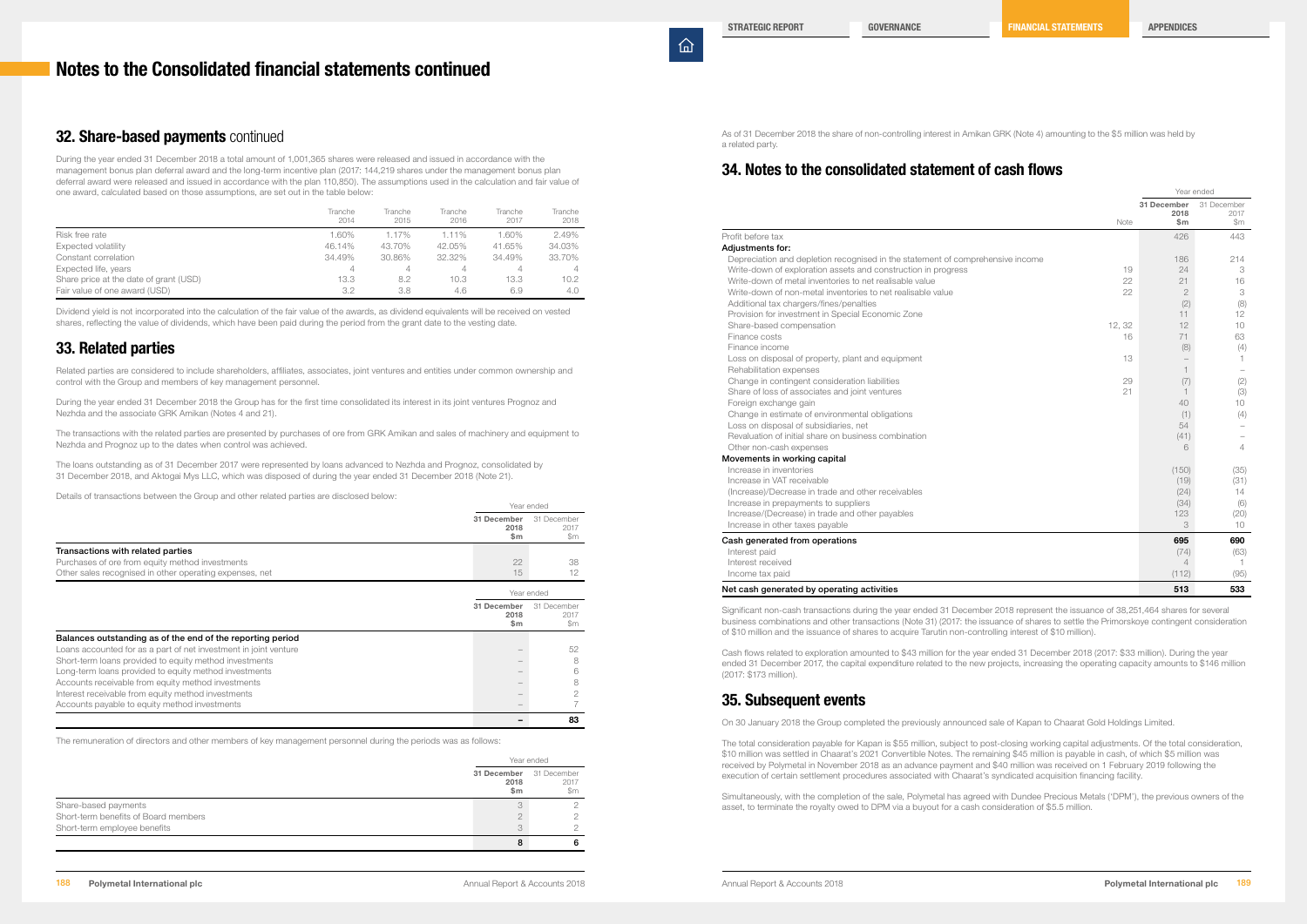# Notes to the Consolidated financial statements continued

## 32. Share-based payments continued

During the year ended 31 December 2018 a total amount of 1,001,365 shares were released and issued in accordance with the management bonus plan deferral award and the long-term incentive plan (2017: 144,219 shares under the management bonus plan deferral award were released and issued in accordance with the plan 110,850). The assumptions used in the calculation and fair value of one award, calculated based on those assumptions, are set out in the table below:

| | Tranche 2014 | Tranche 2015 | Tranche 2016 | Tranche 2017 | Tranche 2018 |
|---|---|---|---|---|---|
| Risk free rate | 1.60% | 1.17% | 1.11% | 1.60% | 2.49% |
| Expected volatility | 46.14% | 43.70% | 42.05% | 41.65% | 34.03% |
| Constant correlation | 34.49% | 30.86% | 32.32% | 34.49% | 33.70% |
| Expected life, years | 4 | 4 | 4 | 4 | 4 |
| Share price at the date of grant (USD) | 13.3 | 8.2 | 10.3 | 13.3 | 10.2 |
| Fair value of one award (USD) | 3.2 | 3.8 | 4.6 | 6.9 | 4.0 |

Dividend yield is not incorporated into the calculation of the fair value of the awards, as dividend equivalents will be received on vested shares, reflecting the value of dividends, which have been paid during the period from the grant date to the vesting date.

## 33. Related parties

Related parties are considered to include shareholders, affiliates, associates, joint ventures and entities under common ownership and control with the Group and members of key management personnel.

During the year ended 31 December 2018 the Group has for the first time consolidated its interest in its joint ventures Prognoz and Nezhda and the associate GRK Amikan (Notes 4 and 21).

The transactions with the related parties are presented by purchases of ore from GRK Amikan and sales of machinery and equipment to Nezhda and Prognoz up to the dates when control was achieved.

The loans outstanding as of 31 December 2017 were represented by loans advanced to Nezhda and Prognoz, consolidated by 31 December 2018, and Aktogai Mys LLC, which was disposed of during the year ended 31 December 2018 (Note 21).

Details of transactions between the Group and other related parties are disclosed below:

| | Year ended | |
|---|---|---|
| | **31 December 2018 $m** | 31 December 2017 $m |
| **Transactions with related parties** | | |
| Purchases of ore from equity method investments | 22 | 38 |
| Other sales recognised in other operating expenses, net | 15 | 12 |

| | Year ended | |
|---|---|---|
| | **31 December 2018 $m** | 31 December 2017 $m |
| **Balances outstanding as of the end of the reporting period** | | |
| Loans accounted for as a part of net investment in joint venture | – | 52 |
| Short-term loans provided to equity method investments | – | 8 |
| Long-term loans provided to equity method investments | – | 6 |
| Accounts receivable from equity method investments | – | 8 |
| Interest receivable from equity method investments | – | 2 |
| Accounts payable to equity method investments | – | 7 |
| | **–** | **83** |

The remuneration of directors and other members of key management personnel during the periods was as follows:

| | Year ended | |
|---|---|---|
| | **31 December 2018 $m** | 31 December 2017 $m |
| Share-based payments | 3 | 2 |
| Short-term benefits of Board members | 2 | 2 |
| Short-term employee benefits | 3 | 2 |
| | **8** | **6** |

As of 31 December 2018 the share of non-controlling interest in Amikan GRK (Note 4) amounting to the $5 million was held by a related party.

## 34. Notes to the consolidated statement of cash flows

| | Note | Year ended | |
|---|---|---|---|
| | | **31 December 2018 $m** | 31 December 2017 $m |
| Profit before tax | | 426 | 443 |
| **Adjustments for:** | | | |
| Depreciation and depletion recognised in the statement of comprehensive income | | 186 | 214 |
| Write-down of exploration assets and construction in progress | 19 | 24 | 3 |
| Write-down of metal inventories to net realisable value | 22 | 21 | 16 |
| Write-down of non-metal inventories to net realisable value | 22 | 2 | 3 |
| Additional tax chargers/fines/penalties | | (2) | (8) |
| Provision for investment in Special Economic Zone | | 11 | 12 |
| Share-based compensation | 12, 32 | 12 | 10 |
| Finance costs | 16 | 71 | 63 |
| Finance income | | (8) | (4) |
| Loss on disposal of property, plant and equipment | 13 | – | 1 |
| Rehabilitation expenses | | 1 | – |
| Change in contingent consideration liabilities | 29 | (7) | (2) |
| Share of loss of associates and joint ventures | 21 | 1 | (3) |
| Foreign exchange gain | | 40 | 10 |
| Change in estimate of environmental obligations | | (1) | (4) |
| Loss on disposal of subsidiaries, net | | 54 | – |
| Revaluation of initial share on business combination | | (41) | – |
| Other non-cash expenses | | 6 | 4 |
| **Movements in working capital** | | | |
| Increase in inventories | | (150) | (35) |
| Increase in VAT receivable | | (19) | (31) |
| (Increase)/Decrease in trade and other receivables | | (24) | 14 |
| Increase in prepayments to suppliers | | (34) | (6) |
| Increase/(Decrease) in trade and other payables | | 123 | (20) |
| Increase in other taxes payable | | 3 | 10 |
| **Cash generated from operations** | | **695** | **690** |
| Interest paid | | (74) | (63) |
| Interest received | | 4 | 1 |
| Income tax paid | | (112) | (95) |
| **Net cash generated by operating activities** | | **513** | **533** |

Significant non-cash transactions during the year ended 31 December 2018 represent the issuance of 38,251,464 shares for several business combinations and other transactions (Note 31) (2017: the issuance of shares to settle the Primorskoye contingent consideration of $10 million and the issuance of shares to acquire Tarutin non-controlling interest of $10 million).

Cash flows related to exploration amounted to $43 million for the year ended 31 December 2018 (2017: $33 million). During the year ended 31 December 2017, the capital expenditure related to the new projects, increasing the operating capacity amounts to $146 million (2017: $173 million).

## 35. Subsequent events

On 30 January 2018 the Group completed the previously announced sale of Kapan to Chaarat Gold Holdings Limited.

The total consideration payable for Kapan is $55 million, subject to post-closing working capital adjustments. Of the total consideration, $10 million was settled in Chaarat's 2021 Convertible Notes. The remaining $45 million is payable in cash, of which $5 million was received by Polymetal in November 2018 as an advance payment and $40 million was received on 1 February 2019 following the execution of certain settlement procedures associated with Chaarat's syndicated acquisition financing facility.

Simultaneously, with the completion of the sale, Polymetal has agreed with Dundee Precious Metals ('DPM'), the previous owners of the asset, to terminate the royalty owed to DPM via a buyout for a cash consideration of $5.5 million.